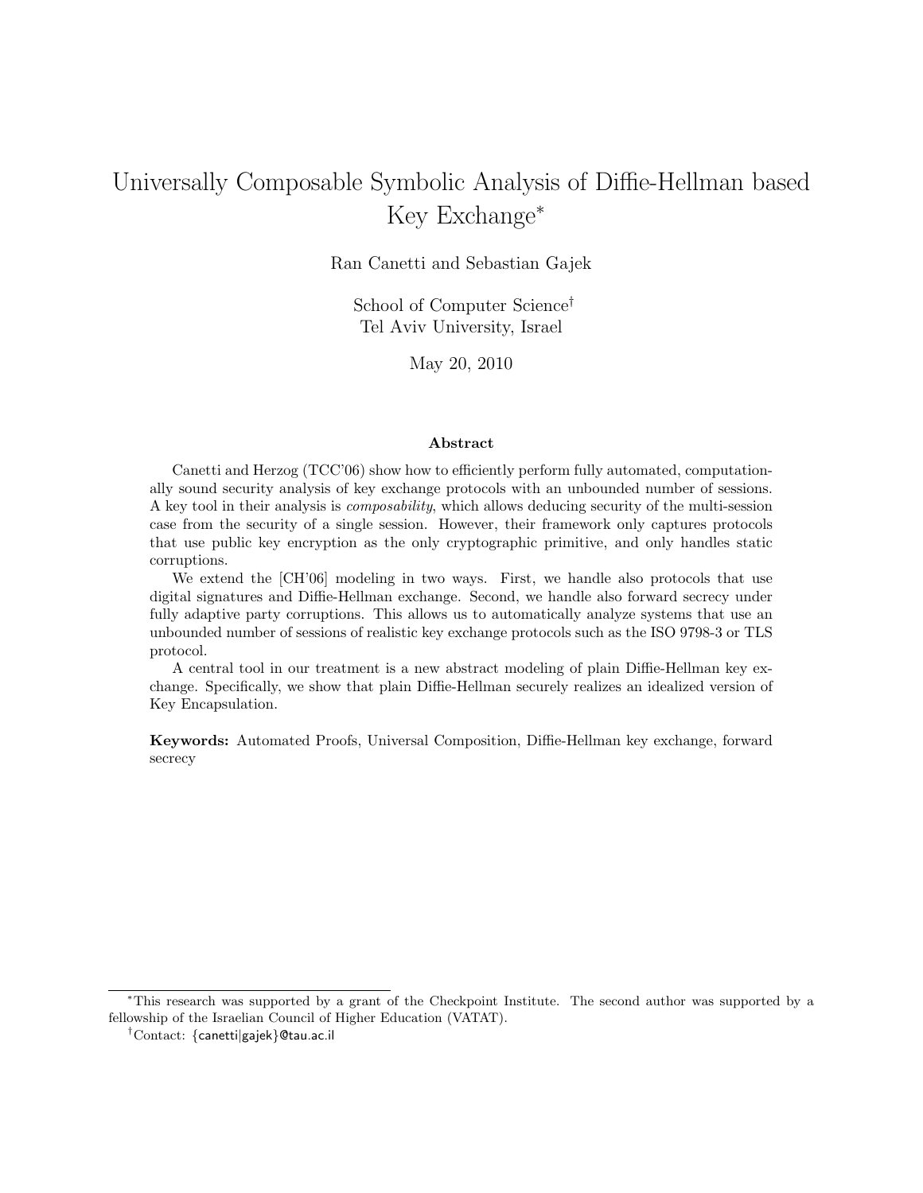# Universally Composable Symbolic Analysis of Diffie-Hellman based Key Exchange*

Ran Canetti and Sebastian Gajek

School of Computer Science†
Tel Aviv University, Israel

May 20, 2010

## Abstract

Canetti and Herzog (TCC'06) show how to efficiently perform fully automated, computationally sound security analysis of key exchange protocols with an unbounded number of sessions. A key tool in their analysis is *composability*, which allows deducing security of the multi-session case from the security of a single session. However, their framework only captures protocols that use public key encryption as the only cryptographic primitive, and only handles static corruptions.

We extend the [CH'06] modeling in two ways. First, we handle also protocols that use digital signatures and Diffie-Hellman exchange. Second, we handle also forward secrecy under fully adaptive party corruptions. This allows us to automatically analyze systems that use an unbounded number of sessions of realistic key exchange protocols such as the ISO 9798-3 or TLS protocol.

A central tool in our treatment is a new abstract modeling of plain Diffie-Hellman key exchange. Specifically, we show that plain Diffie-Hellman securely realizes an idealized version of Key Encapsulation.

**Keywords:** Automated Proofs, Universal Composition, Diffie-Hellman key exchange, forward secrecy

---

*This research was supported by a grant of the Checkpoint Institute. The second author was supported by a fellowship of the Israelian Council of Higher Education (VATAT).

†Contact: {canetti|gajek}@tau.ac.il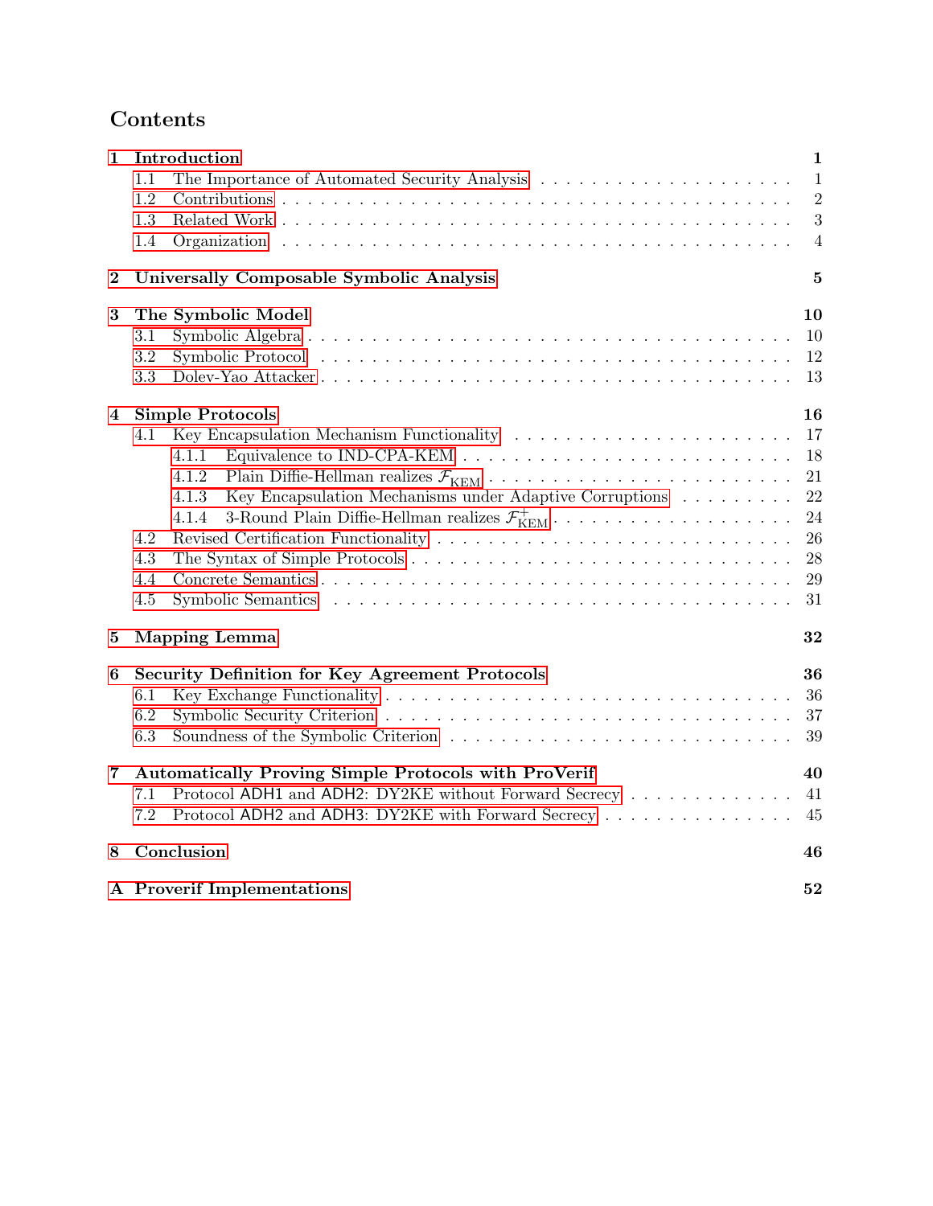# Contents

**1 Introduction** ... **1**
- 1.1 The Importance of Automated Security Analysis ... 1
- 1.2 Contributions ... 2
- 1.3 Related Work ... 3
- 1.4 Organization ... 4

**2 Universally Composable Symbolic Analysis** ... **5**

**3 The Symbolic Model** ... **10**
- 3.1 Symbolic Algebra ... 10
- 3.2 Symbolic Protocol ... 12
- 3.3 Dolev-Yao Attacker ... 13

**4 Simple Protocols** ... **16**
- 4.1 Key Encapsulation Mechanism Functionality ... 17
  - 4.1.1 Equivalence to IND-CPA-KEM ... 18
  - 4.1.2 Plain Diffie-Hellman realizes $\mathcal{F}_{\text{KEM}}$ ... 21
  - 4.1.3 Key Encapsulation Mechanisms under Adaptive Corruptions ... 22
  - 4.1.4 3-Round Plain Diffie-Hellman realizes $\mathcal{F}^{+}_{\text{KEM}}$ ... 24
- 4.2 Revised Certification Functionality ... 26
- 4.3 The Syntax of Simple Protocols ... 28
- 4.4 Concrete Semantics ... 29
- 4.5 Symbolic Semantics ... 31

**5 Mapping Lemma** ... **32**

**6 Security Definition for Key Agreement Protocols** ... **36**
- 6.1 Key Exchange Functionality ... 36
- 6.2 Symbolic Security Criterion ... 37
- 6.3 Soundness of the Symbolic Criterion ... 39

**7 Automatically Proving Simple Protocols with ProVerif** ... **40**
- 7.1 Protocol ADH1 and ADH2: DY2KE without Forward Secrecy ... 41
- 7.2 Protocol ADH2 and ADH3: DY2KE with Forward Secrecy ... 45

**8 Conclusion** ... **46**

**A Proverif Implementations** ... **52**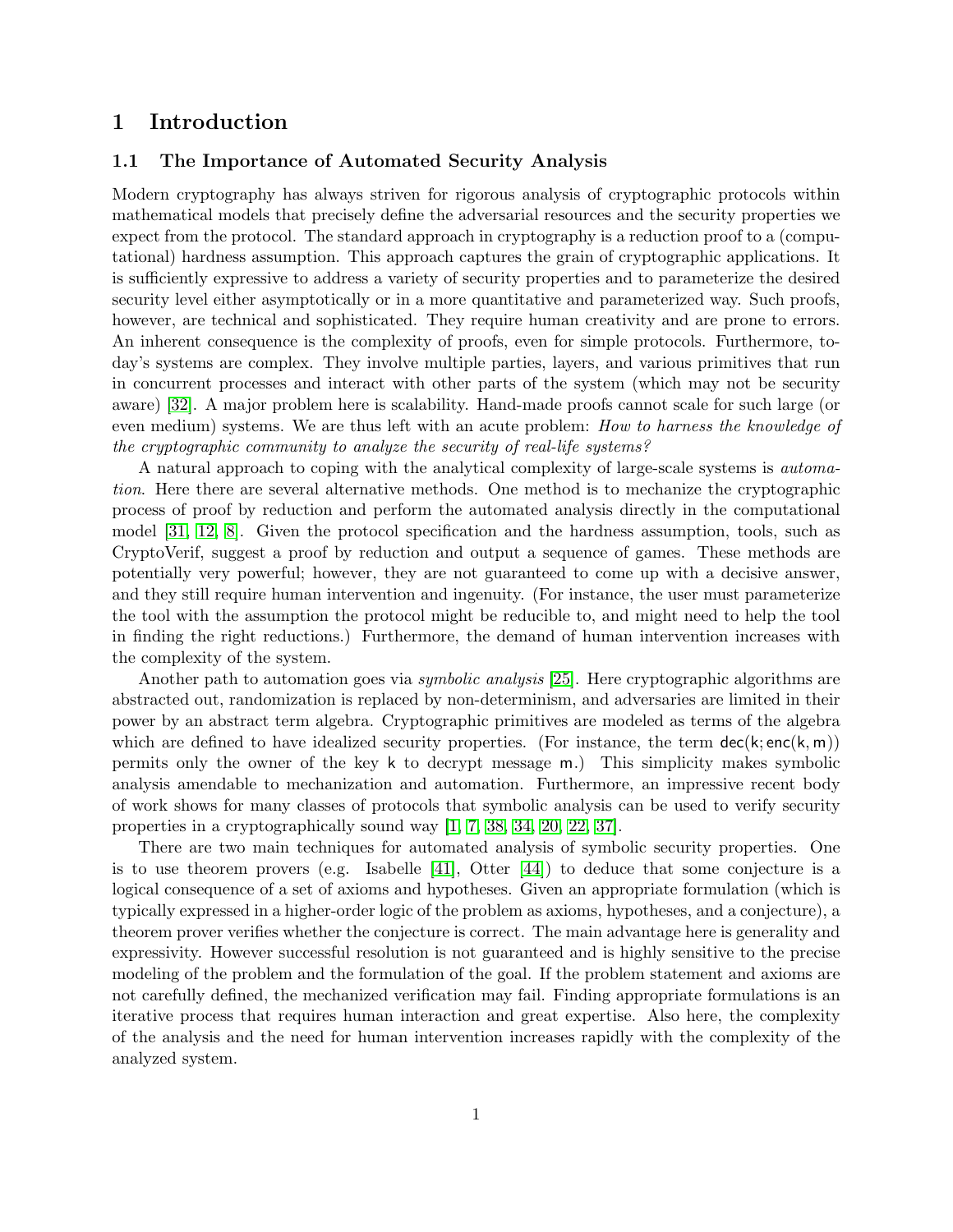# 1 Introduction

## 1.1 The Importance of Automated Security Analysis

Modern cryptography has always striven for rigorous analysis of cryptographic protocols within mathematical models that precisely define the adversarial resources and the security properties we expect from the protocol. The standard approach in cryptography is a reduction proof to a (computational) hardness assumption. This approach captures the grain of cryptographic applications. It is sufficiently expressive to address a variety of security properties and to parameterize the desired security level either asymptotically or in a more quantitative and parameterized way. Such proofs, however, are technical and sophisticated. They require human creativity and are prone to errors. An inherent consequence is the complexity of proofs, even for simple protocols. Furthermore, today's systems are complex. They involve multiple parties, layers, and various primitives that run in concurrent processes and interact with other parts of the system (which may not be security aware) [32]. A major problem here is scalability. Hand-made proofs cannot scale for such large (or even medium) systems. We are thus left with an acute problem: *How to harness the knowledge of the cryptographic community to analyze the security of real-life systems?*

A natural approach to coping with the analytical complexity of large-scale systems is *automation*. Here there are several alternative methods. One method is to mechanize the cryptographic process of proof by reduction and perform the automated analysis directly in the computational model [31, 12, 8]. Given the protocol specification and the hardness assumption, tools, such as CryptoVerif, suggest a proof by reduction and output a sequence of games. These methods are potentially very powerful; however, they are not guaranteed to come up with a decisive answer, and they still require human intervention and ingenuity. (For instance, the user must parameterize the tool with the assumption the protocol might be reducible to, and might need to help the tool in finding the right reductions.) Furthermore, the demand of human intervention increases with the complexity of the system.

Another path to automation goes via *symbolic analysis* [25]. Here cryptographic algorithms are abstracted out, randomization is replaced by non-determinism, and adversaries are limited in their power by an abstract term algebra. Cryptographic primitives are modeled as terms of the algebra which are defined to have idealized security properties. (For instance, the term $\mathsf{dec}(\mathsf{k}; \mathsf{enc}(\mathsf{k}, \mathsf{m}))$ permits only the owner of the key $\mathsf{k}$ to decrypt message $\mathsf{m}$.) This simplicity makes symbolic analysis amendable to mechanization and automation. Furthermore, an impressive recent body of work shows for many classes of protocols that symbolic analysis can be used to verify security properties in a cryptographically sound way [1, 7, 38, 34, 20, 22, 37].

There are two main techniques for automated analysis of symbolic security properties. One is to use theorem provers (e.g. Isabelle [41], Otter [44]) to deduce that some conjecture is a logical consequence of a set of axioms and hypotheses. Given an appropriate formulation (which is typically expressed in a higher-order logic of the problem as axioms, hypotheses, and a conjecture), a theorem prover verifies whether the conjecture is correct. The main advantage here is generality and expressivity. However successful resolution is not guaranteed and is highly sensitive to the precise modeling of the problem and the formulation of the goal. If the problem statement and axioms are not carefully defined, the mechanized verification may fail. Finding appropriate formulations is an iterative process that requires human interaction and great expertise. Also here, the complexity of the analysis and the need for human intervention increases rapidly with the complexity of the analyzed system.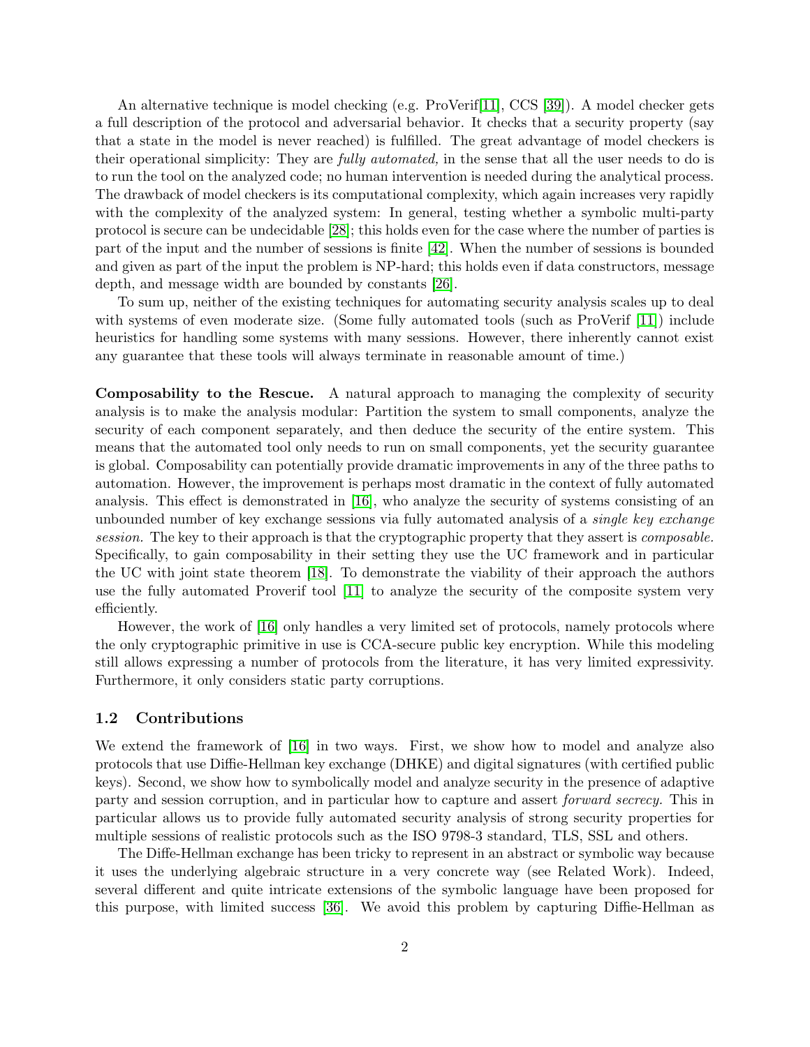An alternative technique is model checking (e.g. ProVerif[11], CCS [39]). A model checker gets a full description of the protocol and adversarial behavior. It checks that a security property (say that a state in the model is never reached) is fulfilled. The great advantage of model checkers is their operational simplicity: They are *fully automated,* in the sense that all the user needs to do is to run the tool on the analyzed code; no human intervention is needed during the analytical process. The drawback of model checkers is its computational complexity, which again increases very rapidly with the complexity of the analyzed system: In general, testing whether a symbolic multi-party protocol is secure can be undecidable [28]; this holds even for the case where the number of parties is part of the input and the number of sessions is finite [42]. When the number of sessions is bounded and given as part of the input the problem is NP-hard; this holds even if data constructors, message depth, and message width are bounded by constants [26].

To sum up, neither of the existing techniques for automating security analysis scales up to deal with systems of even moderate size. (Some fully automated tools (such as ProVerif [11]) include heuristics for handling some systems with many sessions. However, there inherently cannot exist any guarantee that these tools will always terminate in reasonable amount of time.)

**Composability to the Rescue.** A natural approach to managing the complexity of security analysis is to make the analysis modular: Partition the system to small components, analyze the security of each component separately, and then deduce the security of the entire system. This means that the automated tool only needs to run on small components, yet the security guarantee is global. Composability can potentially provide dramatic improvements in any of the three paths to automation. However, the improvement is perhaps most dramatic in the context of fully automated analysis. This effect is demonstrated in [16], who analyze the security of systems consisting of an unbounded number of key exchange sessions via fully automated analysis of a *single key exchange session.* The key to their approach is that the cryptographic property that they assert is *composable.* Specifically, to gain composability in their setting they use the UC framework and in particular the UC with joint state theorem [18]. To demonstrate the viability of their approach the authors use the fully automated Proverif tool [11] to analyze the security of the composite system very efficiently.

However, the work of [16] only handles a very limited set of protocols, namely protocols where the only cryptographic primitive in use is CCA-secure public key encryption. While this modeling still allows expressing a number of protocols from the literature, it has very limited expressivity. Furthermore, it only considers static party corruptions.

### 1.2 Contributions

We extend the framework of [16] in two ways. First, we show how to model and analyze also protocols that use Diffie-Hellman key exchange (DHKE) and digital signatures (with certified public keys). Second, we show how to symbolically model and analyze security in the presence of adaptive party and session corruption, and in particular how to capture and assert *forward secrecy.* This in particular allows us to provide fully automated security analysis of strong security properties for multiple sessions of realistic protocols such as the ISO 9798-3 standard, TLS, SSL and others.

The Diffie-Hellman exchange has been tricky to represent in an abstract or symbolic way because it uses the underlying algebraic structure in a very concrete way (see Related Work). Indeed, several different and quite intricate extensions of the symbolic language have been proposed for this purpose, with limited success [36]. We avoid this problem by capturing Diffie-Hellman as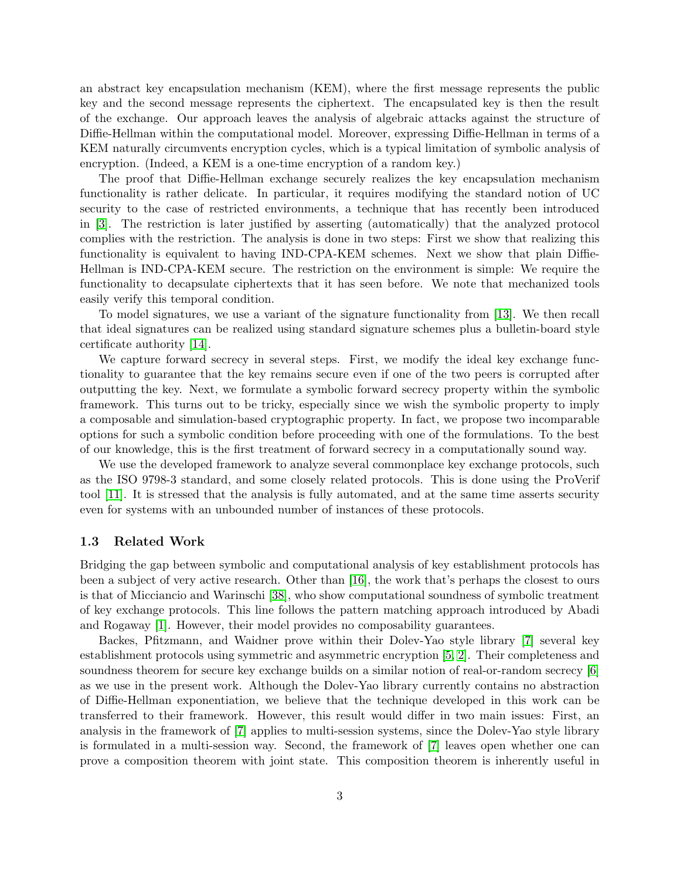an abstract key encapsulation mechanism (KEM), where the first message represents the public key and the second message represents the ciphertext. The encapsulated key is then the result of the exchange. Our approach leaves the analysis of algebraic attacks against the structure of Diffie-Hellman within the computational model. Moreover, expressing Diffie-Hellman in terms of a KEM naturally circumvents encryption cycles, which is a typical limitation of symbolic analysis of encryption. (Indeed, a KEM is a one-time encryption of a random key.)

The proof that Diffie-Hellman exchange securely realizes the key encapsulation mechanism functionality is rather delicate. In particular, it requires modifying the standard notion of UC security to the case of restricted environments, a technique that has recently been introduced in [3]. The restriction is later justified by asserting (automatically) that the analyzed protocol complies with the restriction. The analysis is done in two steps: First we show that realizing this functionality is equivalent to having IND-CPA-KEM schemes. Next we show that plain Diffie-Hellman is IND-CPA-KEM secure. The restriction on the environment is simple: We require the functionality to decapsulate ciphertexts that it has seen before. We note that mechanized tools easily verify this temporal condition.

To model signatures, we use a variant of the signature functionality from [13]. We then recall that ideal signatures can be realized using standard signature schemes plus a bulletin-board style certificate authority [14].

We capture forward secrecy in several steps. First, we modify the ideal key exchange functionality to guarantee that the key remains secure even if one of the two peers is corrupted after outputting the key. Next, we formulate a symbolic forward secrecy property within the symbolic framework. This turns out to be tricky, especially since we wish the symbolic property to imply a composable and simulation-based cryptographic property. In fact, we propose two incomparable options for such a symbolic condition before proceeding with one of the formulations. To the best of our knowledge, this is the first treatment of forward secrecy in a computationally sound way.

We use the developed framework to analyze several commonplace key exchange protocols, such as the ISO 9798-3 standard, and some closely related protocols. This is done using the ProVerif tool [11]. It is stressed that the analysis is fully automated, and at the same time asserts security even for systems with an unbounded number of instances of these protocols.

### 1.3 Related Work

Bridging the gap between symbolic and computational analysis of key establishment protocols has been a subject of very active research. Other than [16], the work that's perhaps the closest to ours is that of Micciancio and Warinschi [38], who show computational soundness of symbolic treatment of key exchange protocols. This line follows the pattern matching approach introduced by Abadi and Rogaway [1]. However, their model provides no composability guarantees.

Backes, Pfitzmann, and Waidner prove within their Dolev-Yao style library [7] several key establishment protocols using symmetric and asymmetric encryption [5, 2]. Their completeness and soundness theorem for secure key exchange builds on a similar notion of real-or-random secrecy [6] as we use in the present work. Although the Dolev-Yao library currently contains no abstraction of Diffie-Hellman exponentiation, we believe that the technique developed in this work can be transferred to their framework. However, this result would differ in two main issues: First, an analysis in the framework of [7] applies to multi-session systems, since the Dolev-Yao style library is formulated in a multi-session way. Second, the framework of [7] leaves open whether one can prove a composition theorem with joint state. This composition theorem is inherently useful in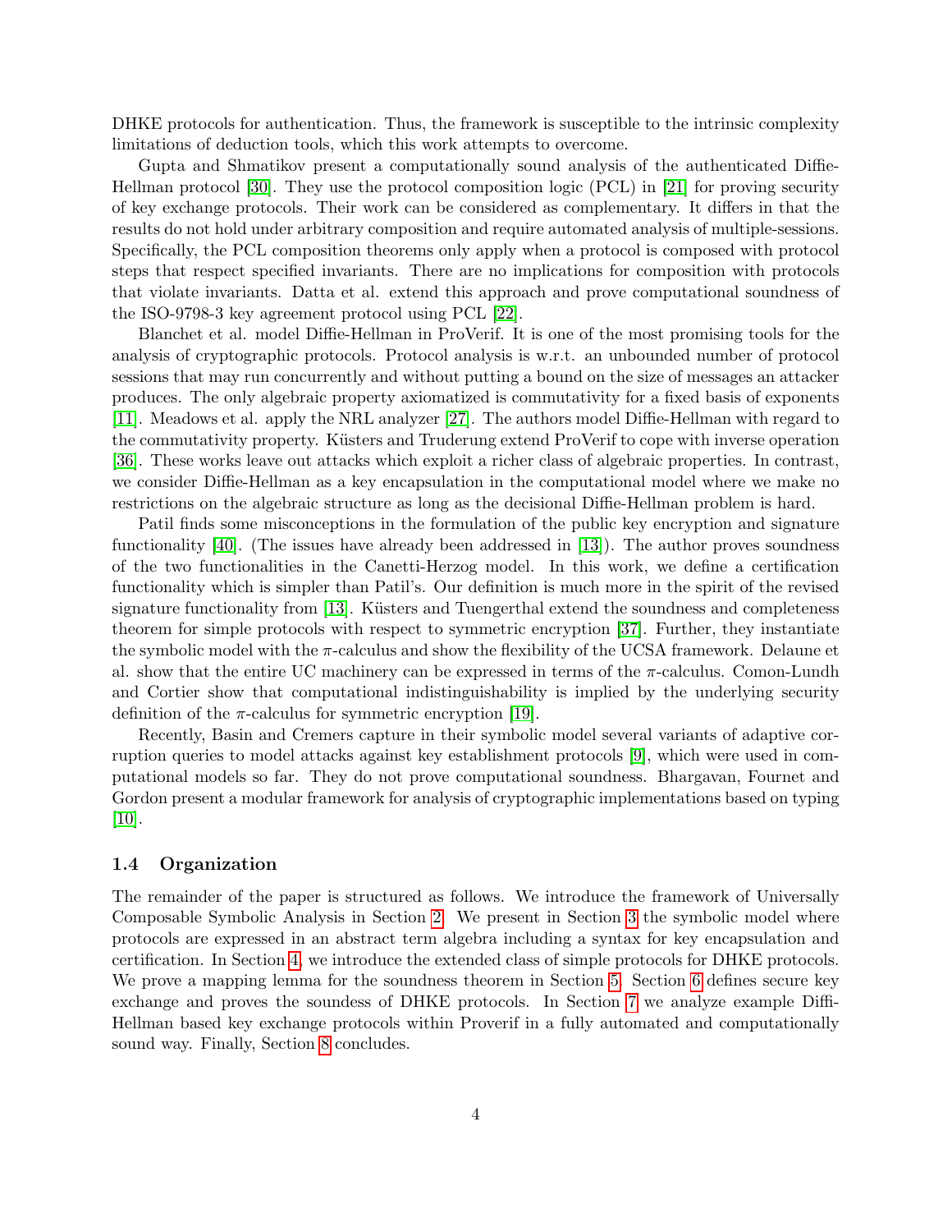DHKE protocols for authentication. Thus, the framework is susceptible to the intrinsic complexity limitations of deduction tools, which this work attempts to overcome.

Gupta and Shmatikov present a computationally sound analysis of the authenticated Diffie-Hellman protocol [30]. They use the protocol composition logic (PCL) in [21] for proving security of key exchange protocols. Their work can be considered as complementary. It differs in that the results do not hold under arbitrary composition and require automated analysis of multiple-sessions. Specifically, the PCL composition theorems only apply when a protocol is composed with protocol steps that respect specified invariants. There are no implications for composition with protocols that violate invariants. Datta et al. extend this approach and prove computational soundness of the ISO-9798-3 key agreement protocol using PCL [22].

Blanchet et al. model Diffie-Hellman in ProVerif. It is one of the most promising tools for the analysis of cryptographic protocols. Protocol analysis is w.r.t. an unbounded number of protocol sessions that may run concurrently and without putting a bound on the size of messages an attacker produces. The only algebraic property axiomatized is commutativity for a fixed basis of exponents [11]. Meadows et al. apply the NRL analyzer [27]. The authors model Diffie-Hellman with regard to the commutativity property. Küsters and Truderung extend ProVerif to cope with inverse operation [36]. These works leave out attacks which exploit a richer class of algebraic properties. In contrast, we consider Diffie-Hellman as a key encapsulation in the computational model where we make no restrictions on the algebraic structure as long as the decisional Diffie-Hellman problem is hard.

Patil finds some misconceptions in the formulation of the public key encryption and signature functionality [40]. (The issues have already been addressed in [13]). The author proves soundness of the two functionalities in the Canetti-Herzog model. In this work, we define a certification functionality which is simpler than Patil's. Our definition is much more in the spirit of the revised signature functionality from [13]. Küsters and Tuengerthal extend the soundness and completeness theorem for simple protocols with respect to symmetric encryption [37]. Further, they instantiate the symbolic model with the $\pi$-calculus and show the flexibility of the UCSA framework. Delaune et al. show that the entire UC machinery can be expressed in terms of the $\pi$-calculus. Comon-Lundh and Cortier show that computational indistinguishability is implied by the underlying security definition of the $\pi$-calculus for symmetric encryption [19].

Recently, Basin and Cremers capture in their symbolic model several variants of adaptive corruption queries to model attacks against key establishment protocols [9], which were used in computational models so far. They do not prove computational soundness. Bhargavan, Fournet and Gordon present a modular framework for analysis of cryptographic implementations based on typing [10].

### 1.4 Organization

The remainder of the paper is structured as follows. We introduce the framework of Universally Composable Symbolic Analysis in Section 2. We present in Section 3 the symbolic model where protocols are expressed in an abstract term algebra including a syntax for key encapsulation and certification. In Section 4, we introduce the extended class of simple protocols for DHKE protocols. We prove a mapping lemma for the soundness theorem in Section 5. Section 6 defines secure key exchange and proves the soundess of DHKE protocols. In Section 7 we analyze example Diffi-Hellman based key exchange protocols within Proverif in a fully automated and computationally sound way. Finally, Section 8 concludes.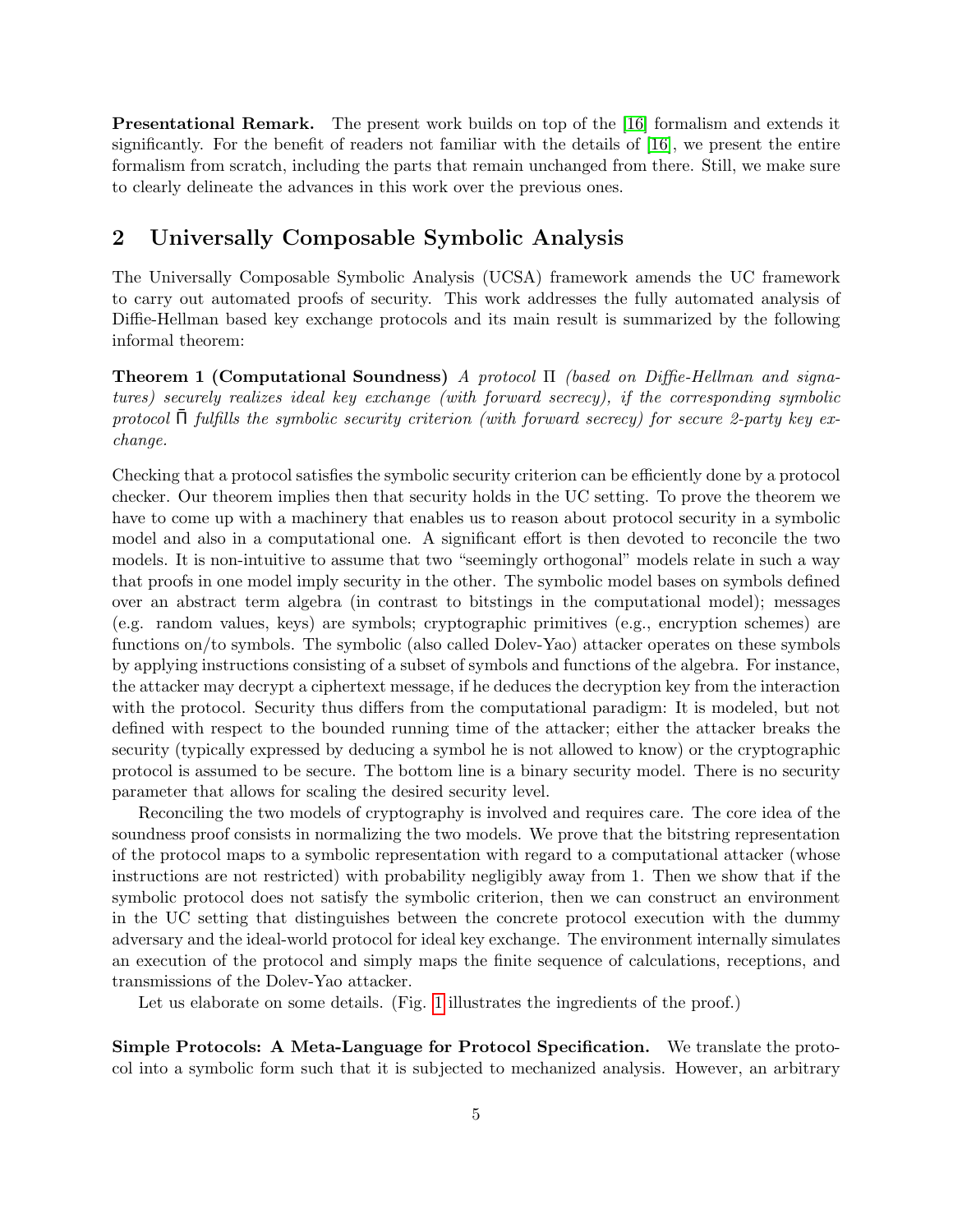**Presentational Remark.** The present work builds on top of the [16] formalism and extends it significantly. For the benefit of readers not familiar with the details of [16], we present the entire formalism from scratch, including the parts that remain unchanged from there. Still, we make sure to clearly delineate the advances in this work over the previous ones.

## 2 Universally Composable Symbolic Analysis

The Universally Composable Symbolic Analysis (UCSA) framework amends the UC framework to carry out automated proofs of security. This work addresses the fully automated analysis of Diffie-Hellman based key exchange protocols and its main result is summarized by the following informal theorem:

**Theorem 1 (Computational Soundness)** *A protocol $\Pi$ (based on Diffie-Hellman and signatures) securely realizes ideal key exchange (with forward secrecy), if the corresponding symbolic protocol $\bar{\Pi}$ fulfills the symbolic security criterion (with forward secrecy) for secure 2-party key exchange.*

Checking that a protocol satisfies the symbolic security criterion can be efficiently done by a protocol checker. Our theorem implies then that security holds in the UC setting. To prove the theorem we have to come up with a machinery that enables us to reason about protocol security in a symbolic model and also in a computational one. A significant effort is then devoted to reconcile the two models. It is non-intuitive to assume that two "seemingly orthogonal" models relate in such a way that proofs in one model imply security in the other. The symbolic model bases on symbols defined over an abstract term algebra (in contrast to bitstings in the computational model); messages (e.g. random values, keys) are symbols; cryptographic primitives (e.g., encryption schemes) are functions on/to symbols. The symbolic (also called Dolev-Yao) attacker operates on these symbols by applying instructions consisting of a subset of symbols and functions of the algebra. For instance, the attacker may decrypt a ciphertext message, if he deduces the decryption key from the interaction with the protocol. Security thus differs from the computational paradigm: It is modeled, but not defined with respect to the bounded running time of the attacker; either the attacker breaks the security (typically expressed by deducing a symbol he is not allowed to know) or the cryptographic protocol is assumed to be secure. The bottom line is a binary security model. There is no security parameter that allows for scaling the desired security level.

Reconciling the two models of cryptography is involved and requires care. The core idea of the soundness proof consists in normalizing the two models. We prove that the bitstring representation of the protocol maps to a symbolic representation with regard to a computational attacker (whose instructions are not restricted) with probability negligibly away from 1. Then we show that if the symbolic protocol does not satisfy the symbolic criterion, then we can construct an environment in the UC setting that distinguishes between the concrete protocol execution with the dummy adversary and the ideal-world protocol for ideal key exchange. The environment internally simulates an execution of the protocol and simply maps the finite sequence of calculations, receptions, and transmissions of the Dolev-Yao attacker.

Let us elaborate on some details. (Fig. 1 illustrates the ingredients of the proof.)

**Simple Protocols: A Meta-Language for Protocol Specification.** We translate the protocol into a symbolic form such that it is subjected to mechanized analysis. However, an arbitrary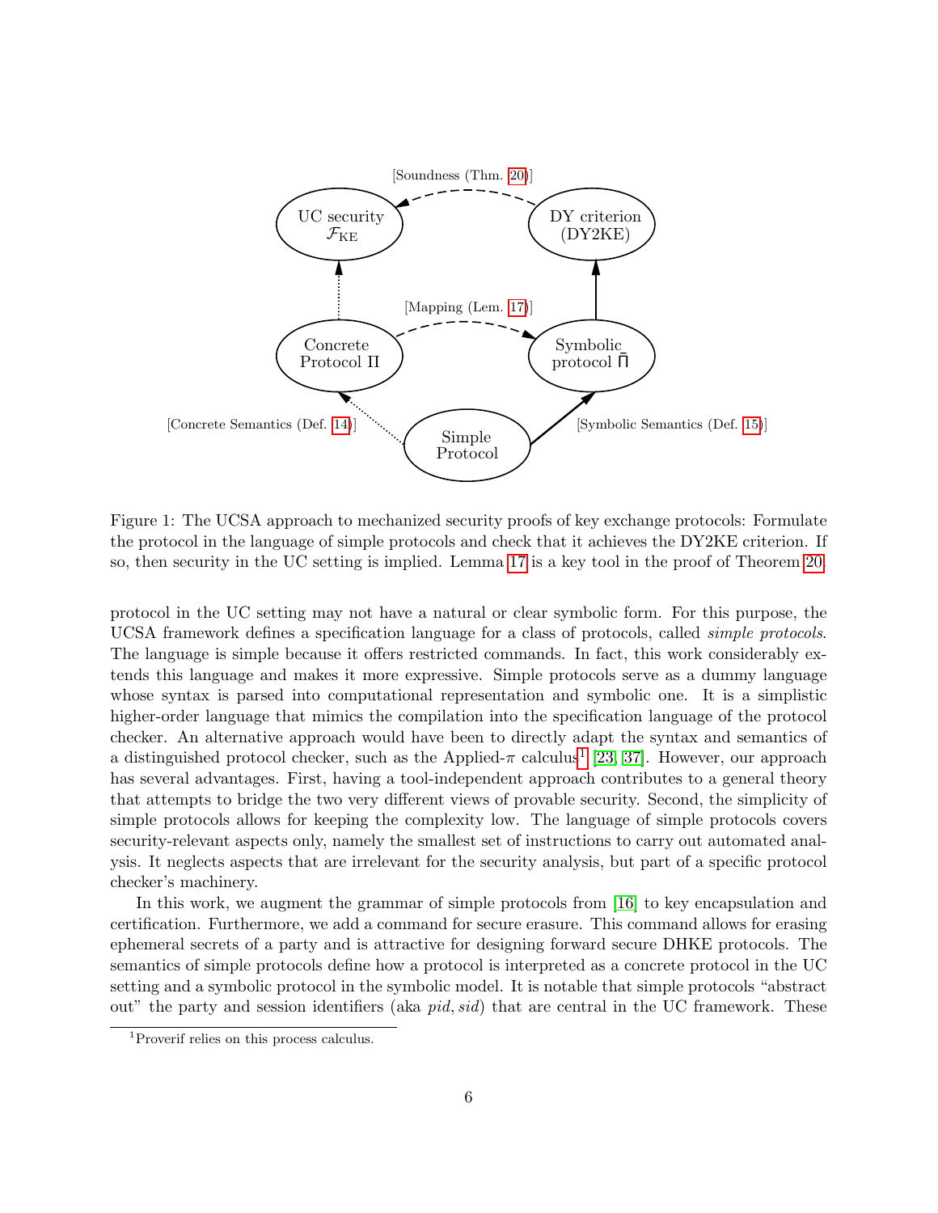[Soundness (Thm. 20)]

UC security $\mathcal{F}_{\text{KE}}$

DY criterion (DY2KE)

[Mapping (Lem. 17)]

Concrete Protocol $\Pi$

Symbolic protocol $\bar{\Pi}$

[Concrete Semantics (Def. 14)]

Simple Protocol

[Symbolic Semantics (Def. 15)]

Figure 1: The UCSA approach to mechanized security proofs of key exchange protocols: Formulate the protocol in the language of simple protocols and check that it achieves the DY2KE criterion. If so, then security in the UC setting is implied. Lemma 17 is a key tool in the proof of Theorem 20.

protocol in the UC setting may not have a natural or clear symbolic form. For this purpose, the UCSA framework defines a specification language for a class of protocols, called *simple protocols*. The language is simple because it offers restricted commands. In fact, this work considerably extends this language and makes it more expressive. Simple protocols serve as a dummy language whose syntax is parsed into computational representation and symbolic one. It is a simplistic higher-order language that mimics the compilation into the specification language of the protocol checker. An alternative approach would have been to directly adapt the syntax and semantics of a distinguished protocol checker, such as the Applied-$\pi$ calculus[1] [23, 37]. However, our approach has several advantages. First, having a tool-independent approach contributes to a general theory that attempts to bridge the two very different views of provable security. Second, the simplicity of simple protocols allows for keeping the complexity low. The language of simple protocols covers security-relevant aspects only, namely the smallest set of instructions to carry out automated analysis. It neglects aspects that are irrelevant for the security analysis, but part of a specific protocol checker's machinery.

In this work, we augment the grammar of simple protocols from [16] to key encapsulation and certification. Furthermore, we add a command for secure erasure. This command allows for erasing ephemeral secrets of a party and is attractive for designing forward secure DHKE protocols. The semantics of simple protocols define how a protocol is interpreted as a concrete protocol in the UC setting and a symbolic protocol in the symbolic model. It is notable that simple protocols "abstract out" the party and session identifiers (aka *pid*, *sid*) that are central in the UC framework. These

[1] Proverif relies on this process calculus.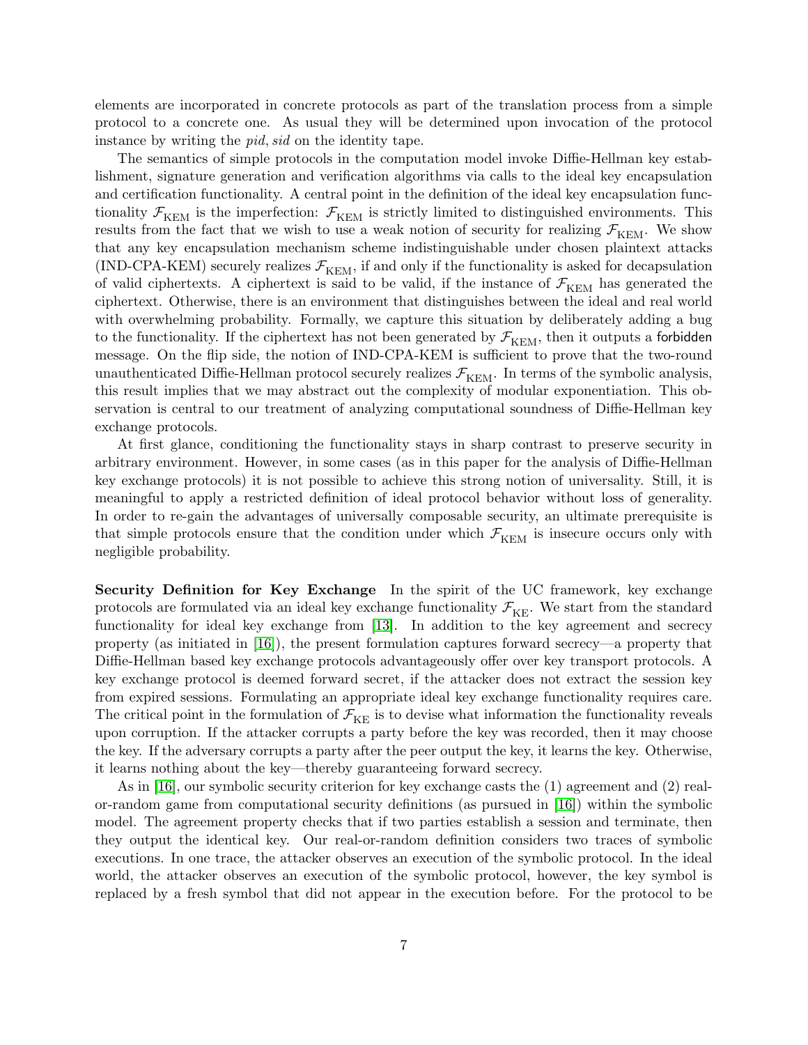elements are incorporated in concrete protocols as part of the translation process from a simple protocol to a concrete one. As usual they will be determined upon invocation of the protocol instance by writing the *pid*, *sid* on the identity tape.

The semantics of simple protocols in the computation model invoke Diffie-Hellman key establishment, signature generation and verification algorithms via calls to the ideal key encapsulation and certification functionality. A central point in the definition of the ideal key encapsulation functionality $\mathcal{F}_{\text{KEM}}$ is the imperfection: $\mathcal{F}_{\text{KEM}}$ is strictly limited to distinguished environments. This results from the fact that we wish to use a weak notion of security for realizing $\mathcal{F}_{\text{KEM}}$. We show that any key encapsulation mechanism scheme indistinguishable under chosen plaintext attacks (IND-CPA-KEM) securely realizes $\mathcal{F}_{\text{KEM}}$, if and only if the functionality is asked for decapsulation of valid ciphertexts. A ciphertext is said to be valid, if the instance of $\mathcal{F}_{\text{KEM}}$ has generated the ciphertext. Otherwise, there is an environment that distinguishes between the ideal and real world with overwhelming probability. Formally, we capture this situation by deliberately adding a bug to the functionality. If the ciphertext has not been generated by $\mathcal{F}_{\text{KEM}}$, then it outputs a forbidden message. On the flip side, the notion of IND-CPA-KEM is sufficient to prove that the two-round unauthenticated Diffie-Hellman protocol securely realizes $\mathcal{F}_{\text{KEM}}$. In terms of the symbolic analysis, this result implies that we may abstract out the complexity of modular exponentiation. This observation is central to our treatment of analyzing computational soundness of Diffie-Hellman key exchange protocols.

At first glance, conditioning the functionality stays in sharp contrast to preserve security in arbitrary environment. However, in some cases (as in this paper for the analysis of Diffie-Hellman key exchange protocols) it is not possible to achieve this strong notion of universality. Still, it is meaningful to apply a restricted definition of ideal protocol behavior without loss of generality. In order to re-gain the advantages of universally composable security, an ultimate prerequisite is that simple protocols ensure that the condition under which $\mathcal{F}_{\text{KEM}}$ is insecure occurs only with negligible probability.

**Security Definition for Key Exchange** In the spirit of the UC framework, key exchange protocols are formulated via an ideal key exchange functionality $\mathcal{F}_{\text{KE}}$. We start from the standard functionality for ideal key exchange from [13]. In addition to the key agreement and secrecy property (as initiated in [16]), the present formulation captures forward secrecy—a property that Diffie-Hellman based key exchange protocols advantageously offer over key transport protocols. A key exchange protocol is deemed forward secret, if the attacker does not extract the session key from expired sessions. Formulating an appropriate ideal key exchange functionality requires care. The critical point in the formulation of $\mathcal{F}_{\text{KE}}$ is to devise what information the functionality reveals upon corruption. If the attacker corrupts a party before the key was recorded, then it may choose the key. If the adversary corrupts a party after the peer output the key, it learns the key. Otherwise, it learns nothing about the key—thereby guaranteeing forward secrecy.

As in [16], our symbolic security criterion for key exchange casts the (1) agreement and (2) real-or-random game from computational security definitions (as pursued in [16]) within the symbolic model. The agreement property checks that if two parties establish a session and terminate, then they output the identical key. Our real-or-random definition considers two traces of symbolic executions. In one trace, the attacker observes an execution of the symbolic protocol. In the ideal world, the attacker observes an execution of the symbolic protocol, however, the key symbol is replaced by a fresh symbol that did not appear in the execution before. For the protocol to be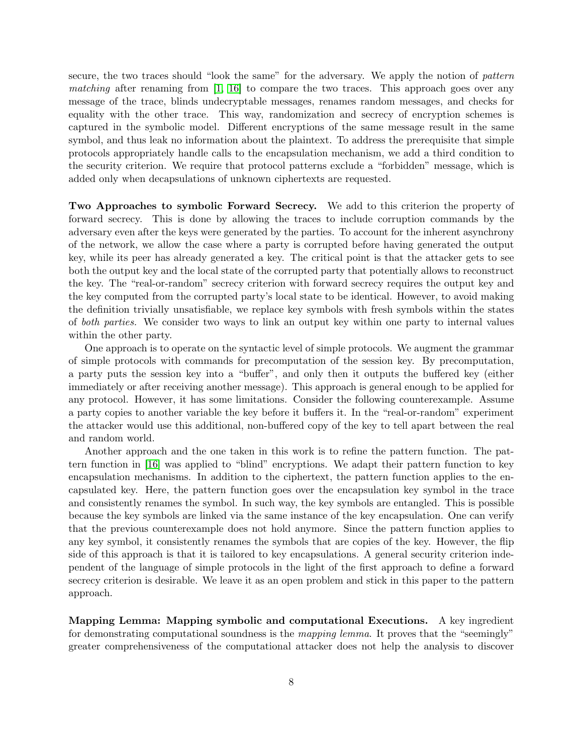secure, the two traces should "look the same" for the adversary. We apply the notion of *pattern matching* after renaming from [1, 16] to compare the two traces. This approach goes over any message of the trace, blinds undecryptable messages, renames random messages, and checks for equality with the other trace. This way, randomization and secrecy of encryption schemes is captured in the symbolic model. Different encryptions of the same message result in the same symbol, and thus leak no information about the plaintext. To address the prerequisite that simple protocols appropriately handle calls to the encapsulation mechanism, we add a third condition to the security criterion. We require that protocol patterns exclude a "forbidden" message, which is added only when decapsulations of unknown ciphertexts are requested.

**Two Approaches to symbolic Forward Secrecy.** We add to this criterion the property of forward secrecy. This is done by allowing the traces to include corruption commands by the adversary even after the keys were generated by the parties. To account for the inherent asynchrony of the network, we allow the case where a party is corrupted before having generated the output key, while its peer has already generated a key. The critical point is that the attacker gets to see both the output key and the local state of the corrupted party that potentially allows to reconstruct the key. The "real-or-random" secrecy criterion with forward secrecy requires the output key and the key computed from the corrupted party's local state to be identical. However, to avoid making the definition trivially unsatisfiable, we replace key symbols with fresh symbols within the states of *both parties.* We consider two ways to link an output key within one party to internal values within the other party.

One approach is to operate on the syntactic level of simple protocols. We augment the grammar of simple protocols with commands for precomputation of the session key. By precomputation, a party puts the session key into a "buffer", and only then it outputs the buffered key (either immediately or after receiving another message). This approach is general enough to be applied for any protocol. However, it has some limitations. Consider the following counterexample. Assume a party copies to another variable the key before it buffers it. In the "real-or-random" experiment the attacker would use this additional, non-buffered copy of the key to tell apart between the real and random world.

Another approach and the one taken in this work is to refine the pattern function. The pattern function in [16] was applied to "blind" encryptions. We adapt their pattern function to key encapsulation mechanisms. In addition to the ciphertext, the pattern function applies to the encapsulated key. Here, the pattern function goes over the encapsulation key symbol in the trace and consistently renames the symbol. In such way, the key symbols are entangled. This is possible because the key symbols are linked via the same instance of the key encapsulation. One can verify that the previous counterexample does not hold anymore. Since the pattern function applies to any key symbol, it consistently renames the symbols that are copies of the key. However, the flip side of this approach is that it is tailored to key encapsulations. A general security criterion independent of the language of simple protocols in the light of the first approach to define a forward secrecy criterion is desirable. We leave it as an open problem and stick in this paper to the pattern approach.

**Mapping Lemma: Mapping symbolic and computational Executions.** A key ingredient for demonstrating computational soundness is the *mapping lemma*. It proves that the "seemingly" greater comprehensiveness of the computational attacker does not help the analysis to discover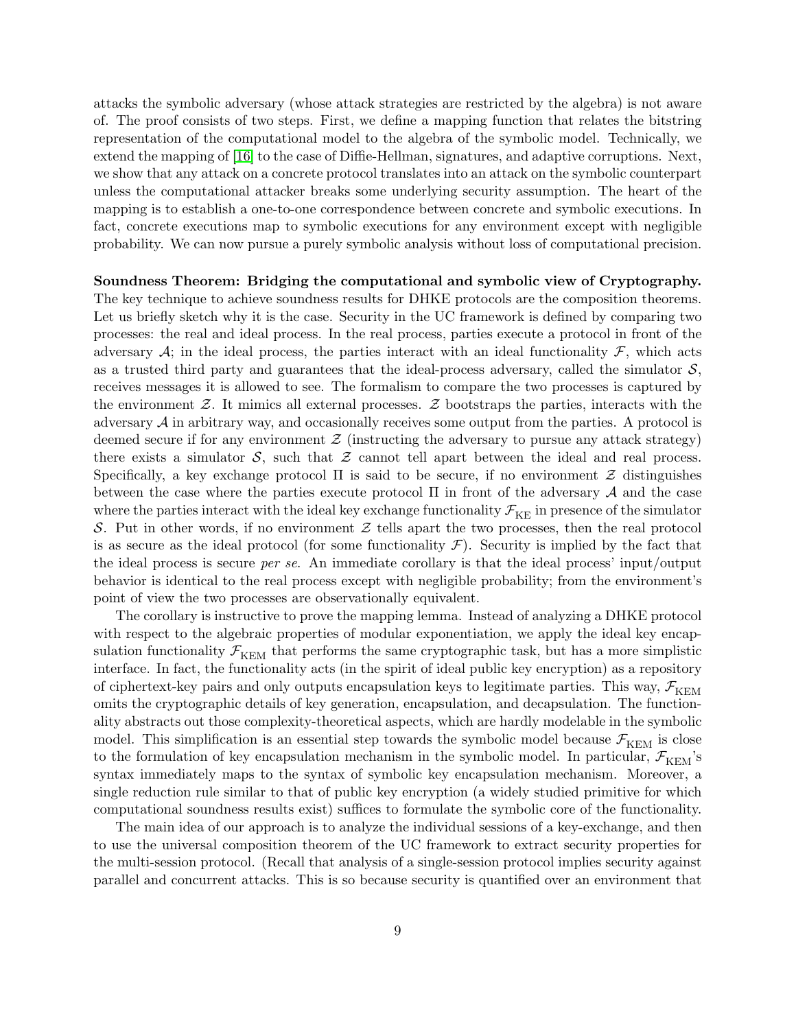attacks the symbolic adversary (whose attack strategies are restricted by the algebra) is not aware of. The proof consists of two steps. First, we define a mapping function that relates the bitstring representation of the computational model to the algebra of the symbolic model. Technically, we extend the mapping of [16] to the case of Diffie-Hellman, signatures, and adaptive corruptions. Next, we show that any attack on a concrete protocol translates into an attack on the symbolic counterpart unless the computational attacker breaks some underlying security assumption. The heart of the mapping is to establish a one-to-one correspondence between concrete and symbolic executions. In fact, concrete executions map to symbolic executions for any environment except with negligible probability. We can now pursue a purely symbolic analysis without loss of computational precision.

**Soundness Theorem: Bridging the computational and symbolic view of Cryptography.** The key technique to achieve soundness results for DHKE protocols are the composition theorems. Let us briefly sketch why it is the case. Security in the UC framework is defined by comparing two processes: the real and ideal process. In the real process, parties execute a protocol in front of the adversary $\mathcal{A}$; in the ideal process, the parties interact with an ideal functionality $\mathcal{F}$, which acts as a trusted third party and guarantees that the ideal-process adversary, called the simulator $\mathcal{S}$, receives messages it is allowed to see. The formalism to compare the two processes is captured by the environment $\mathcal{Z}$. It mimics all external processes. $\mathcal{Z}$ bootstraps the parties, interacts with the adversary $\mathcal{A}$ in arbitrary way, and occasionally receives some output from the parties. A protocol is deemed secure if for any environment $\mathcal{Z}$ (instructing the adversary to pursue any attack strategy) there exists a simulator $\mathcal{S}$, such that $\mathcal{Z}$ cannot tell apart between the ideal and real process. Specifically, a key exchange protocol $\Pi$ is said to be secure, if no environment $\mathcal{Z}$ distinguishes between the case where the parties execute protocol $\Pi$ in front of the adversary $\mathcal{A}$ and the case where the parties interact with the ideal key exchange functionality $\mathcal{F}_{\mathrm{KE}}$ in presence of the simulator $\mathcal{S}$. Put in other words, if no environment $\mathcal{Z}$ tells apart the two processes, then the real protocol is as secure as the ideal protocol (for some functionality $\mathcal{F}$). Security is implied by the fact that the ideal process is secure *per se*. An immediate corollary is that the ideal process' input/output behavior is identical to the real process except with negligible probability; from the environment's point of view the two processes are observationally equivalent.

The corollary is instructive to prove the mapping lemma. Instead of analyzing a DHKE protocol with respect to the algebraic properties of modular exponentiation, we apply the ideal key encapsulation functionality $\mathcal{F}_{\mathrm{KEM}}$ that performs the same cryptographic task, but has a more simplistic interface. In fact, the functionality acts (in the spirit of ideal public key encryption) as a repository of ciphertext-key pairs and only outputs encapsulation keys to legitimate parties. This way, $\mathcal{F}_{\mathrm{KEM}}$ omits the cryptographic details of key generation, encapsulation, and decapsulation. The functionality abstracts out those complexity-theoretical aspects, which are hardly modelable in the symbolic model. This simplification is an essential step towards the symbolic model because $\mathcal{F}_{\mathrm{KEM}}$ is close to the formulation of key encapsulation mechanism in the symbolic model. In particular, $\mathcal{F}_{\mathrm{KEM}}$'s syntax immediately maps to the syntax of symbolic key encapsulation mechanism. Moreover, a single reduction rule similar to that of public key encryption (a widely studied primitive for which computational soundness results exist) suffices to formulate the symbolic core of the functionality.

The main idea of our approach is to analyze the individual sessions of a key-exchange, and then to use the universal composition theorem of the UC framework to extract security properties for the multi-session protocol. (Recall that analysis of a single-session protocol implies security against parallel and concurrent attacks. This is so because security is quantified over an environment that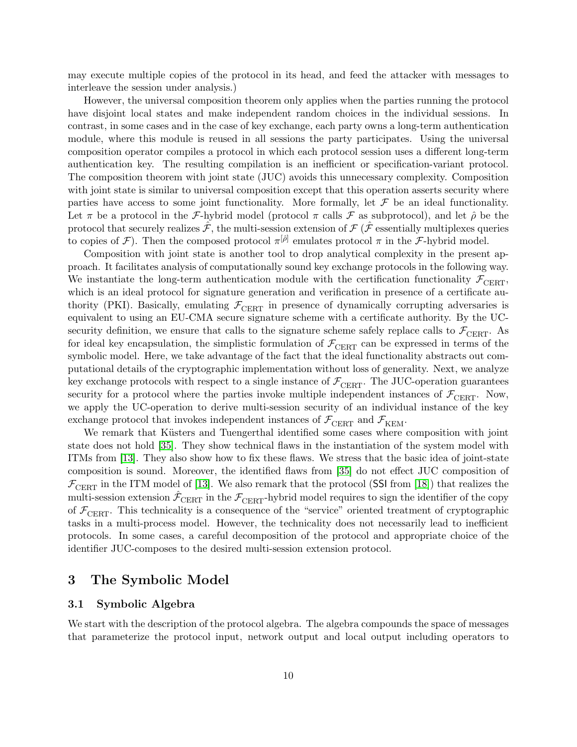may execute multiple copies of the protocol in its head, and feed the attacker with messages to interleave the session under analysis.)

However, the universal composition theorem only applies when the parties running the protocol have disjoint local states and make independent random choices in the individual sessions. In contrast, in some cases and in the case of key exchange, each party owns a long-term authentication module, where this module is reused in all sessions the party participates. Using the universal composition operator compiles a protocol in which each protocol session uses a different long-term authentication key. The resulting compilation is an inefficient or specification-variant protocol. The composition theorem with joint state (JUC) avoids this unnecessary complexity. Composition with joint state is similar to universal composition except that this operation asserts security where parties have access to some joint functionality. More formally, let $\mathcal{F}$ be an ideal functionality. Let $\pi$ be a protocol in the $\mathcal{F}$-hybrid model (protocol $\pi$ calls $\mathcal{F}$ as subprotocol), and let $\hat{\rho}$ be the protocol that securely realizes $\hat{\mathcal{F}}$, the multi-session extension of $\mathcal{F}$ ($\hat{\mathcal{F}}$ essentially multiplexes queries to copies of $\mathcal{F}$). Then the composed protocol $\pi^{[\hat{\rho}]}$ emulates protocol $\pi$ in the $\mathcal{F}$-hybrid model.

Composition with joint state is another tool to drop analytical complexity in the present approach. It facilitates analysis of computationally sound key exchange protocols in the following way. We instantiate the long-term authentication module with the certification functionality $\mathcal{F}_{\mathrm{CERT}}$, which is an ideal protocol for signature generation and verification in presence of a certificate authority (PKI). Basically, emulating $\mathcal{F}_{\mathrm{CERT}}$ in presence of dynamically corrupting adversaries is equivalent to using an EU-CMA secure signature scheme with a certificate authority. By the UC-security definition, we ensure that calls to the signature scheme safely replace calls to $\mathcal{F}_{\mathrm{CERT}}$. As for ideal key encapsulation, the simplistic formulation of $\mathcal{F}_{\mathrm{CERT}}$ can be expressed in terms of the symbolic model. Here, we take advantage of the fact that the ideal functionality abstracts out computational details of the cryptographic implementation without loss of generality. Next, we analyze key exchange protocols with respect to a single instance of $\mathcal{F}_{\mathrm{CERT}}$. The JUC-operation guarantees security for a protocol where the parties invoke multiple independent instances of $\mathcal{F}_{\mathrm{CERT}}$. Now, we apply the UC-operation to derive multi-session security of an individual instance of the key exchange protocol that invokes independent instances of $\mathcal{F}_{\mathrm{CERT}}$ and $\mathcal{F}_{\mathrm{KEM}}$.

We remark that Küsters and Tuengerthal identified some cases where composition with joint state does not hold [35]. They show technical flaws in the instantiation of the system model with ITMs from [13]. They also show how to fix these flaws. We stress that the basic idea of joint-state composition is sound. Moreover, the identified flaws from [35] do not effect JUC composition of $\mathcal{F}_{\mathrm{CERT}}$ in the ITM model of [13]. We also remark that the protocol (SSI from [18]) that realizes the multi-session extension $\hat{\mathcal{F}}_{\mathrm{CERT}}$ in the $\mathcal{F}_{\mathrm{CERT}}$-hybrid model requires to sign the identifier of the copy of $\mathcal{F}_{\mathrm{CERT}}$. This technicality is a consequence of the "service" oriented treatment of cryptographic tasks in a multi-process model. However, the technicality does not necessarily lead to inefficient protocols. In some cases, a careful decomposition of the protocol and appropriate choice of the identifier JUC-composes to the desired multi-session extension protocol.

## 3 The Symbolic Model

### 3.1 Symbolic Algebra

We start with the description of the protocol algebra. The algebra compounds the space of messages that parameterize the protocol input, network output and local output including operators to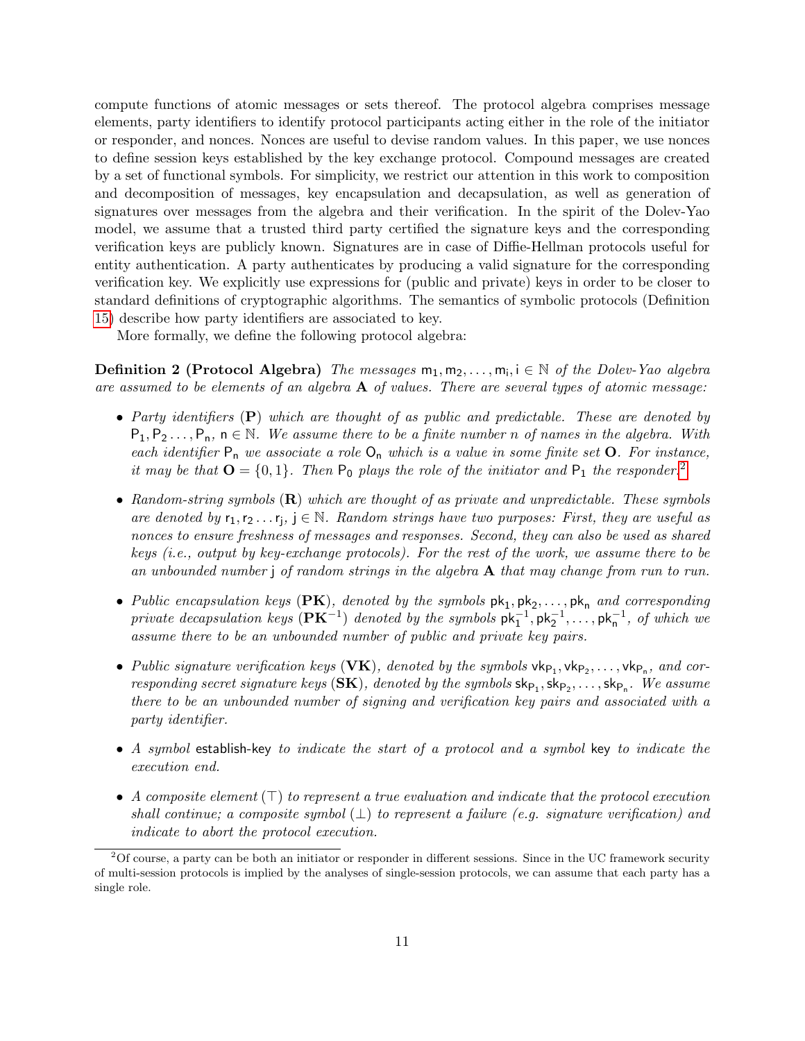compute functions of atomic messages or sets thereof. The protocol algebra comprises message elements, party identifiers to identify protocol participants acting either in the role of the initiator or responder, and nonces. Nonces are useful to devise random values. In this paper, we use nonces to define session keys established by the key exchange protocol. Compound messages are created by a set of functional symbols. For simplicity, we restrict our attention in this work to composition and decomposition of messages, key encapsulation and decapsulation, as well as generation of signatures over messages from the algebra and their verification. In the spirit of the Dolev-Yao model, we assume that a trusted third party certified the signature keys and the corresponding verification keys are publicly known. Signatures are in case of Diffie-Hellman protocols useful for entity authentication. A party authenticates by producing a valid signature for the corresponding verification key. We explicitly use expressions for (public and private) keys in order to be closer to standard definitions of cryptographic algorithms. The semantics of symbolic protocols (Definition 15) describe how party identifiers are associated to key.

More formally, we define the following protocol algebra:

**Definition 2 (Protocol Algebra)** *The messages $\mathsf{m}_1, \mathsf{m}_2, \dots, \mathsf{m}_\mathsf{i}, \mathsf{i} \in \mathbb{N}$ of the Dolev-Yao algebra are assumed to be elements of an algebra $\mathbf{A}$ of values. There are several types of atomic message:*

- *Party identifiers ($\mathbf{P}$) which are thought of as public and predictable. These are denoted by $\mathsf{P}_1, \mathsf{P}_2 \dots, \mathsf{P}_\mathsf{n}$, $\mathsf{n} \in \mathbb{N}$. We assume there to be a finite number $n$ of names in the algebra. With each identifier $\mathsf{P}_\mathsf{n}$ we associate a role $\mathsf{O}_\mathsf{n}$ which is a value in some finite set $\mathbf{O}$. For instance, it may be that $\mathbf{O} = \{0, 1\}$. Then $\mathsf{P}_0$ plays the role of the initiator and $\mathsf{P}_1$ the responder.*[2]
- *Random-string symbols ($\mathbf{R}$) which are thought of as private and unpredictable. These symbols are denoted by $\mathsf{r}_1, \mathsf{r}_2 \dots \mathsf{r}_\mathsf{j}$, $\mathsf{j} \in \mathbb{N}$. Random strings have two purposes: First, they are useful as nonces to ensure freshness of messages and responses. Second, they can also be used as shared keys (i.e., output by key-exchange protocols). For the rest of the work, we assume there to be an unbounded number $\mathsf{j}$ of random strings in the algebra $\mathbf{A}$ that may change from run to run.*
- *Public encapsulation keys ($\mathbf{PK}$), denoted by the symbols $\mathsf{pk}_1, \mathsf{pk}_2, \dots, \mathsf{pk}_\mathsf{n}$ and corresponding private decapsulation keys ($\mathbf{PK}^{-1}$) denoted by the symbols $\mathsf{pk}_1^{-1}, \mathsf{pk}_2^{-1}, \dots, \mathsf{pk}_\mathsf{n}^{-1}$, of which we assume there to be an unbounded number of public and private key pairs.*
- *Public signature verification keys ($\mathbf{VK}$), denoted by the symbols $\mathsf{vk}_{\mathsf{P}_1}, \mathsf{vk}_{\mathsf{P}_2}, \dots, \mathsf{vk}_{\mathsf{P}_\mathsf{n}}$, and corresponding secret signature keys ($\mathbf{SK}$), denoted by the symbols $\mathsf{sk}_{\mathsf{P}_1}, \mathsf{sk}_{\mathsf{P}_2}, \dots, \mathsf{sk}_{\mathsf{P}_\mathsf{n}}$. We assume there to be an unbounded number of signing and verification key pairs and associated with a party identifier.*
- *A symbol* establish-key *to indicate the start of a protocol and a symbol* key *to indicate the execution end.*
- *A composite element ($\top$) to represent a true evaluation and indicate that the protocol execution shall continue; a composite symbol ($\bot$) to represent a failure (e.g. signature verification) and indicate to abort the protocol execution.*

[2] Of course, a party can be both an initiator or responder in different sessions. Since in the UC framework security of multi-session protocols is implied by the analyses of single-session protocols, we can assume that each party has a single role.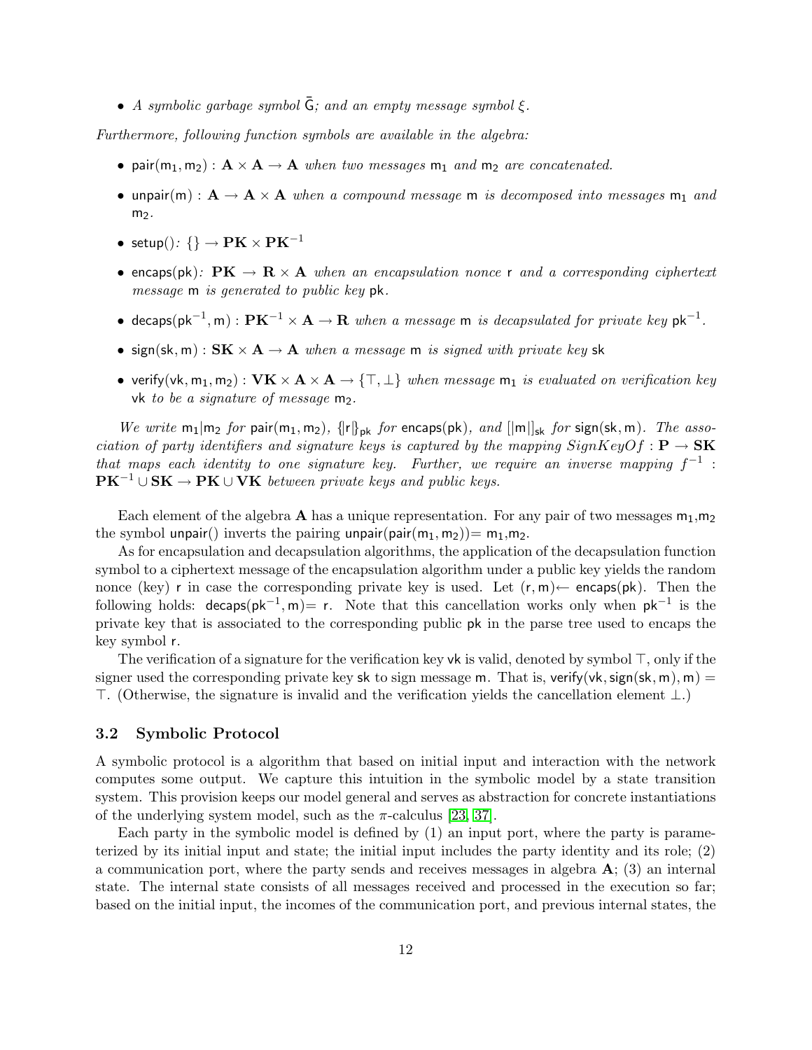- *A symbolic garbage symbol* $\bar{\mathsf{G}}$*; and an empty message symbol* $\xi$.

*Furthermore, following function symbols are available in the algebra:*

- $\mathsf{pair}(\mathsf{m}_1, \mathsf{m}_2) : \mathbf{A} \times \mathbf{A} \rightarrow \mathbf{A}$ *when two messages* $\mathsf{m}_1$ *and* $\mathsf{m}_2$ *are concatenated.*
- $\mathsf{unpair}(\mathsf{m}) : \mathbf{A} \rightarrow \mathbf{A} \times \mathbf{A}$ *when a compound message* $\mathsf{m}$ *is decomposed into messages* $\mathsf{m}_1$ *and* $\mathsf{m}_2$*.*
- $\mathsf{setup}()$*:* $\{\} \rightarrow \mathbf{PK} \times \mathbf{PK}^{-1}$
- $\mathsf{encaps}(\mathsf{pk})$*:* $\mathbf{PK} \rightarrow \mathbf{R} \times \mathbf{A}$ *when an encapsulation nonce* $\mathsf{r}$ *and a corresponding ciphertext message* $\mathsf{m}$ *is generated to public key* $\mathsf{pk}$*.*
- $\mathsf{decaps}(\mathsf{pk}^{-1}, \mathsf{m}) : \mathbf{PK}^{-1} \times \mathbf{A} \rightarrow \mathbf{R}$ *when a message* $\mathsf{m}$ *is decapsulated for private key* $\mathsf{pk}^{-1}$*.*
- $\mathsf{sign}(\mathsf{sk}, \mathsf{m}) : \mathbf{SK} \times \mathbf{A} \rightarrow \mathbf{A}$ *when a message* $\mathsf{m}$ *is signed with private key* $\mathsf{sk}$
- $\mathsf{verify}(\mathsf{vk}, \mathsf{m}_1, \mathsf{m}_2) : \mathbf{VK} \times \mathbf{A} \times \mathbf{A} \rightarrow \{\top, \bot\}$ *when message* $\mathsf{m}_1$ *is evaluated on verification key* $\mathsf{vk}$ *to be a signature of message* $\mathsf{m}_2$*.*

*We write* $\mathsf{m}_1|\mathsf{m}_2$ *for* $\mathsf{pair}(\mathsf{m}_1, \mathsf{m}_2)$*,* $\{\!|\mathsf{r}|\!\}_{\mathsf{pk}}$ *for* $\mathsf{encaps}(\mathsf{pk})$*, and* $[|\mathsf{m}|]_{\mathsf{sk}}$ *for* $\mathsf{sign}(\mathsf{sk}, \mathsf{m})$*. The association of party identifiers and signature keys is captured by the mapping* $SignKeyOf : \mathbf{P} \rightarrow \mathbf{SK}$ *that maps each identity to one signature key. Further, we require an inverse mapping* $f^{-1} : \mathbf{PK}^{-1} \cup \mathbf{SK} \rightarrow \mathbf{PK} \cup \mathbf{VK}$ *between private keys and public keys.*

Each element of the algebra $\mathbf{A}$ has a unique representation. For any pair of two messages $\mathsf{m}_1$,$\mathsf{m}_2$ the symbol unpair() inverts the pairing $\mathsf{unpair}(\mathsf{pair}(\mathsf{m}_1, \mathsf{m}_2))= \mathsf{m}_1,\mathsf{m}_2$.

As for encapsulation and decapsulation algorithms, the application of the decapsulation function symbol to a ciphertext message of the encapsulation algorithm under a public key yields the random nonce (key) $\mathsf{r}$ in case the corresponding private key is used. Let $(\mathsf{r}, \mathsf{m}) \leftarrow \mathsf{encaps}(\mathsf{pk})$. Then the following holds: $\mathsf{decaps}(\mathsf{pk}^{-1}, \mathsf{m})= \mathsf{r}$. Note that this cancellation works only when $\mathsf{pk}^{-1}$ is the private key that is associated to the corresponding public $\mathsf{pk}$ in the parse tree used to encaps the key symbol $\mathsf{r}$.

The verification of a signature for the verification key $\mathsf{vk}$ is valid, denoted by symbol $\top$, only if the signer used the corresponding private key $\mathsf{sk}$ to sign message $\mathsf{m}$. That is, $\mathsf{verify}(\mathsf{vk}, \mathsf{sign}(\mathsf{sk}, \mathsf{m}), \mathsf{m}) = \top$. (Otherwise, the signature is invalid and the verification yields the cancellation element $\bot$.)

### 3.2 Symbolic Protocol

A symbolic protocol is a algorithm that based on initial input and interaction with the network computes some output. We capture this intuition in the symbolic model by a state transition system. This provision keeps our model general and serves as abstraction for concrete instantiations of the underlying system model, such as the $\pi$-calculus [23, 37].

Each party in the symbolic model is defined by (1) an input port, where the party is parameterized by its initial input and state; the initial input includes the party identity and its role; (2) a communication port, where the party sends and receives messages in algebra $\mathbf{A}$; (3) an internal state. The internal state consists of all messages received and processed in the execution so far; based on the initial input, the incomes of the communication port, and previous internal states, the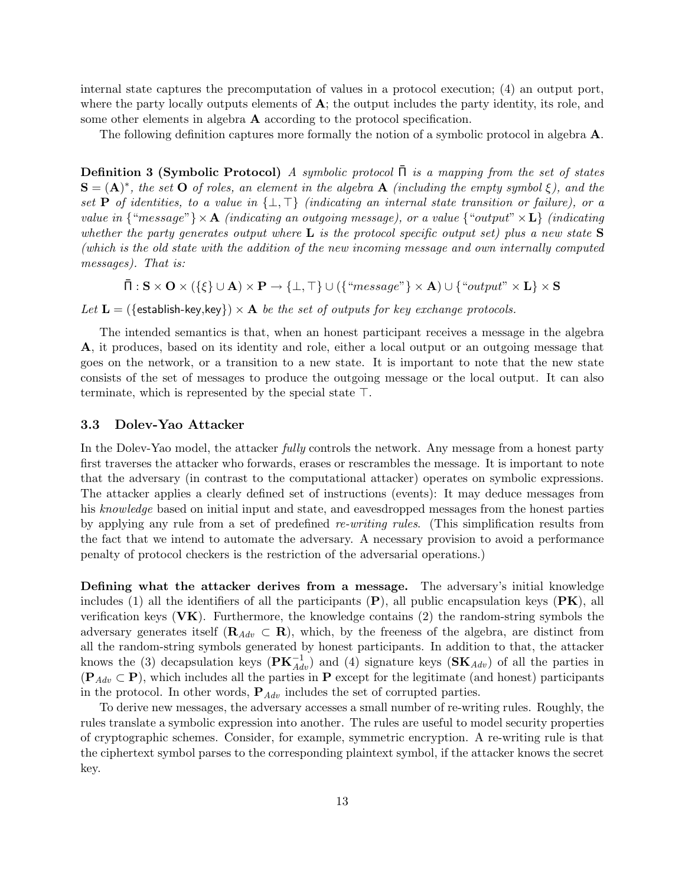internal state captures the precomputation of values in a protocol execution; (4) an output port, where the party locally outputs elements of $\mathbf{A}$; the output includes the party identity, its role, and some other elements in algebra $\mathbf{A}$ according to the protocol specification.

The following definition captures more formally the notion of a symbolic protocol in algebra $\mathbf{A}$.

**Definition 3 (Symbolic Protocol)** *A symbolic protocol* $\bar{\Pi}$ *is a mapping from the set of states* $\mathbf{S} = (\mathbf{A})^*$*, the set* $\mathbf{O}$ *of roles, an element in the algebra* $\mathbf{A}$ *(including the empty symbol* $\xi$*), and the set* $\mathbf{P}$ *of identities, to a value in* $\{\perp, \top\}$ *(indicating an internal state transition or failure), or a value in* $\{$*"message"*$\} \times \mathbf{A}$ *(indicating an outgoing message), or a value* $\{$*"output"* $\times \mathbf{L}\}$ *(indicating whether the party generates output where* $\mathbf{L}$ *is the protocol specific output set) plus a new state* $\mathbf{S}$ *(which is the old state with the addition of the new incoming message and own internally computed messages). That is:*

$$\bar{\Pi} : \mathbf{S} \times \mathbf{O} \times (\{\xi\} \cup \mathbf{A}) \times \mathbf{P} \rightarrow \{\perp, \top\} \cup (\{\text{"}message\text{"}\} \times \mathbf{A}) \cup \{\text{"}output\text{"} \times \mathbf{L}\} \times \mathbf{S}$$

*Let* $\mathbf{L} = (\{\mathsf{establish\text{-}key}, \mathsf{key}\}) \times \mathbf{A}$ *be the set of outputs for key exchange protocols.*

The intended semantics is that, when an honest participant receives a message in the algebra $\mathbf{A}$, it produces, based on its identity and role, either a local output or an outgoing message that goes on the network, or a transition to a new state. It is important to note that the new state consists of the set of messages to produce the outgoing message or the local output. It can also terminate, which is represented by the special state $\top$.

### 3.3 Dolev-Yao Attacker

In the Dolev-Yao model, the attacker *fully* controls the network. Any message from a honest party first traverses the attacker who forwards, erases or rescrambles the message. It is important to note that the adversary (in contrast to the computational attacker) operates on symbolic expressions. The attacker applies a clearly defined set of instructions (events): It may deduce messages from his *knowledge* based on initial input and state, and eavesdropped messages from the honest parties by applying any rule from a set of predefined *re-writing rules*. (This simplification results from the fact that we intend to automate the adversary. A necessary provision to avoid a performance penalty of protocol checkers is the restriction of the adversarial operations.)

**Defining what the attacker derives from a message.** The adversary's initial knowledge includes (1) all the identifiers of all the participants ($\mathbf{P}$), all public encapsulation keys ($\mathbf{PK}$), all verification keys ($\mathbf{VK}$). Furthermore, the knowledge contains (2) the random-string symbols the adversary generates itself ($\mathbf{R}_{Adv} \subset \mathbf{R}$), which, by the freeness of the algebra, are distinct from all the random-string symbols generated by honest participants. In addition to that, the attacker knows the (3) decapsulation keys ($\mathbf{PK}^{-1}_{Adv}$) and (4) signature keys ($\mathbf{SK}_{Adv}$) of all the parties in ($\mathbf{P}_{Adv} \subset \mathbf{P}$), which includes all the parties in $\mathbf{P}$ except for the legitimate (and honest) participants in the protocol. In other words, $\mathbf{P}_{Adv}$ includes the set of corrupted parties.

To derive new messages, the adversary accesses a small number of re-writing rules. Roughly, the rules translate a symbolic expression into another. The rules are useful to model security properties of cryptographic schemes. Consider, for example, symmetric encryption. A re-writing rule is that the ciphertext symbol parses to the corresponding plaintext symbol, if the attacker knows the secret key.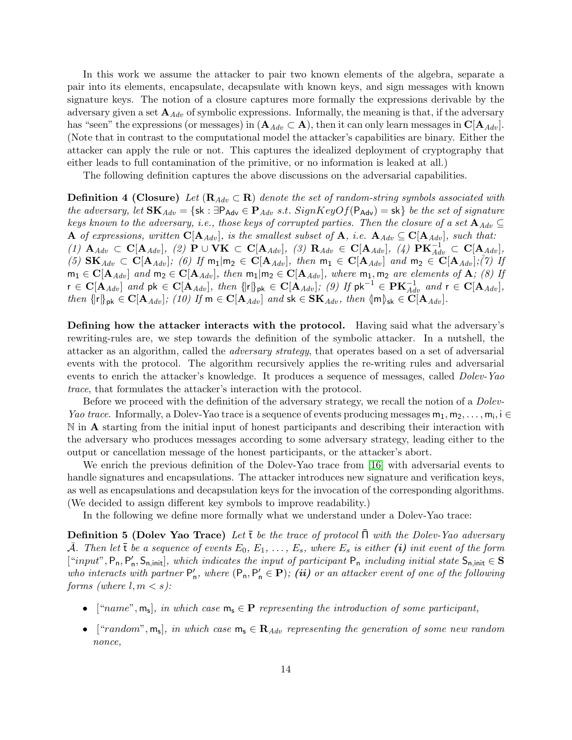In this work we assume the attacker to pair two known elements of the algebra, separate a pair into its elements, encapsulate, decapsulate with known keys, and sign messages with known signature keys. The notion of a closure captures more formally the expressions derivable by the adversary given a set $\mathbf{A}_{Adv}$ of symbolic expressions. Informally, the meaning is that, if the adversary has "seen" the expressions (or messages) in ($\mathbf{A}_{Adv} \subset \mathbf{A}$), then it can only learn messages in $\mathbf{C}[\mathbf{A}_{Adv}]$. (Note that in contrast to the computational model the attacker's capabilities are binary. Either the attacker can apply the rule or not. This captures the idealized deployment of cryptography that either leads to full contamination of the primitive, or no information is leaked at all.)

The following definition captures the above discussions on the adversarial capabilities.

**Definition 4 (Closure)** *Let ($\mathbf{R}_{Adv} \subset \mathbf{R}$) denote the set of random-string symbols associated with the adversary, let $\mathbf{SK}_{Adv} = \{\mathsf{sk} : \exists \mathsf{P}_{\mathsf{Adv}} \in \mathbf{P}_{Adv}$ s.t. $SignKeyOf(\mathsf{P}_{\mathsf{Adv}}) = \mathsf{sk}\}$ be the set of signature keys known to the adversary, i.e., those keys of corrupted parties. Then the closure of a set $\mathbf{A}_{Adv} \subseteq \mathbf{A}$ of expressions, written $\mathbf{C}[\mathbf{A}_{Adv}]$, is the smallest subset of $\mathbf{A}$, i.e. $\mathbf{A}_{Adv} \subseteq \mathbf{C}[\mathbf{A}_{Adv}]$, such that: (1) $\mathbf{A}_{Adv} \subset \mathbf{C}[\mathbf{A}_{Adv}]$, (2) $\mathbf{P} \cup \mathbf{VK} \subset \mathbf{C}[\mathbf{A}_{Adv}]$, (3) $\mathbf{R}_{Adv} \in \mathbf{C}[\mathbf{A}_{Adv}]$, (4) $\mathbf{PK}^{-1}_{Adv} \subset \mathbf{C}[\mathbf{A}_{Adv}]$, (5) $\mathbf{SK}_{Adv} \subset \mathbf{C}[\mathbf{A}_{Adv}]$; (6) If $\mathsf{m}_1|\mathsf{m}_2 \in \mathbf{C}[\mathbf{A}_{Adv}]$, then $\mathsf{m}_1 \in \mathbf{C}[\mathbf{A}_{Adv}]$ and $\mathsf{m}_2 \in \mathbf{C}[\mathbf{A}_{Adv}]$;(7) If $\mathsf{m}_1 \in \mathbf{C}[\mathbf{A}_{Adv}]$ and $\mathsf{m}_2 \in \mathbf{C}[\mathbf{A}_{Adv}]$, then $\mathsf{m}_1|\mathsf{m}_2 \in \mathbf{C}[\mathbf{A}_{Adv}]$, where $\mathsf{m}_1, \mathsf{m}_2$ are elements of $\mathbf{A}$; (8) If $\mathsf{r} \in \mathbf{C}[\mathbf{A}_{Adv}]$ and $\mathsf{pk} \in \mathbf{C}[\mathbf{A}_{Adv}]$, then $\{\!|\mathsf{r}|\!\}_{\mathsf{pk}} \in \mathbf{C}[\mathbf{A}_{Adv}]$; (9) If $\mathsf{pk}^{-1} \in \mathbf{PK}^{-1}_{Adv}$ and $\mathsf{r} \in \mathbf{C}[\mathbf{A}_{Adv}]$, then $\{\!|\mathsf{r}|\!\}_{\mathsf{pk}} \in \mathbf{C}[\mathbf{A}_{Adv}]$; (10) If $\mathsf{m} \in \mathbf{C}[\mathbf{A}_{Adv}]$ and $\mathsf{sk} \in \mathbf{SK}_{Adv}$, then $\langle\!|\mathsf{m}|\!\rangle_{\mathsf{sk}} \in \mathbf{C}[\mathbf{A}_{Adv}]$.*

**Defining how the attacker interacts with the protocol.** Having said what the adversary's rewriting-rules are, we step towards the definition of the symbolic attacker. In a nutshell, the attacker as an algorithm, called the *adversary strategy*, that operates based on a set of adversarial events with the protocol. The algorithm recursively applies the re-writing rules and adversarial events to enrich the attacker's knowledge. It produces a sequence of messages, called *Dolev-Yao trace*, that formulates the attacker's interaction with the protocol.

Before we proceed with the definition of the adversary strategy, we recall the notion of a *Dolev-Yao trace*. Informally, a Dolev-Yao trace is a sequence of events producing messages $\mathsf{m}_1, \mathsf{m}_2, \ldots, \mathsf{m}_\mathsf{i}, \mathsf{i} \in \mathbb{N}$ in $\mathbf{A}$ starting from the initial input of honest participants and describing their interaction with the adversary who produces messages according to some adversary strategy, leading either to the output or cancellation message of the honest participants, or the attacker's abort.

We enrich the previous definition of the Dolev-Yao trace from [16] with adversarial events to handle signatures and encapsulations. The attacker introduces new signature and verification keys, as well as encapsulations and decapsulation keys for the invocation of the corresponding algorithms. (We decided to assign different key symbols to improve readability.)

In the following we define more formally what we understand under a Dolev-Yao trace:

**Definition 5 (Dolev Yao Trace)** *Let $\bar{\mathsf{t}}$ be the trace of protocol $\bar{\Pi}$ with the Dolev-Yao adversary $\bar{\mathcal{A}}$. Then let $\bar{\mathsf{t}}$ be a sequence of events $E_0, E_1, \ldots, E_s$, where $E_s$ is either **(i)** init event of the form ["input", $\mathsf{P}_\mathsf{n}, \mathsf{P}'_\mathsf{n}, \mathsf{S}_{\mathsf{n,init}}$], which indicates the input of participant $\mathsf{P}_\mathsf{n}$ including initial state $\mathsf{S}_{\mathsf{n,init}} \in \mathbf{S}$ who interacts with partner $\mathsf{P}'_\mathsf{n}$, where ($\mathsf{P}_\mathsf{n}, \mathsf{P}'_\mathsf{n} \in \mathbf{P}$); **(ii)** or an attacker event of one of the following forms (where $l, m < s$):*

- *["name", $\mathsf{m}_\mathsf{s}$], in which case $\mathsf{m}_\mathsf{s} \in \mathbf{P}$ representing the introduction of some participant,*
- *["random", $\mathsf{m}_\mathsf{s}$], in which case $\mathsf{m}_\mathsf{s} \in \mathbf{R}_{Adv}$ representing the generation of some new random nonce,*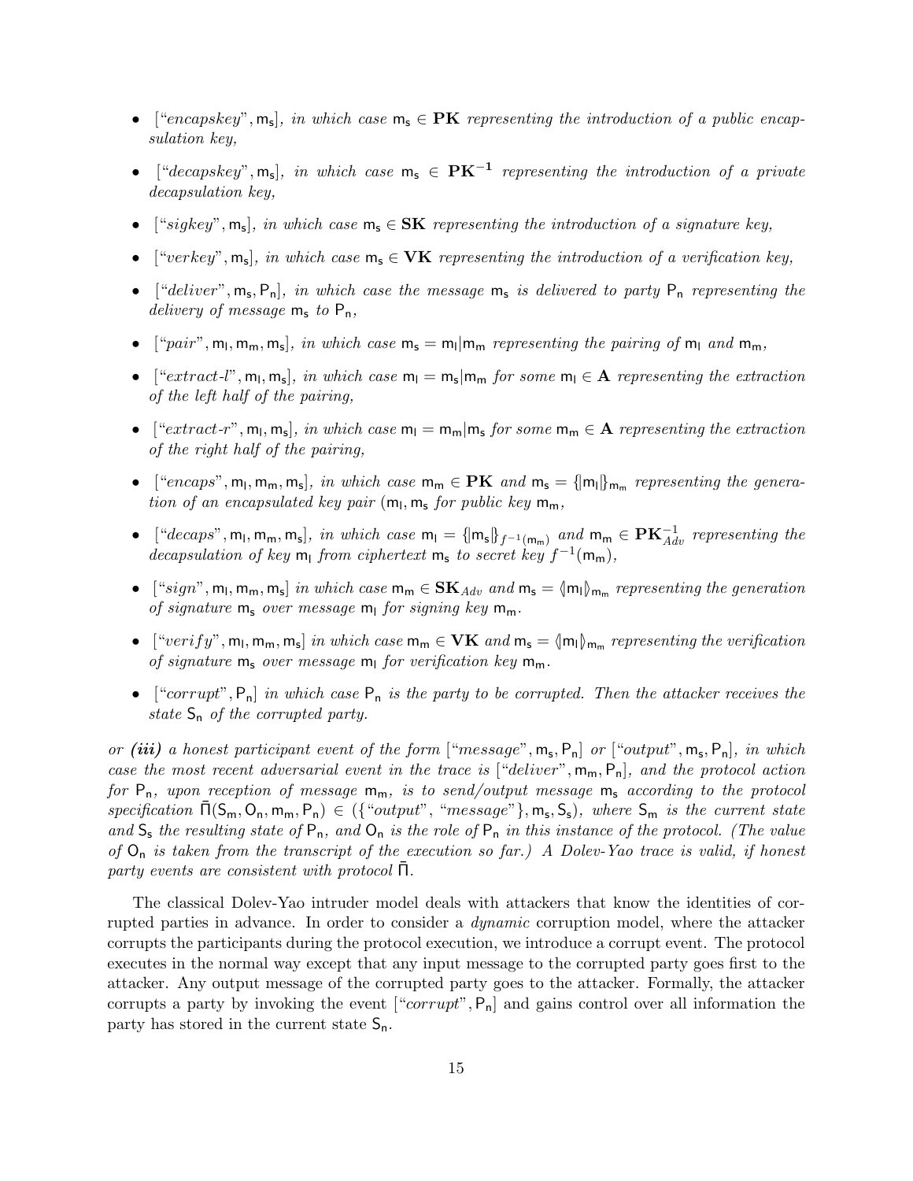- [*"encapskey"*, $\mathsf{m_s}$], *in which case* $\mathsf{m_s} \in \mathbf{PK}$ *representing the introduction of a public encapsulation key,*
- [*"decapskey"*, $\mathsf{m_s}$], *in which case* $\mathsf{m_s} \in \mathbf{PK^{-1}}$ *representing the introduction of a private decapsulation key,*
- [*"sigkey"*, $\mathsf{m_s}$], *in which case* $\mathsf{m_s} \in \mathbf{SK}$ *representing the introduction of a signature key,*
- [*"verkey"*, $\mathsf{m_s}$], *in which case* $\mathsf{m_s} \in \mathbf{VK}$ *representing the introduction of a verification key,*
- [*"deliver"*, $\mathsf{m_s}, \mathsf{P_n}$], *in which case the message* $\mathsf{m_s}$ *is delivered to party* $\mathsf{P_n}$ *representing the delivery of message* $\mathsf{m_s}$ *to* $\mathsf{P_n}$*,*
- [*"pair"*, $\mathsf{m_l}, \mathsf{m_m}, \mathsf{m_s}$], *in which case* $\mathsf{m_s} = \mathsf{m_l}|\mathsf{m_m}$ *representing the pairing of* $\mathsf{m_l}$ *and* $\mathsf{m_m}$*,*
- [*"extract-l"*, $\mathsf{m_l}, \mathsf{m_s}$], *in which case* $\mathsf{m_l} = \mathsf{m_s}|\mathsf{m_m}$ *for some* $\mathsf{m_l} \in \mathbf{A}$ *representing the extraction of the left half of the pairing,*
- [*"extract-r"*, $\mathsf{m_l}, \mathsf{m_s}$], *in which case* $\mathsf{m_l} = \mathsf{m_m}|\mathsf{m_s}$ *for some* $\mathsf{m_m} \in \mathbf{A}$ *representing the extraction of the right half of the pairing,*
- [*"encaps"*, $\mathsf{m_l}, \mathsf{m_m}, \mathsf{m_s}$], *in which case* $\mathsf{m_m} \in \mathbf{PK}$ *and* $\mathsf{m_s} = \{|\mathsf{m_l}|\}_{\mathsf{m_m}}$ *representing the generation of an encapsulated key pair* ($\mathsf{m_l}, \mathsf{m_s}$ *for public key* $\mathsf{m_m}$*,*
- [*"decaps"*, $\mathsf{m_l}, \mathsf{m_m}, \mathsf{m_s}$], *in which case* $\mathsf{m_l} = \{|\mathsf{m_s}|\}_{f^{-1}(\mathsf{m_m})}$ *and* $\mathsf{m_m} \in \mathbf{PK}^{-1}_{Adv}$ *representing the decapsulation of key* $\mathsf{m_l}$ *from ciphertext* $\mathsf{m_s}$ *to secret key* $f^{-1}(\mathsf{m_m})$*,*
- [*"sign"*, $\mathsf{m_l}, \mathsf{m_m}, \mathsf{m_s}$] *in which case* $\mathsf{m_m} \in \mathbf{SK}_{Adv}$ *and* $\mathsf{m_s} = \langle\!|\mathsf{m_l}|\!\rangle_{\mathsf{m_m}}$ *representing the generation of signature* $\mathsf{m_s}$ *over message* $\mathsf{m_l}$ *for signing key* $\mathsf{m_m}$*.*
- [*"verify"*, $\mathsf{m_l}, \mathsf{m_m}, \mathsf{m_s}$] *in which case* $\mathsf{m_m} \in \mathbf{VK}$ *and* $\mathsf{m_s} = \langle\!|\mathsf{m_l}|\!\rangle_{\mathsf{m_m}}$ *representing the verification of signature* $\mathsf{m_s}$ *over message* $\mathsf{m_l}$ *for verification key* $\mathsf{m_m}$*.*
- [*"corrupt"*, $\mathsf{P_n}$] *in which case* $\mathsf{P_n}$ *is the party to be corrupted. Then the attacker receives the state* $\mathsf{S_n}$ *of the corrupted party.*

*or* ***(iii)*** *a honest participant event of the form* [*"message"*, $\mathsf{m_s}, \mathsf{P_n}$] *or* [*"output"*, $\mathsf{m_s}, \mathsf{P_n}$]*, in which case the most recent adversarial event in the trace is* [*"deliver"*, $\mathsf{m_m}, \mathsf{P_n}$]*, and the protocol action for* $\mathsf{P_n}$*, upon reception of message* $\mathsf{m_m}$*, is to send/output message* $\mathsf{m_s}$ *according to the protocol specification* $\bar{\Pi}(\mathsf{S_m}, \mathsf{O_n}, \mathsf{m_m}, \mathsf{P_n}) \in (\{\text{"output"}, \text{"message"}\}, \mathsf{m_s}, \mathsf{S_s})$*, where* $\mathsf{S_m}$ *is the current state and* $\mathsf{S_s}$ *the resulting state of* $\mathsf{P_n}$*, and* $\mathsf{O_n}$ *is the role of* $\mathsf{P_n}$ *in this instance of the protocol. (The value of* $\mathsf{O_n}$ *is taken from the transcript of the execution so far.) A Dolev-Yao trace is valid, if honest party events are consistent with protocol* $\bar{\Pi}$*.*

The classical Dolev-Yao intruder model deals with attackers that know the identities of corrupted parties in advance. In order to consider a *dynamic* corruption model, where the attacker corrupts the participants during the protocol execution, we introduce a corrupt event. The protocol executes in the normal way except that any input message to the corrupted party goes first to the attacker. Any output message of the corrupted party goes to the attacker. Formally, the attacker corrupts a party by invoking the event [*"corrupt"*, $\mathsf{P_n}$] and gains control over all information the party has stored in the current state $\mathsf{S_n}$.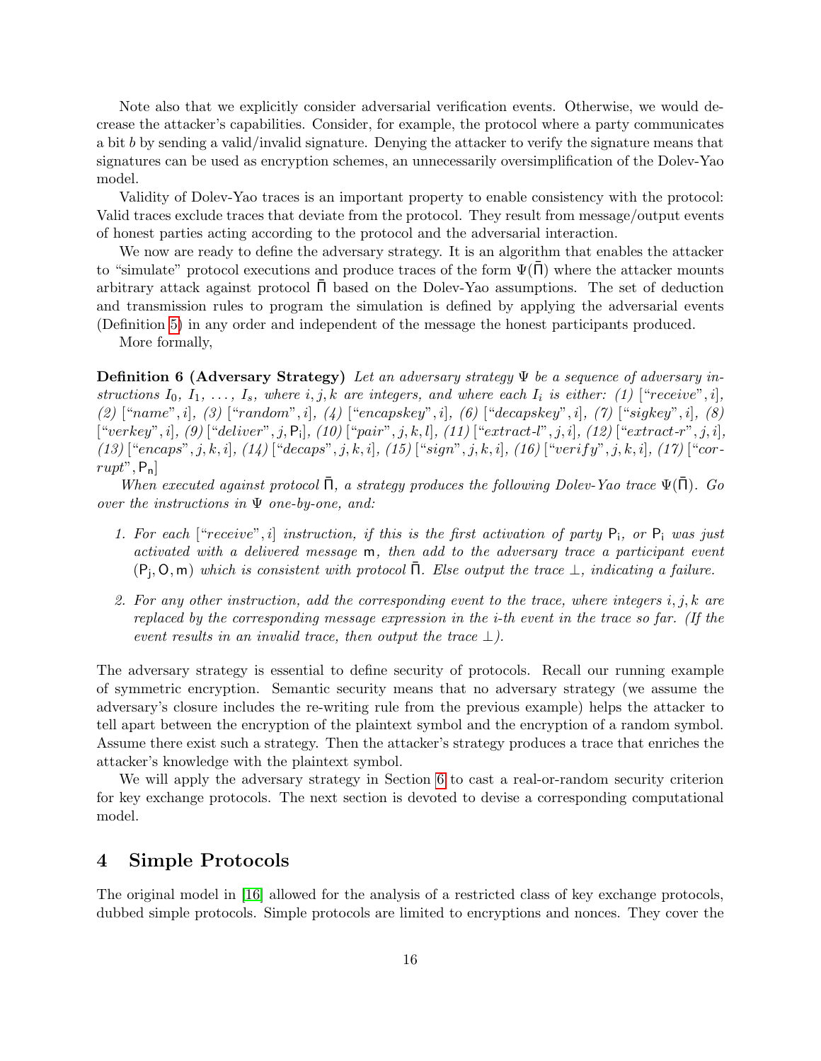Note also that we explicitly consider adversarial verification events. Otherwise, we would decrease the attacker's capabilities. Consider, for example, the protocol where a party communicates a bit $b$ by sending a valid/invalid signature. Denying the attacker to verify the signature means that signatures can be used as encryption schemes, an unnecessarily oversimplification of the Dolev-Yao model.

Validity of Dolev-Yao traces is an important property to enable consistency with the protocol: Valid traces exclude traces that deviate from the protocol. They result from message/output events of honest parties acting according to the protocol and the adversarial interaction.

We now are ready to define the adversary strategy. It is an algorithm that enables the attacker to "simulate" protocol executions and produce traces of the form $\Psi(\bar{\Pi})$ where the attacker mounts arbitrary attack against protocol $\bar{\Pi}$ based on the Dolev-Yao assumptions. The set of deduction and transmission rules to program the simulation is defined by applying the adversarial events (Definition 5) in any order and independent of the message the honest participants produced.

More formally,

**Definition 6 (Adversary Strategy)** *Let an adversary strategy $\Psi$ be a sequence of adversary instructions $I_0$, $I_1$, ..., $I_s$, where $i, j, k$ are integers, and where each $I_i$ is either: (1) ["receive", $i$], (2) ["name", $i$], (3) ["random", $i$], (4) ["encapskey", $i$], (6) ["decapskey", $i$], (7) ["sigkey", $i$], (8) ["verkey", $i$], (9) ["deliver", $j$, $\mathsf{P_i}$], (10) ["pair", $j, k, l$], (11) ["extract-l", $j, i$], (12) ["extract-r", $j, i$], (13) ["encaps", $j, k, i$], (14) ["decaps", $j, k, i$], (15) ["sign", $j, k, i$], (16) ["verify", $j, k, i$], (17) ["corrupt", $\mathsf{P_n}$]*

*When executed against protocol $\bar{\Pi}$, a strategy produces the following Dolev-Yao trace $\Psi(\bar{\Pi})$. Go over the instructions in $\Psi$ one-by-one, and:*

1. *For each ["receive", $i$] instruction, if this is the first activation of party $\mathsf{P_i}$, or $\mathsf{P_i}$ was just activated with a delivered message $\mathsf{m}$, then add to the adversary trace a participant event $(\mathsf{P_j}, \mathsf{O}, \mathsf{m})$ which is consistent with protocol $\bar{\Pi}$. Else output the trace $\perp$, indicating a failure.*

2. *For any other instruction, add the corresponding event to the trace, where integers $i, j, k$ are replaced by the corresponding message expression in the $i$-th event in the trace so far. (If the event results in an invalid trace, then output the trace $\perp$).*

The adversary strategy is essential to define security of protocols. Recall our running example of symmetric encryption. Semantic security means that no adversary strategy (we assume the adversary's closure includes the re-writing rule from the previous example) helps the attacker to tell apart between the encryption of the plaintext symbol and the encryption of a random symbol. Assume there exist such a strategy. Then the attacker's strategy produces a trace that enriches the attacker's knowledge with the plaintext symbol.

We will apply the adversary strategy in Section 6 to cast a real-or-random security criterion for key exchange protocols. The next section is devoted to devise a corresponding computational model.

## 4 Simple Protocols

The original model in [16] allowed for the analysis of a restricted class of key exchange protocols, dubbed simple protocols. Simple protocols are limited to encryptions and nonces. They cover the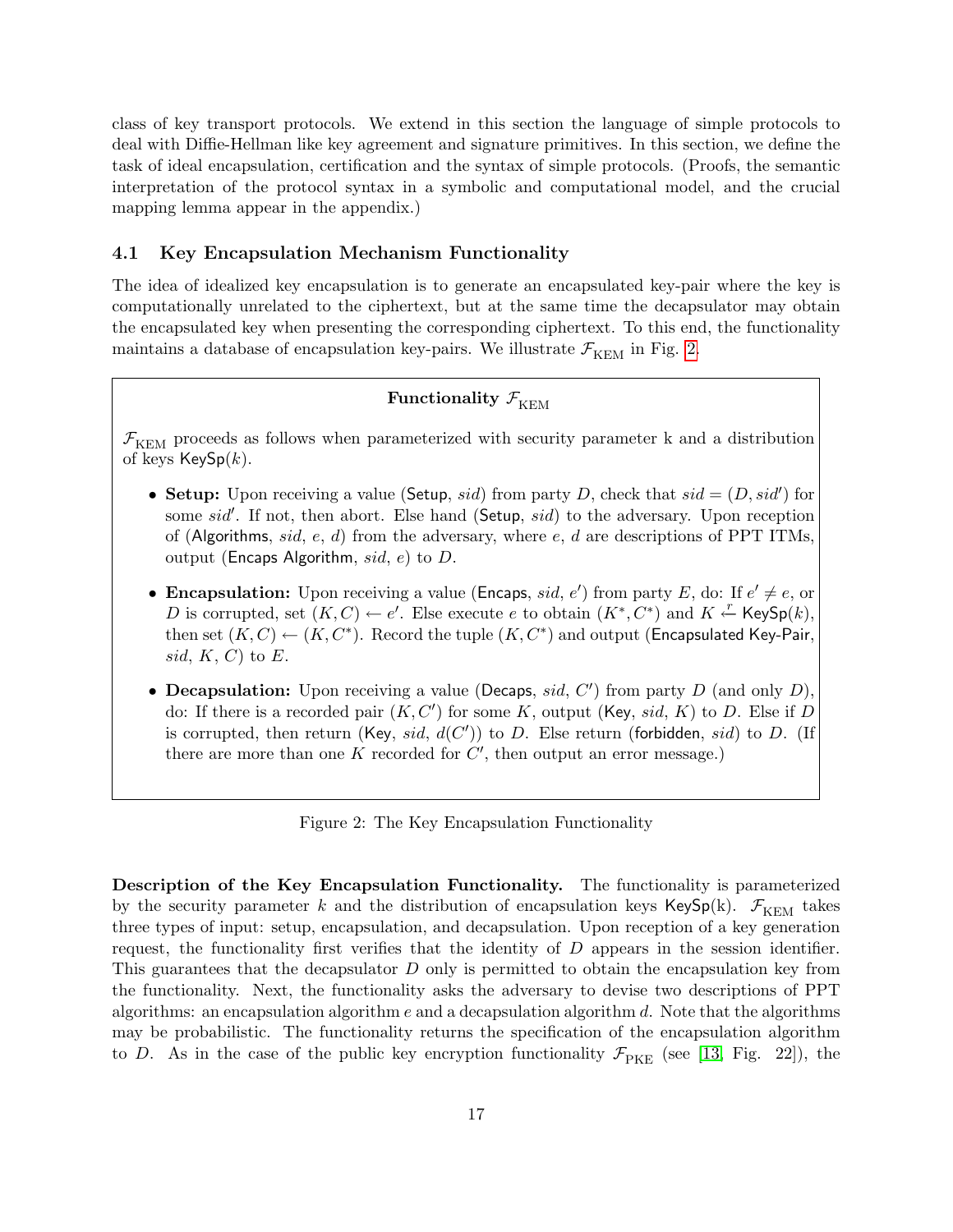class of key transport protocols. We extend in this section the language of simple protocols to deal with Diffie-Hellman like key agreement and signature primitives. In this section, we define the task of ideal encapsulation, certification and the syntax of simple protocols. (Proofs, the semantic interpretation of the protocol syntax in a symbolic and computational model, and the crucial mapping lemma appear in the appendix.)

### 4.1 Key Encapsulation Mechanism Functionality

The idea of idealized key encapsulation is to generate an encapsulated key-pair where the key is computationally unrelated to the ciphertext, but at the same time the decapsulator may obtain the encapsulated key when presenting the corresponding ciphertext. To this end, the functionality maintains a database of encapsulation key-pairs. We illustrate $\mathcal{F}_{\mathrm{KEM}}$ in Fig. 2.

---

**Functionality $\mathcal{F}_{\mathrm{KEM}}$**

$\mathcal{F}_{\mathrm{KEM}}$ proceeds as follows when parameterized with security parameter k and a distribution of keys $\mathsf{KeySp}(k)$.

- **Setup:** Upon receiving a value ($\mathsf{Setup}$, $sid$) from party $D$, check that $sid = (D, sid')$ for some $sid'$. If not, then abort. Else hand ($\mathsf{Setup}$, $sid$) to the adversary. Upon reception of ($\mathsf{Algorithms}$, $sid$, $e$, $d$) from the adversary, where $e$, $d$ are descriptions of PPT ITMs, output ($\mathsf{Encaps\ Algorithm}$, $sid$, $e$) to $D$.

- **Encapsulation:** Upon receiving a value ($\mathsf{Encaps}$, $sid$, $e'$) from party $E$, do: If $e' \neq e$, or $D$ is corrupted, set $(K, C) \leftarrow e'$. Else execute $e$ to obtain $(K^*, C^*)$ and $K \stackrel{r}{\leftarrow} \mathsf{KeySp}(k)$, then set $(K, C) \leftarrow (K, C^*)$. Record the tuple $(K, C^*)$ and output ($\mathsf{Encapsulated\ Key\text{-}Pair}$, $sid$, $K$, $C$) to $E$.

- **Decapsulation:** Upon receiving a value ($\mathsf{Decaps}$, $sid$, $C'$) from party $D$ (and only $D$), do: If there is a recorded pair $(K, C')$ for some $K$, output ($\mathsf{Key}$, $sid$, $K$) to $D$. Else if $D$ is corrupted, then return ($\mathsf{Key}$, $sid$, $d(C')$) to $D$. Else return ($\mathsf{forbidden}$, $sid$) to $D$. (If there are more than one $K$ recorded for $C'$, then output an error message.)

---

Figure 2: The Key Encapsulation Functionality

**Description of the Key Encapsulation Functionality.** The functionality is parameterized by the security parameter $k$ and the distribution of encapsulation keys $\mathsf{KeySp}(\mathrm{k})$. $\mathcal{F}_{\mathrm{KEM}}$ takes three types of input: setup, encapsulation, and decapsulation. Upon reception of a key generation request, the functionality first verifies that the identity of $D$ appears in the session identifier. This guarantees that the decapsulator $D$ only is permitted to obtain the encapsulation key from the functionality. Next, the functionality asks the adversary to devise two descriptions of PPT algorithms: an encapsulation algorithm $e$ and a decapsulation algorithm $d$. Note that the algorithms may be probabilistic. The functionality returns the specification of the encapsulation algorithm to $D$. As in the case of the public key encryption functionality $\mathcal{F}_{\mathrm{PKE}}$ (see [13, Fig. 22]), the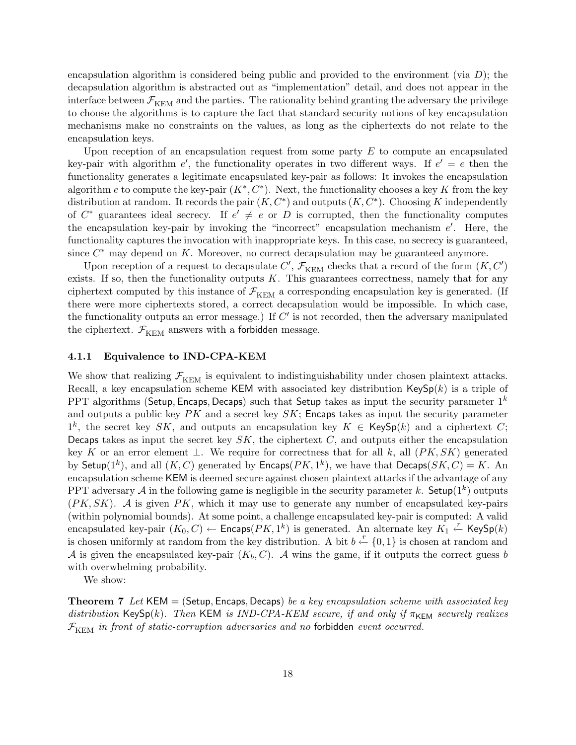encapsulation algorithm is considered being public and provided to the environment (via $D$); the decapsulation algorithm is abstracted out as "implementation" detail, and does not appear in the interface between $\mathcal{F}_{\text{KEM}}$ and the parties. The rationality behind granting the adversary the privilege to choose the algorithms is to capture the fact that standard security notions of key encapsulation mechanisms make no constraints on the values, as long as the ciphertexts do not relate to the encapsulation keys.

Upon reception of an encapsulation request from some party $E$ to compute an encapsulated key-pair with algorithm $e'$, the functionality operates in two different ways. If $e' = e$ then the functionality generates a legitimate encapsulated key-pair as follows: It invokes the encapsulation algorithm $e$ to compute the key-pair $(K^*, C^*)$. Next, the functionality chooses a key $K$ from the key distribution at random. It records the pair $(K, C^*)$ and outputs $(K, C^*)$. Choosing $K$ independently of $C^*$ guarantees ideal secrecy. If $e' \neq e$ or $D$ is corrupted, then the functionality computes the encapsulation key-pair by invoking the "incorrect" encapsulation mechanism $e'$. Here, the functionality captures the invocation with inappropriate keys. In this case, no secrecy is guaranteed, since $C^*$ may depend on $K$. Moreover, no correct decapsulation may be guaranteed anymore.

Upon reception of a request to decapsulate $C'$, $\mathcal{F}_{\text{KEM}}$ checks that a record of the form $(K, C')$ exists. If so, then the functionality outputs $K$. This guarantees correctness, namely that for any ciphertext computed by this instance of $\mathcal{F}_{\text{KEM}}$ a corresponding encapsulation key is generated. (If there were more ciphertexts stored, a correct decapsulation would be impossible. In which case, the functionality outputs an error message.) If $C'$ is not recorded, then the adversary manipulated the ciphertext. $\mathcal{F}_{\text{KEM}}$ answers with a forbidden message.

### 4.1.1 Equivalence to IND-CPA-KEM

We show that realizing $\mathcal{F}_{\text{KEM}}$ is equivalent to indistinguishability under chosen plaintext attacks. Recall, a key encapsulation scheme KEM with associated key distribution $\mathsf{KeySp}(k)$ is a triple of PPT algorithms $(\mathsf{Setup}, \mathsf{Encaps}, \mathsf{Decaps})$ such that Setup takes as input the security parameter $1^k$ and outputs a public key $PK$ and a secret key $SK$; Encaps takes as input the security parameter $1^k$, the secret key $SK$, and outputs an encapsulation key $K \in \mathsf{KeySp}(k)$ and a ciphertext $C$; Decaps takes as input the secret key $SK$, the ciphertext $C$, and outputs either the encapsulation key $K$ or an error element $\perp$. We require for correctness that for all $k$, all $(PK, SK)$ generated by $\mathsf{Setup}(1^k)$, and all $(K, C)$ generated by $\mathsf{Encaps}(PK, 1^k)$, we have that $\mathsf{Decaps}(SK, C) = K$. An encapsulation scheme KEM is deemed secure against chosen plaintext attacks if the advantage of any PPT adversary $\mathcal{A}$ in the following game is negligible in the security parameter $k$. $\mathsf{Setup}(1^k)$ outputs $(PK, SK)$. $\mathcal{A}$ is given $PK$, which it may use to generate any number of encapsulated key-pairs (within polynomial bounds). At some point, a challenge encapsulated key-pair is computed: A valid encapsulated key-pair $(K_0, C) \leftarrow \mathsf{Encaps}(PK, 1^k)$ is generated. An alternate key $K_1 \xleftarrow{r} \mathsf{KeySp}(k)$ is chosen uniformly at random from the key distribution. A bit $b \xleftarrow{r} \{0, 1\}$ is chosen at random and $\mathcal{A}$ is given the encapsulated key-pair $(K_b, C)$. $\mathcal{A}$ wins the game, if it outputs the correct guess $b$ with overwhelming probability.

We show:

**Theorem 7** *Let* $\mathsf{KEM} = (\mathsf{Setup}, \mathsf{Encaps}, \mathsf{Decaps})$ *be a key encapsulation scheme with associated key distribution* $\mathsf{KeySp}(k)$*. Then* KEM *is IND-CPA-KEM secure, if and only if* $\pi_{\mathsf{KEM}}$ *securely realizes* $\mathcal{F}_{\text{KEM}}$ *in front of static-corruption adversaries and no* forbidden *event occurred.*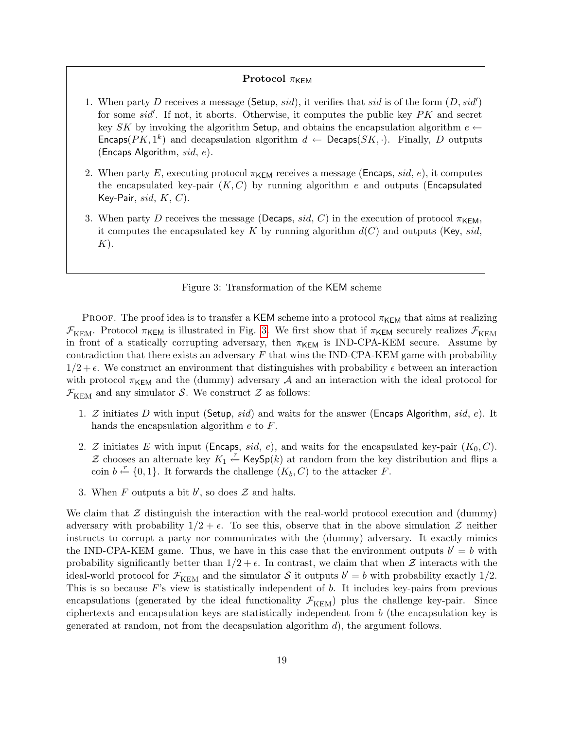**Protocol $\pi_{\mathsf{KEM}}$**

1. When party $D$ receives a message ($\mathsf{Setup}$, $sid$), it verifies that $sid$ is of the form $(D, sid')$ for some $sid'$. If not, it aborts. Otherwise, it computes the public key $PK$ and secret key $SK$ by invoking the algorithm $\mathsf{Setup}$, and obtains the encapsulation algorithm $e \leftarrow \mathsf{Encaps}(PK, 1^k)$ and decapsulation algorithm $d \leftarrow \mathsf{Decaps}(SK, \cdot)$. Finally, $D$ outputs ($\mathsf{Encaps\ Algorithm}$, $sid$, $e$).

2. When party $E$, executing protocol $\pi_{\mathsf{KEM}}$ receives a message ($\mathsf{Encaps}$, $sid$, $e$), it computes the encapsulated key-pair $(K, C)$ by running algorithm $e$ and outputs ($\mathsf{Encapsulated\ Key\text{-}Pair}$, $sid$, $K$, $C$).

3. When party $D$ receives the message ($\mathsf{Decaps}$, $sid$, $C$) in the execution of protocol $\pi_{\mathsf{KEM}}$, it computes the encapsulated key $K$ by running algorithm $d(C)$ and outputs ($\mathsf{Key}$, $sid$, $K$).

Figure 3: Transformation of the $\mathsf{KEM}$ scheme

Proof. The proof idea is to transfer a $\mathsf{KEM}$ scheme into a protocol $\pi_{\mathsf{KEM}}$ that aims at realizing $\mathcal{F}_{\mathrm{KEM}}$. Protocol $\pi_{\mathsf{KEM}}$ is illustrated in Fig. 3. We first show that if $\pi_{\mathsf{KEM}}$ securely realizes $\mathcal{F}_{\mathrm{KEM}}$ in front of a statically corrupting adversary, then $\pi_{\mathsf{KEM}}$ is IND-CPA-KEM secure. Assume by contradiction that there exists an adversary $F$ that wins the IND-CPA-KEM game with probability $1/2 + \epsilon$. We construct an environment that distinguishes with probability $\epsilon$ between an interaction with protocol $\pi_{\mathsf{KEM}}$ and the (dummy) adversary $\mathcal{A}$ and an interaction with the ideal protocol for $\mathcal{F}_{\mathrm{KEM}}$ and any simulator $\mathcal{S}$. We construct $\mathcal{Z}$ as follows:

1. $\mathcal{Z}$ initiates $D$ with input ($\mathsf{Setup}$, $sid$) and waits for the answer ($\mathsf{Encaps\ Algorithm}$, $sid$, $e$). It hands the encapsulation algorithm $e$ to $F$.

2. $\mathcal{Z}$ initiates $E$ with input ($\mathsf{Encaps}$, $sid$, $e$), and waits for the encapsulated key-pair $(K_0, C)$. $\mathcal{Z}$ chooses an alternate key $K_1 \overset{r}{\leftarrow} \mathsf{KeySp}(k)$ at random from the key distribution and flips a coin $b \overset{r}{\leftarrow} \{0,1\}$. It forwards the challenge $(K_b, C)$ to the attacker $F$.

3. When $F$ outputs a bit $b'$, so does $\mathcal{Z}$ and halts.

We claim that $\mathcal{Z}$ distinguish the interaction with the real-world protocol execution and (dummy) adversary with probability $1/2 + \epsilon$. To see this, observe that in the above simulation $\mathcal{Z}$ neither instructs to corrupt a party nor communicates with the (dummy) adversary. It exactly mimics the IND-CPA-KEM game. Thus, we have in this case that the environment outputs $b' = b$ with probability significantly better than $1/2 + \epsilon$. In contrast, we claim that when $\mathcal{Z}$ interacts with the ideal-world protocol for $\mathcal{F}_{\mathrm{KEM}}$ and the simulator $\mathcal{S}$ it outputs $b' = b$ with probability exactly $1/2$. This is so because $F$'s view is statistically independent of $b$. It includes key-pairs from previous encapsulations (generated by the ideal functionality $\mathcal{F}_{\mathrm{KEM}}$) plus the challenge key-pair. Since ciphertexts and encapsulation keys are statistically independent from $b$ (the encapsulation key is generated at random, not from the decapsulation algorithm $d$), the argument follows.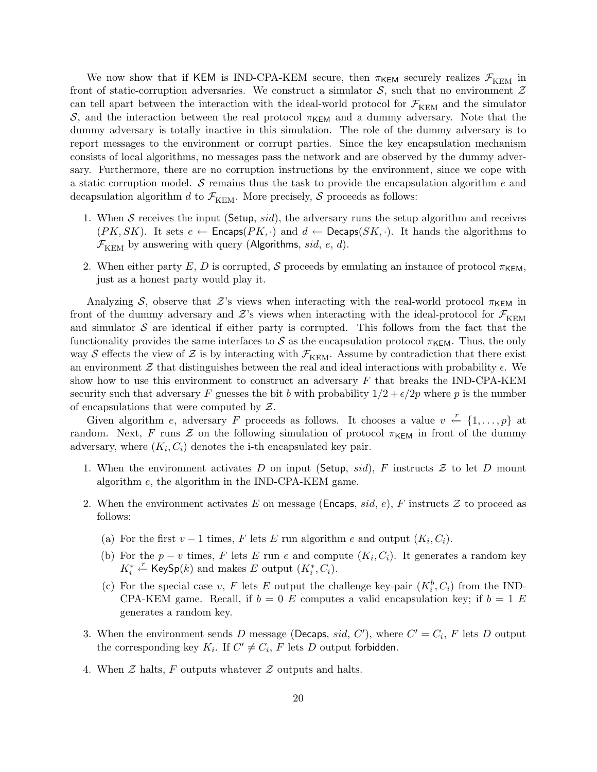We now show that if KEM is IND-CPA-KEM secure, then $\pi_{\mathsf{KEM}}$ securely realizes $\mathcal{F}_{\mathrm{KEM}}$ in front of static-corruption adversaries. We construct a simulator $\mathcal{S}$, such that no environment $\mathcal{Z}$ can tell apart between the interaction with the ideal-world protocol for $\mathcal{F}_{\mathrm{KEM}}$ and the simulator $\mathcal{S}$, and the interaction between the real protocol $\pi_{\mathsf{KEM}}$ and a dummy adversary. Note that the dummy adversary is totally inactive in this simulation. The role of the dummy adversary is to report messages to the environment or corrupt parties. Since the key encapsulation mechanism consists of local algorithms, no messages pass the network and are observed by the dummy adversary. Furthermore, there are no corruption instructions by the environment, since we cope with a static corruption model. $\mathcal{S}$ remains thus the task to provide the encapsulation algorithm $e$ and decapsulation algorithm $d$ to $\mathcal{F}_{\mathrm{KEM}}$. More precisely, $\mathcal{S}$ proceeds as follows:

1. When $\mathcal{S}$ receives the input (Setup, $sid$), the adversary runs the setup algorithm and receives $(PK, SK)$. It sets $e \leftarrow \mathsf{Encaps}(PK, \cdot)$ and $d \leftarrow \mathsf{Decaps}(SK, \cdot)$. It hands the algorithms to $\mathcal{F}_{\mathrm{KEM}}$ by answering with query (Algorithms, $sid$, $e$, $d$).
2. When either party $E$, $D$ is corrupted, $\mathcal{S}$ proceeds by emulating an instance of protocol $\pi_{\mathsf{KEM}}$, just as a honest party would play it.

Analyzing $\mathcal{S}$, observe that $\mathcal{Z}$'s views when interacting with the real-world protocol $\pi_{\mathsf{KEM}}$ in front of the dummy adversary and $\mathcal{Z}$'s views when interacting with the ideal-protocol for $\mathcal{F}_{\mathrm{KEM}}$ and simulator $\mathcal{S}$ are identical if either party is corrupted. This follows from the fact that the functionality provides the same interfaces to $\mathcal{S}$ as the encapsulation protocol $\pi_{\mathsf{KEM}}$. Thus, the only way $\mathcal{S}$ effects the view of $\mathcal{Z}$ is by interacting with $\mathcal{F}_{\mathrm{KEM}}$. Assume by contradiction that there exist an environment $\mathcal{Z}$ that distinguishes between the real and ideal interactions with probability $\epsilon$. We show how to use this environment to construct an adversary $F$ that breaks the IND-CPA-KEM security such that adversary $F$ guesses the bit $b$ with probability $1/2 + \epsilon/2p$ where $p$ is the number of encapsulations that were computed by $\mathcal{Z}$.

Given algorithm $e$, adversary $F$ proceeds as follows. It chooses a value $v \xleftarrow{r} \{1, \ldots, p\}$ at random. Next, $F$ runs $\mathcal{Z}$ on the following simulation of protocol $\pi_{\mathsf{KEM}}$ in front of the dummy adversary, where $(K_i, C_i)$ denotes the i-th encapsulated key pair.

1. When the environment activates $D$ on input (Setup, $sid$), $F$ instructs $\mathcal{Z}$ to let $D$ mount algorithm $e$, the algorithm in the IND-CPA-KEM game.
2. When the environment activates $E$ on message (Encaps, $sid$, $e$), $F$ instructs $\mathcal{Z}$ to proceed as follows:
   (a) For the first $v - 1$ times, $F$ lets $E$ run algorithm $e$ and output $(K_i, C_i)$.
   (b) For the $p - v$ times, $F$ lets $E$ run $e$ and compute $(K_i, C_i)$. It generates a random key $K_i^* \xleftarrow{r} \mathsf{KeySp}(k)$ and makes $E$ output $(K_i^*, C_i)$.
   (c) For the special case $v$, $F$ lets $E$ output the challenge key-pair $(K_i^b, C_i)$ from the IND-CPA-KEM game. Recall, if $b = 0$ $E$ computes a valid encapsulation key; if $b = 1$ $E$ generates a random key.
3. When the environment sends $D$ message (Decaps, $sid$, $C'$), where $C' = C_i$, $F$ lets $D$ output the corresponding key $K_i$. If $C' \neq C_i$, $F$ lets $D$ output forbidden.
4. When $\mathcal{Z}$ halts, $F$ outputs whatever $\mathcal{Z}$ outputs and halts.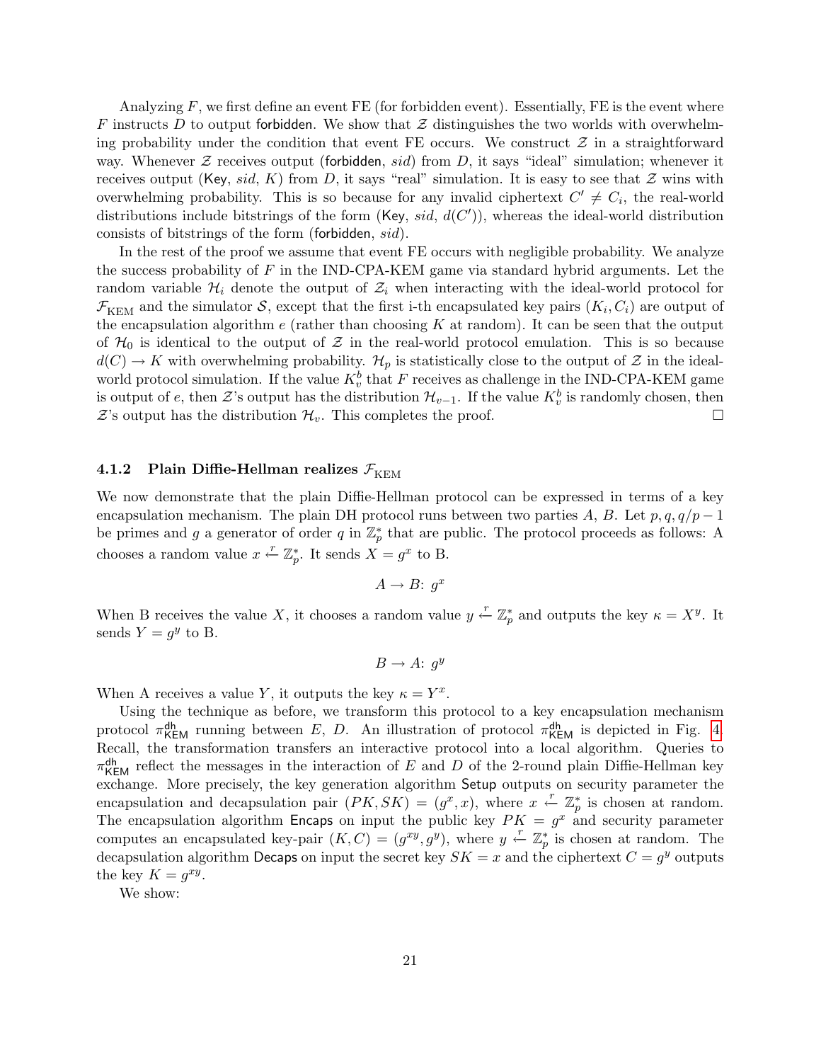Analyzing $F$, we first define an event FE (for forbidden event). Essentially, FE is the event where $F$ instructs $D$ to output forbidden. We show that $\mathcal{Z}$ distinguishes the two worlds with overwhelming probability under the condition that event FE occurs. We construct $\mathcal{Z}$ in a straightforward way. Whenever $\mathcal{Z}$ receives output (forbidden, $sid$) from $D$, it says "ideal" simulation; whenever it receives output (Key, $sid$, $K$) from $D$, it says "real" simulation. It is easy to see that $\mathcal{Z}$ wins with overwhelming probability. This is so because for any invalid ciphertext $C' \neq C_i$, the real-world distributions include bitstrings of the form (Key, $sid$, $d(C')$), whereas the ideal-world distribution consists of bitstrings of the form (forbidden, $sid$).

In the rest of the proof we assume that event FE occurs with negligible probability. We analyze the success probability of $F$ in the IND-CPA-KEM game via standard hybrid arguments. Let the random variable $\mathcal{H}_i$ denote the output of $\mathcal{Z}_i$ when interacting with the ideal-world protocol for $\mathcal{F}_{\text{KEM}}$ and the simulator $\mathcal{S}$, except that the first i-th encapsulated key pairs $(K_i, C_i)$ are output of the encapsulation algorithm $e$ (rather than choosing $K$ at random). It can be seen that the output of $\mathcal{H}_0$ is identical to the output of $\mathcal{Z}$ in the real-world protocol emulation. This is so because $d(C) \rightarrow K$ with overwhelming probability. $\mathcal{H}_p$ is statistically close to the output of $\mathcal{Z}$ in the ideal-world protocol simulation. If the value $K_v^b$ that $F$ receives as challenge in the IND-CPA-KEM game is output of $e$, then $\mathcal{Z}$'s output has the distribution $\mathcal{H}_{v-1}$. If the value $K_v^b$ is randomly chosen, then $\mathcal{Z}$'s output has the distribution $\mathcal{H}_v$. This completes the proof. □

#### 4.1.2 Plain Diffie-Hellman realizes $\mathcal{F}_{\text{KEM}}$

We now demonstrate that the plain Diffie-Hellman protocol can be expressed in terms of a key encapsulation mechanism. The plain DH protocol runs between two parties $A$, $B$. Let $p, q, q/p-1$ be primes and $g$ a generator of order $q$ in $\mathbb{Z}_p^*$ that are public. The protocol proceeds as follows: A chooses a random value $x \stackrel{r}{\leftarrow} \mathbb{Z}_p^*$. It sends $X = g^x$ to B.

$$A \rightarrow B\colon\ g^x$$

When B receives the value $X$, it chooses a random value $y \stackrel{r}{\leftarrow} \mathbb{Z}_p^*$ and outputs the key $\kappa = X^y$. It sends $Y = g^y$ to B.

$$B \rightarrow A\colon\ g^y$$

When A receives a value $Y$, it outputs the key $\kappa = Y^x$.

Using the technique as before, we transform this protocol to a key encapsulation mechanism protocol $\pi_{\mathsf{KEM}}^{\mathsf{dh}}$ running between $E$, $D$. An illustration of protocol $\pi_{\mathsf{KEM}}^{\mathsf{dh}}$ is depicted in Fig. 4. Recall, the transformation transfers an interactive protocol into a local algorithm. Queries to $\pi_{\mathsf{KEM}}^{\mathsf{dh}}$ reflect the messages in the interaction of $E$ and $D$ of the 2-round plain Diffie-Hellman key exchange. More precisely, the key generation algorithm Setup outputs on security parameter the encapsulation and decapsulation pair $(PK, SK) = (g^x, x)$, where $x \stackrel{r}{\leftarrow} \mathbb{Z}_p^*$ is chosen at random. The encapsulation algorithm Encaps on input the public key $PK = g^x$ and security parameter computes an encapsulated key-pair $(K, C) = (g^{xy}, g^y)$, where $y \stackrel{r}{\leftarrow} \mathbb{Z}_p^*$ is chosen at random. The decapsulation algorithm Decaps on input the secret key $SK = x$ and the ciphertext $C = g^y$ outputs the key $K = g^{xy}$.

We show: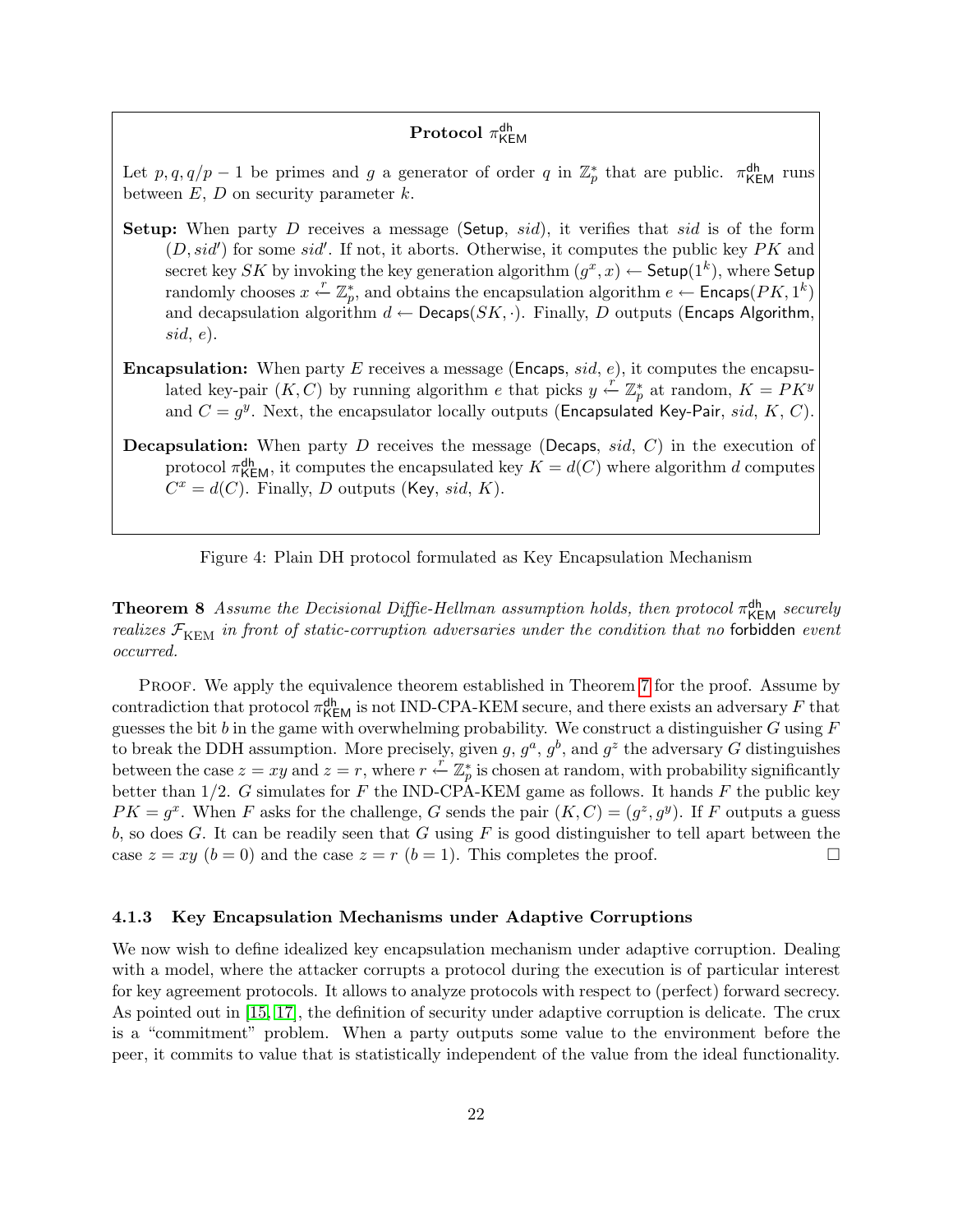**Protocol $\pi^{\mathsf{dh}}_{\mathsf{KEM}}$**

Let $p, q, q/p - 1$ be primes and $g$ a generator of order $q$ in $\mathbb{Z}_p^*$ that are public. $\pi^{\mathsf{dh}}_{\mathsf{KEM}}$ runs between $E$, $D$ on security parameter $k$.

**Setup:** When party $D$ receives a message ($\mathsf{Setup}$, $sid$), it verifies that $sid$ is of the form $(D, sid')$ for some $sid'$. If not, it aborts. Otherwise, it computes the public key $PK$ and secret key $SK$ by invoking the key generation algorithm $(g^x, x) \leftarrow \mathsf{Setup}(1^k)$, where $\mathsf{Setup}$ randomly chooses $x \xleftarrow{r} \mathbb{Z}_p^*$, and obtains the encapsulation algorithm $e \leftarrow \mathsf{Encaps}(PK, 1^k)$ and decapsulation algorithm $d \leftarrow \mathsf{Decaps}(SK, \cdot)$. Finally, $D$ outputs ($\mathsf{Encaps\ Algorithm}$, $sid$, $e$).

**Encapsulation:** When party $E$ receives a message ($\mathsf{Encaps}$, $sid$, $e$), it computes the encapsulated key-pair $(K, C)$ by running algorithm $e$ that picks $y \xleftarrow{r} \mathbb{Z}_p^*$ at random, $K = PK^y$ and $C = g^y$. Next, the encapsulator locally outputs ($\mathsf{Encapsulated\ Key\text{-}Pair}$, $sid$, $K$, $C$).

**Decapsulation:** When party $D$ receives the message ($\mathsf{Decaps}$, $sid$, $C$) in the execution of protocol $\pi^{\mathsf{dh}}_{\mathsf{KEM}}$, it computes the encapsulated key $K = d(C)$ where algorithm $d$ computes $C^x = d(C)$. Finally, $D$ outputs ($\mathsf{Key}$, $sid$, $K$).

Figure 4: Plain DH protocol formulated as Key Encapsulation Mechanism

**Theorem 8** *Assume the Decisional Diffie-Hellman assumption holds, then protocol $\pi^{\mathsf{dh}}_{\mathsf{KEM}}$ securely realizes $\mathcal{F}_{\mathrm{KEM}}$ in front of static-corruption adversaries under the condition that no* forbidden *event occurred.*

Proof. We apply the equivalence theorem established in Theorem 7 for the proof. Assume by contradiction that protocol $\pi^{\mathsf{dh}}_{\mathsf{KEM}}$ is not IND-CPA-KEM secure, and there exists an adversary $F$ that guesses the bit $b$ in the game with overwhelming probability. We construct a distinguisher $G$ using $F$ to break the DDH assumption. More precisely, given $g$, $g^a$, $g^b$, and $g^z$ the adversary $G$ distinguishes between the case $z = xy$ and $z = r$, where $r \xleftarrow{r} \mathbb{Z}_p^*$ is chosen at random, with probability significantly better than $1/2$. $G$ simulates for $F$ the IND-CPA-KEM game as follows. It hands $F$ the public key $PK = g^x$. When $F$ asks for the challenge, $G$ sends the pair $(K, C) = (g^z, g^y)$. If $F$ outputs a guess $b$, so does $G$. It can be readily seen that $G$ using $F$ is good distinguisher to tell apart between the case $z = xy$ ($b = 0$) and the case $z = r$ ($b = 1$). This completes the proof. □

#### 4.1.3 Key Encapsulation Mechanisms under Adaptive Corruptions

We now wish to define idealized key encapsulation mechanism under adaptive corruption. Dealing with a model, where the attacker corrupts a protocol during the execution is of particular interest for key agreement protocols. It allows to analyze protocols with respect to (perfect) forward secrecy. As pointed out in [15, 17], the definition of security under adaptive corruption is delicate. The crux is a "commitment" problem. When a party outputs some value to the environment before the peer, it commits to value that is statistically independent of the value from the ideal functionality.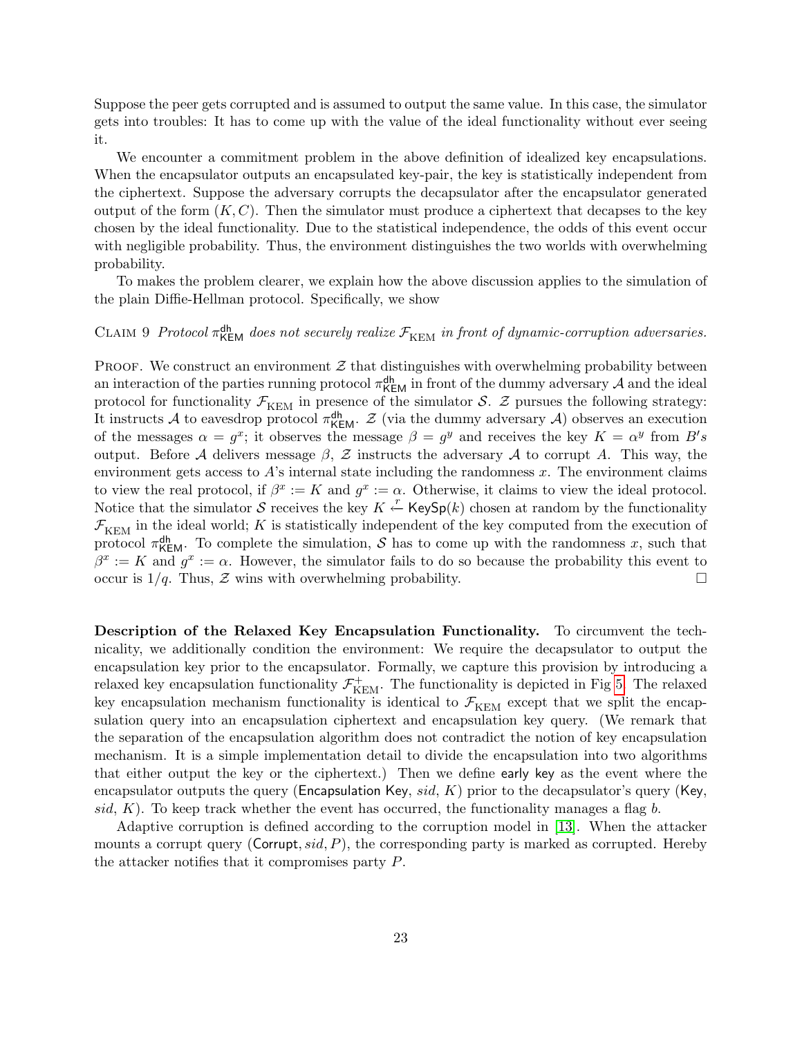Suppose the peer gets corrupted and is assumed to output the same value. In this case, the simulator gets into troubles: It has to come up with the value of the ideal functionality without ever seeing it.

We encounter a commitment problem in the above definition of idealized key encapsulations. When the encapsulator outputs an encapsulated key-pair, the key is statistically independent from the ciphertext. Suppose the adversary corrupts the decapsulator after the encapsulator generated output of the form $(K, C)$. Then the simulator must produce a ciphertext that decapses to the key chosen by the ideal functionality. Due to the statistical independence, the odds of this event occur with negligible probability. Thus, the environment distinguishes the two worlds with overwhelming probability.

To makes the problem clearer, we explain how the above discussion applies to the simulation of the plain Diffie-Hellman protocol. Specifically, we show

Claim 9 *Protocol $\pi^{\mathsf{dh}}_{\mathsf{KEM}}$ does not securely realize $\mathcal{F}_{\mathrm{KEM}}$ in front of dynamic-corruption adversaries.*

Proof. We construct an environment $\mathcal{Z}$ that distinguishes with overwhelming probability between an interaction of the parties running protocol $\pi^{\mathsf{dh}}_{\mathsf{KEM}}$ in front of the dummy adversary $\mathcal{A}$ and the ideal protocol for functionality $\mathcal{F}_{\mathrm{KEM}}$ in presence of the simulator $\mathcal{S}$. $\mathcal{Z}$ pursues the following strategy: It instructs $\mathcal{A}$ to eavesdrop protocol $\pi^{\mathsf{dh}}_{\mathsf{KEM}}$. $\mathcal{Z}$ (via the dummy adversary $\mathcal{A}$) observes an execution of the messages $\alpha = g^x$; it observes the message $\beta = g^y$ and receives the key $K = \alpha^y$ from $B's$ output. Before $\mathcal{A}$ delivers message $\beta$, $\mathcal{Z}$ instructs the adversary $\mathcal{A}$ to corrupt $A$. This way, the environment gets access to $A$'s internal state including the randomness $x$. The environment claims to view the real protocol, if $\beta^x := K$ and $g^x := \alpha$. Otherwise, it claims to view the ideal protocol. Notice that the simulator $\mathcal{S}$ receives the key $K \xleftarrow{r} \mathsf{KeySp}(k)$ chosen at random by the functionality $\mathcal{F}_{\mathrm{KEM}}$ in the ideal world; $K$ is statistically independent of the key computed from the execution of protocol $\pi^{\mathsf{dh}}_{\mathsf{KEM}}$. To complete the simulation, $\mathcal{S}$ has to come up with the randomness $x$, such that $\beta^x := K$ and $g^x := \alpha$. However, the simulator fails to do so because the probability this event to occur is $1/q$. Thus, $\mathcal{Z}$ wins with overwhelming probability. □

**Description of the Relaxed Key Encapsulation Functionality.** To circumvent the technicality, we additionally condition the environment: We require the decapsulator to output the encapsulation key prior to the encapsulator. Formally, we capture this provision by introducing a relaxed key encapsulation functionality $\mathcal{F}^{+}_{\mathrm{KEM}}$. The functionality is depicted in Fig 5. The relaxed key encapsulation mechanism functionality is identical to $\mathcal{F}_{\mathrm{KEM}}$ except that we split the encapsulation query into an encapsulation ciphertext and encapsulation key query. (We remark that the separation of the encapsulation algorithm does not contradict the notion of key encapsulation mechanism. It is a simple implementation detail to divide the encapsulation into two algorithms that either output the key or the ciphertext.) Then we define early key as the event where the encapsulator outputs the query (Encapsulation Key, $sid$, $K$) prior to the decapsulator's query (Key, $sid$, $K$). To keep track whether the event has occurred, the functionality manages a flag $b$.

Adaptive corruption is defined according to the corruption model in [13]. When the attacker mounts a corrupt query (Corrupt, $sid$, $P$), the corresponding party is marked as corrupted. Hereby the attacker notifies that it compromises party $P$.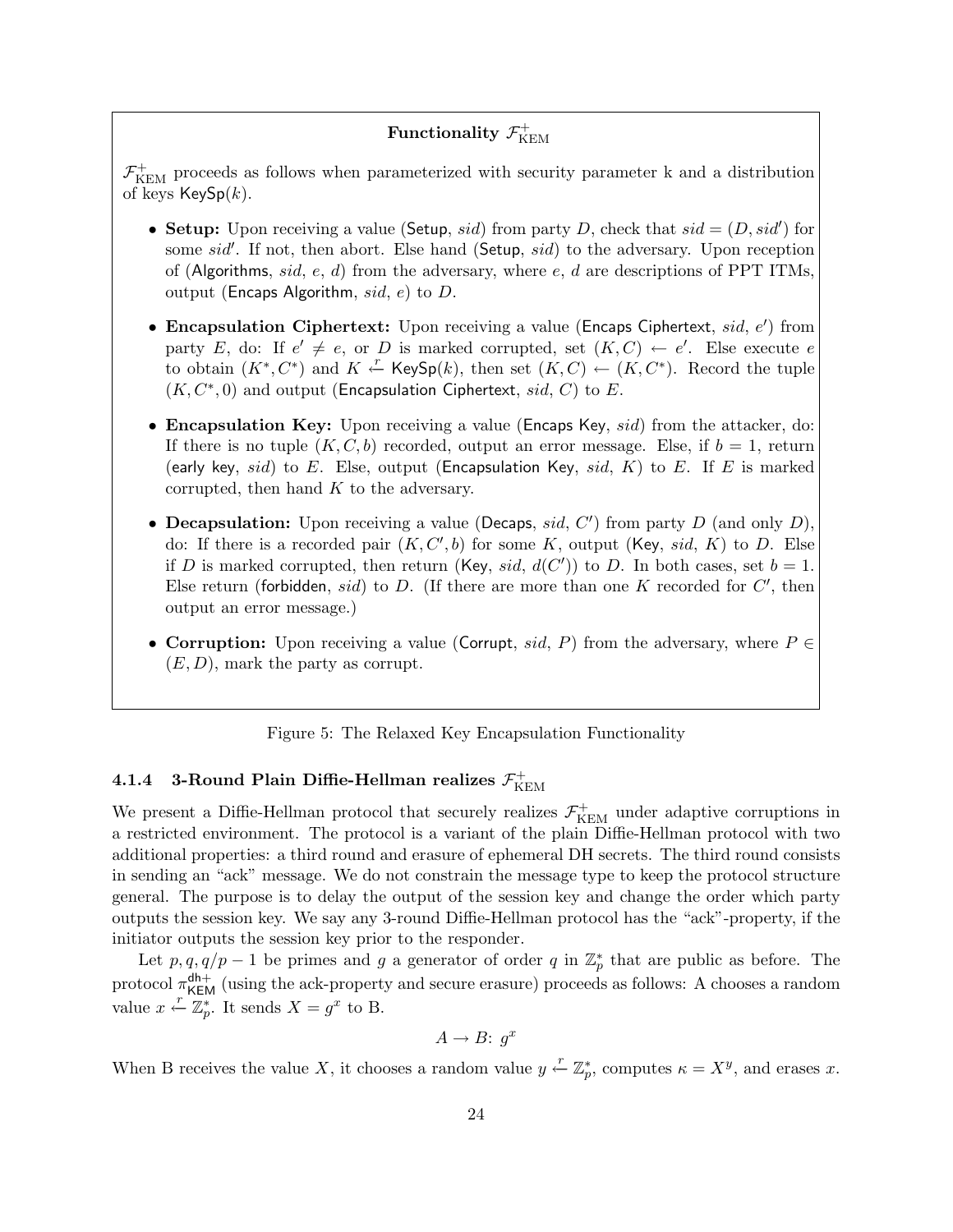**Functionality $\mathcal{F}_{\text{KEM}}^{+}$**

$\mathcal{F}_{\text{KEM}}^{+}$ proceeds as follows when parameterized with security parameter k and a distribution of keys $\mathsf{KeySp}(k)$.

- **Setup:** Upon receiving a value ($\mathsf{Setup}$, $sid$) from party $D$, check that $sid = (D, sid')$ for some $sid'$. If not, then abort. Else hand ($\mathsf{Setup}$, $sid$) to the adversary. Upon reception of ($\mathsf{Algorithms}$, $sid$, $e$, $d$) from the adversary, where $e$, $d$ are descriptions of PPT ITMs, output ($\mathsf{Encaps\ Algorithm}$, $sid$, $e$) to $D$.

- **Encapsulation Ciphertext:** Upon receiving a value ($\mathsf{Encaps\ Ciphertext}$, $sid$, $e'$) from party $E$, do: If $e' \neq e$, or $D$ is marked corrupted, set $(K, C) \leftarrow e'$. Else execute $e$ to obtain $(K^*, C^*)$ and $K \xleftarrow{r} \mathsf{KeySp}(k)$, then set $(K, C) \leftarrow (K, C^*)$. Record the tuple $(K, C^*, 0)$ and output ($\mathsf{Encapsulation\ Ciphertext}$, $sid$, $C$) to $E$.

- **Encapsulation Key:** Upon receiving a value ($\mathsf{Encaps\ Key}$, $sid$) from the attacker, do: If there is no tuple $(K, C, b)$ recorded, output an error message. Else, if $b = 1$, return ($\mathsf{early\ key}$, $sid$) to $E$. Else, output ($\mathsf{Encapsulation\ Key}$, $sid$, $K$) to $E$. If $E$ is marked corrupted, then hand $K$ to the adversary.

- **Decapsulation:** Upon receiving a value ($\mathsf{Decaps}$, $sid$, $C'$) from party $D$ (and only $D$), do: If there is a recorded pair $(K, C', b)$ for some $K$, output ($\mathsf{Key}$, $sid$, $K$) to $D$. Else if $D$ is marked corrupted, then return ($\mathsf{Key}$, $sid$, $d(C')$) to $D$. In both cases, set $b = 1$. Else return ($\mathsf{forbidden}$, $sid$) to $D$. (If there are more than one $K$ recorded for $C'$, then output an error message.)

- **Corruption:** Upon receiving a value ($\mathsf{Corrupt}$, $sid$, $P$) from the adversary, where $P \in (E, D)$, mark the party as corrupt.

Figure 5: The Relaxed Key Encapsulation Functionality

#### 4.1.4 3-Round Plain Diffie-Hellman realizes $\mathcal{F}_{\text{KEM}}^{+}$

We present a Diffie-Hellman protocol that securely realizes $\mathcal{F}_{\text{KEM}}^{+}$ under adaptive corruptions in a restricted environment. The protocol is a variant of the plain Diffie-Hellman protocol with two additional properties: a third round and erasure of ephemeral DH secrets. The third round consists in sending an "ack" message. We do not constrain the message type to keep the protocol structure general. The purpose is to delay the output of the session key and change the order which party outputs the session key. We say any 3-round Diffie-Hellman protocol has the "ack"-property, if the initiator outputs the session key prior to the responder.

Let $p, q, q/p-1$ be primes and $g$ a generator of order $q$ in $\mathbb{Z}_p^*$ that are public as before. The protocol $\pi_{\mathsf{KEM}}^{\mathsf{dh}+}$ (using the ack-property and secure erasure) proceeds as follows: A chooses a random value $x \xleftarrow{r} \mathbb{Z}_p^*$. It sends $X = g^x$ to B.

$$A \rightarrow B\colon\ g^x$$

When B receives the value $X$, it chooses a random value $y \xleftarrow{r} \mathbb{Z}_p^*$, computes $\kappa = X^y$, and erases $x$.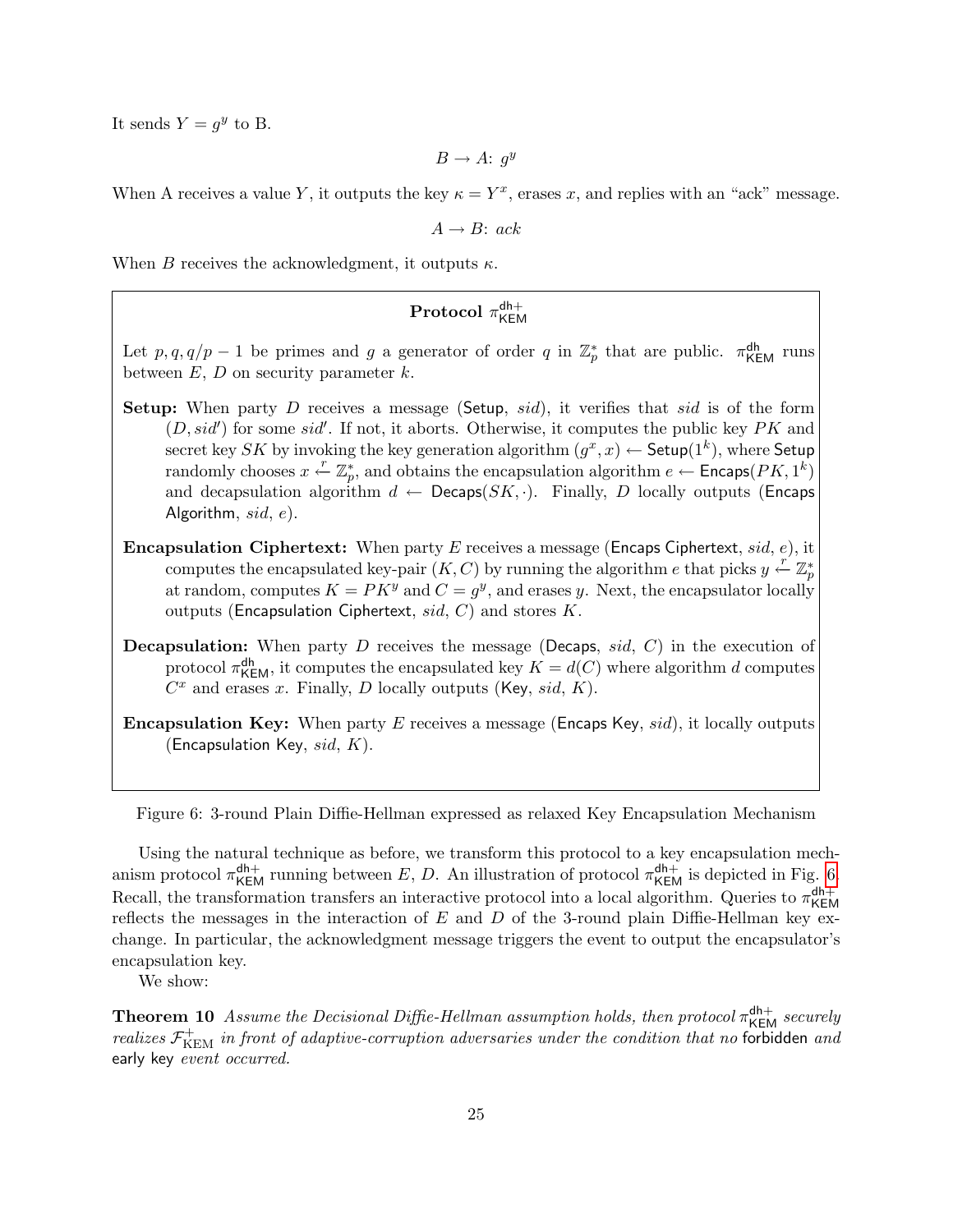It sends $Y = g^y$ to B.

$$B \rightarrow A\text{: } g^y$$

When A receives a value $Y$, it outputs the key $\kappa = Y^x$, erases $x$, and replies with an "ack" message.

$$A \rightarrow B\text{: } ack$$

When $B$ receives the acknowledgment, it outputs $\kappa$.

---

**Protocol $\pi^{\mathsf{dh+}}_{\mathsf{KEM}}$**

Let $p, q, q/p - 1$ be primes and $g$ a generator of order $q$ in $\mathbb{Z}_p^*$ that are public. $\pi^{\mathsf{dh}}_{\mathsf{KEM}}$ runs between $E$, $D$ on security parameter $k$.

**Setup:** When party $D$ receives a message ($\mathsf{Setup}$, $sid$), it verifies that $sid$ is of the form $(D, sid')$ for some $sid'$. If not, it aborts. Otherwise, it computes the public key $PK$ and secret key $SK$ by invoking the key generation algorithm $(g^x, x) \leftarrow \mathsf{Setup}(1^k)$, where $\mathsf{Setup}$ randomly chooses $x \xleftarrow{r} \mathbb{Z}_p^*$, and obtains the encapsulation algorithm $e \leftarrow \mathsf{Encaps}(PK, 1^k)$ and decapsulation algorithm $d \leftarrow \mathsf{Decaps}(SK, \cdot)$. Finally, $D$ locally outputs ($\mathsf{Encaps\ Algorithm}$, $sid$, $e$).

**Encapsulation Ciphertext:** When party $E$ receives a message ($\mathsf{Encaps\ Ciphertext}$, $sid$, $e$), it computes the encapsulated key-pair $(K, C)$ by running the algorithm $e$ that picks $y \xleftarrow{r} \mathbb{Z}_p^*$ at random, computes $K = PK^y$ and $C = g^y$, and erases $y$. Next, the encapsulator locally outputs ($\mathsf{Encapsulation\ Ciphertext}$, $sid$, $C$) and stores $K$.

**Decapsulation:** When party $D$ receives the message ($\mathsf{Decaps}$, $sid$, $C$) in the execution of protocol $\pi^{\mathsf{dh}}_{\mathsf{KEM}}$, it computes the encapsulated key $K = d(C)$ where algorithm $d$ computes $C^x$ and erases $x$. Finally, $D$ locally outputs ($\mathsf{Key}$, $sid$, $K$).

**Encapsulation Key:** When party $E$ receives a message ($\mathsf{Encaps\ Key}$, $sid$), it locally outputs ($\mathsf{Encapsulation\ Key}$, $sid$, $K$).

---

Figure 6: 3-round Plain Diffie-Hellman expressed as relaxed Key Encapsulation Mechanism

Using the natural technique as before, we transform this protocol to a key encapsulation mechanism protocol $\pi^{\mathsf{dh+}}_{\mathsf{KEM}}$ running between $E$, $D$. An illustration of protocol $\pi^{\mathsf{dh+}}_{\mathsf{KEM}}$ is depicted in Fig. 6. Recall, the transformation transfers an interactive protocol into a local algorithm. Queries to $\pi^{\mathsf{dh+}}_{\mathsf{KEM}}$ reflects the messages in the interaction of $E$ and $D$ of the 3-round plain Diffie-Hellman key exchange. In particular, the acknowledgment message triggers the event to output the encapsulator's encapsulation key.

We show:

**Theorem 10** *Assume the Decisional Diffie-Hellman assumption holds, then protocol $\pi^{\mathsf{dh+}}_{\mathsf{KEM}}$ securely realizes $\mathcal{F}^{+}_{\mathrm{KEM}}$ in front of adaptive-corruption adversaries under the condition that no* forbidden *and* early key *event occurred.*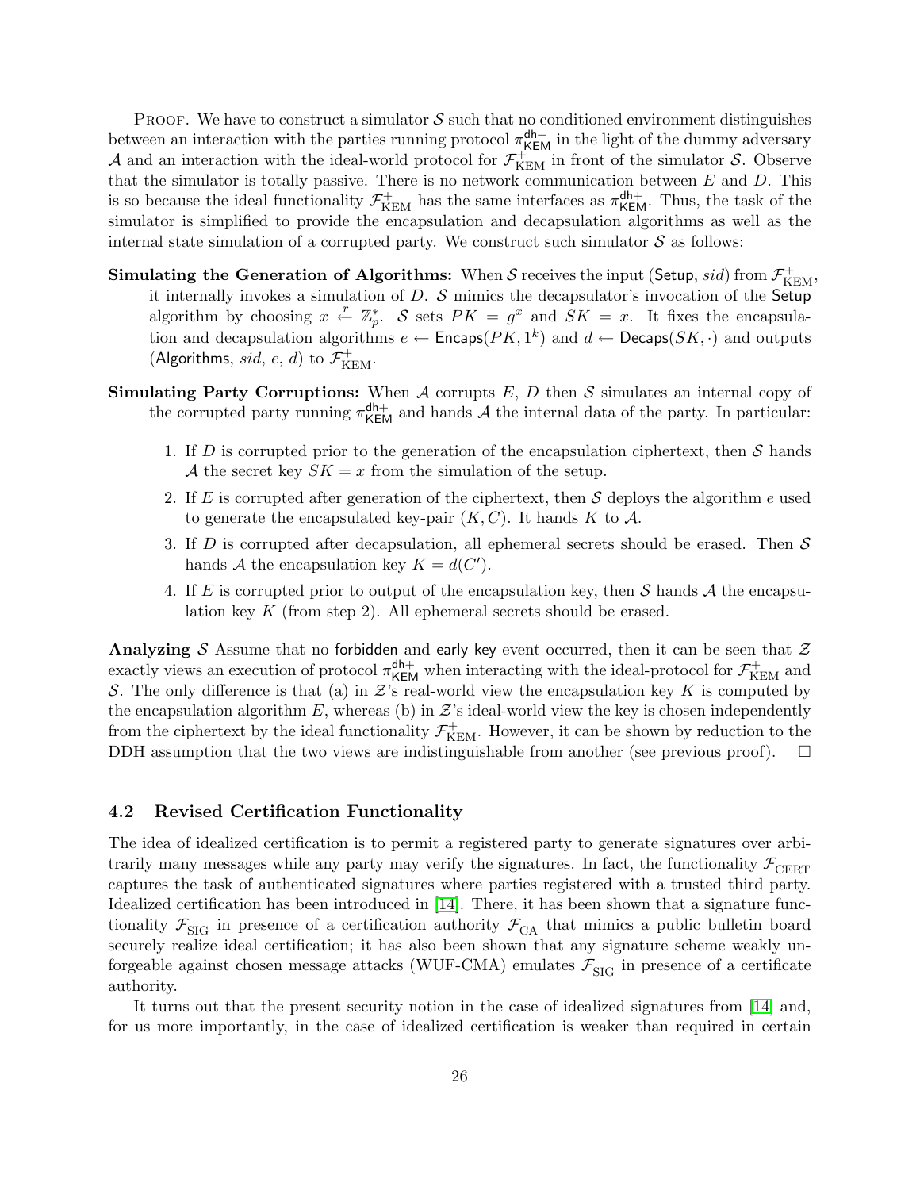Proof. We have to construct a simulator $\mathcal{S}$ such that no conditioned environment distinguishes between an interaction with the parties running protocol $\pi^{\mathsf{dh+}}_{\mathsf{KEM}}$ in the light of the dummy adversary $\mathcal{A}$ and an interaction with the ideal-world protocol for $\mathcal{F}^{+}_{\mathrm{KEM}}$ in front of the simulator $\mathcal{S}$. Observe that the simulator is totally passive. There is no network communication between $E$ and $D$. This is so because the ideal functionality $\mathcal{F}^{+}_{\mathrm{KEM}}$ has the same interfaces as $\pi^{\mathsf{dh+}}_{\mathsf{KEM}}$. Thus, the task of the simulator is simplified to provide the encapsulation and decapsulation algorithms as well as the internal state simulation of a corrupted party. We construct such simulator $\mathcal{S}$ as follows:

**Simulating the Generation of Algorithms:** When $\mathcal{S}$ receives the input ($\mathsf{Setup}$, $sid$) from $\mathcal{F}^{+}_{\mathrm{KEM}}$, it internally invokes a simulation of $D$. $\mathcal{S}$ mimics the decapsulator's invocation of the $\mathsf{Setup}$ algorithm by choosing $x \xleftarrow{r} \mathbb{Z}_p^*$. $\mathcal{S}$ sets $PK = g^x$ and $SK = x$. It fixes the encapsulation and decapsulation algorithms $e \leftarrow \mathsf{Encaps}(PK, 1^k)$ and $d \leftarrow \mathsf{Decaps}(SK, \cdot)$ and outputs ($\mathsf{Algorithms}$, $sid$, $e$, $d$) to $\mathcal{F}^{+}_{\mathrm{KEM}}$.

**Simulating Party Corruptions:** When $\mathcal{A}$ corrupts $E$, $D$ then $\mathcal{S}$ simulates an internal copy of the corrupted party running $\pi^{\mathsf{dh+}}_{\mathsf{KEM}}$ and hands $\mathcal{A}$ the internal data of the party. In particular:

1. If $D$ is corrupted prior to the generation of the encapsulation ciphertext, then $\mathcal{S}$ hands $\mathcal{A}$ the secret key $SK = x$ from the simulation of the setup.
2. If $E$ is corrupted after generation of the ciphertext, then $\mathcal{S}$ deploys the algorithm $e$ used to generate the encapsulated key-pair $(K, C)$. It hands $K$ to $\mathcal{A}$.
3. If $D$ is corrupted after decapsulation, all ephemeral secrets should be erased. Then $\mathcal{S}$ hands $\mathcal{A}$ the encapsulation key $K = d(C')$.
4. If $E$ is corrupted prior to output of the encapsulation key, then $\mathcal{S}$ hands $\mathcal{A}$ the encapsulation key $K$ (from step 2). All ephemeral secrets should be erased.

**Analyzing** $\mathcal{S}$ Assume that no $\mathsf{forbidden}$ and $\mathsf{early\ key}$ event occurred, then it can be seen that $\mathcal{Z}$ exactly views an execution of protocol $\pi^{\mathsf{dh+}}_{\mathsf{KEM}}$ when interacting with the ideal-protocol for $\mathcal{F}^{+}_{\mathrm{KEM}}$ and $\mathcal{S}$. The only difference is that (a) in $\mathcal{Z}$'s real-world view the encapsulation key $K$ is computed by the encapsulation algorithm $E$, whereas (b) in $\mathcal{Z}$'s ideal-world view the key is chosen independently from the ciphertext by the ideal functionality $\mathcal{F}^{+}_{\mathrm{KEM}}$. However, it can be shown by reduction to the DDH assumption that the two views are indistinguishable from another (see previous proof). $\square$

### 4.2 Revised Certification Functionality

The idea of idealized certification is to permit a registered party to generate signatures over arbitrarily many messages while any party may verify the signatures. In fact, the functionality $\mathcal{F}_{\mathrm{CERT}}$ captures the task of authenticated signatures where parties registered with a trusted third party. Idealized certification has been introduced in [14]. There, it has been shown that a signature functionality $\mathcal{F}_{\mathrm{SIG}}$ in presence of a certification authority $\mathcal{F}_{\mathrm{CA}}$ that mimics a public bulletin board securely realize ideal certification; it has also been shown that any signature scheme weakly unforgeable against chosen message attacks (WUF-CMA) emulates $\mathcal{F}_{\mathrm{SIG}}$ in presence of a certificate authority.

It turns out that the present security notion in the case of idealized signatures from [14] and, for us more importantly, in the case of idealized certification is weaker than required in certain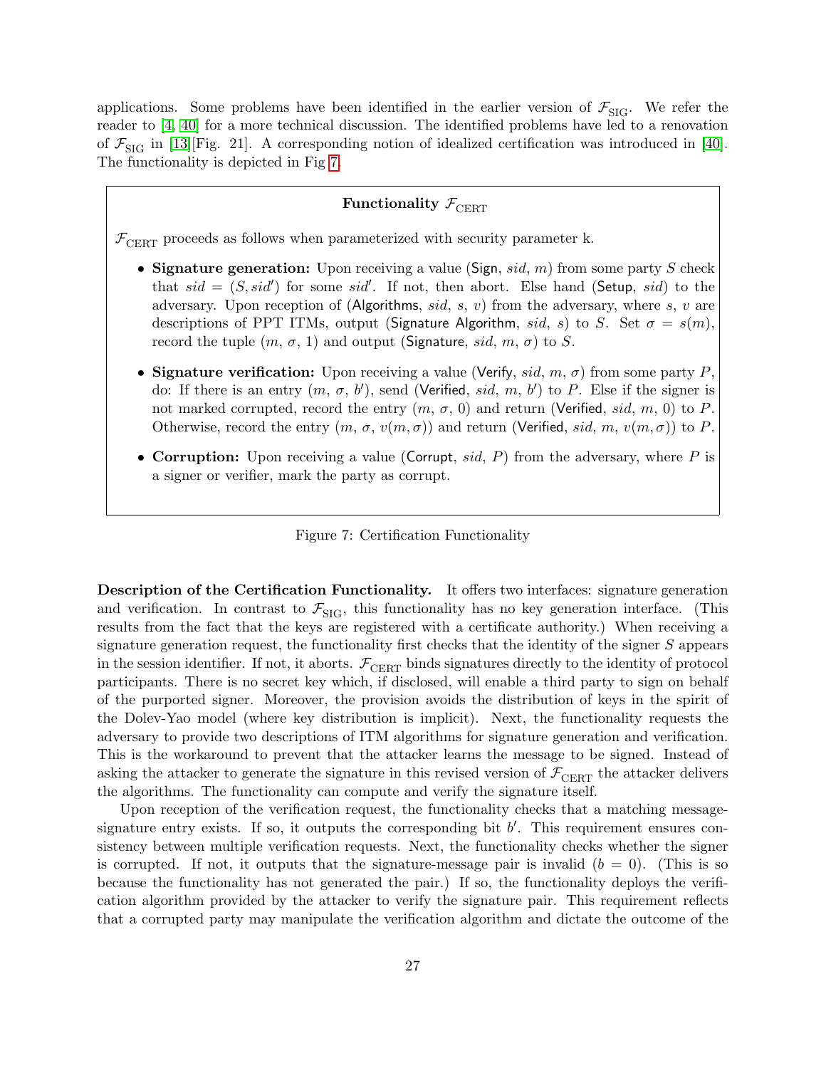applications. Some problems have been identified in the earlier version of $\mathcal{F}_{\text{SIG}}$. We refer the reader to [4, 40] for a more technical discussion. The identified problems have led to a renovation of $\mathcal{F}_{\text{SIG}}$ in [13][Fig. 21]. A corresponding notion of idealized certification was introduced in [40]. The functionality is depicted in Fig 7.

---

**Functionality $\mathcal{F}_{\text{CERT}}$**

$\mathcal{F}_{\text{CERT}}$ proceeds as follows when parameterized with security parameter k.

- **Signature generation:** Upon receiving a value (Sign, $sid$, $m$) from some party $S$ check that $sid = (S, sid')$ for some $sid'$. If not, then abort. Else hand (Setup, $sid$) to the adversary. Upon reception of (Algorithms, $sid$, $s$, $v$) from the adversary, where $s$, $v$ are descriptions of PPT ITMs, output (Signature Algorithm, $sid$, $s$) to $S$. Set $\sigma = s(m)$, record the tuple ($m$, $\sigma$, 1) and output (Signature, $sid$, $m$, $\sigma$) to $S$.

- **Signature verification:** Upon receiving a value (Verify, $sid$, $m$, $\sigma$) from some party $P$, do: If there is an entry ($m$, $\sigma$, $b'$), send (Verified, $sid$, $m$, $b'$) to $P$. Else if the signer is not marked corrupted, record the entry ($m$, $\sigma$, 0) and return (Verified, $sid$, $m$, 0) to $P$. Otherwise, record the entry ($m$, $\sigma$, $v(m, \sigma)$) and return (Verified, $sid$, $m$, $v(m, \sigma)$) to $P$.

- **Corruption:** Upon receiving a value (Corrupt, $sid$, $P$) from the adversary, where $P$ is a signer or verifier, mark the party as corrupt.

---

Figure 7: Certification Functionality

**Description of the Certification Functionality.** It offers two interfaces: signature generation and verification. In contrast to $\mathcal{F}_{\text{SIG}}$, this functionality has no key generation interface. (This results from the fact that the keys are registered with a certificate authority.) When receiving a signature generation request, the functionality first checks that the identity of the signer $S$ appears in the session identifier. If not, it aborts. $\mathcal{F}_{\text{CERT}}$ binds signatures directly to the identity of protocol participants. There is no secret key which, if disclosed, will enable a third party to sign on behalf of the purported signer. Moreover, the provision avoids the distribution of keys in the spirit of the Dolev-Yao model (where key distribution is implicit). Next, the functionality requests the adversary to provide two descriptions of ITM algorithms for signature generation and verification. This is the workaround to prevent that the attacker learns the message to be signed. Instead of asking the attacker to generate the signature in this revised version of $\mathcal{F}_{\text{CERT}}$ the attacker delivers the algorithms. The functionality can compute and verify the signature itself.

Upon reception of the verification request, the functionality checks that a matching message-signature entry exists. If so, it outputs the corresponding bit $b'$. This requirement ensures consistency between multiple verification requests. Next, the functionality checks whether the signer is corrupted. If not, it outputs that the signature-message pair is invalid ($b = 0$). (This is so because the functionality has not generated the pair.) If so, the functionality deploys the verification algorithm provided by the attacker to verify the signature pair. This requirement reflects that a corrupted party may manipulate the verification algorithm and dictate the outcome of the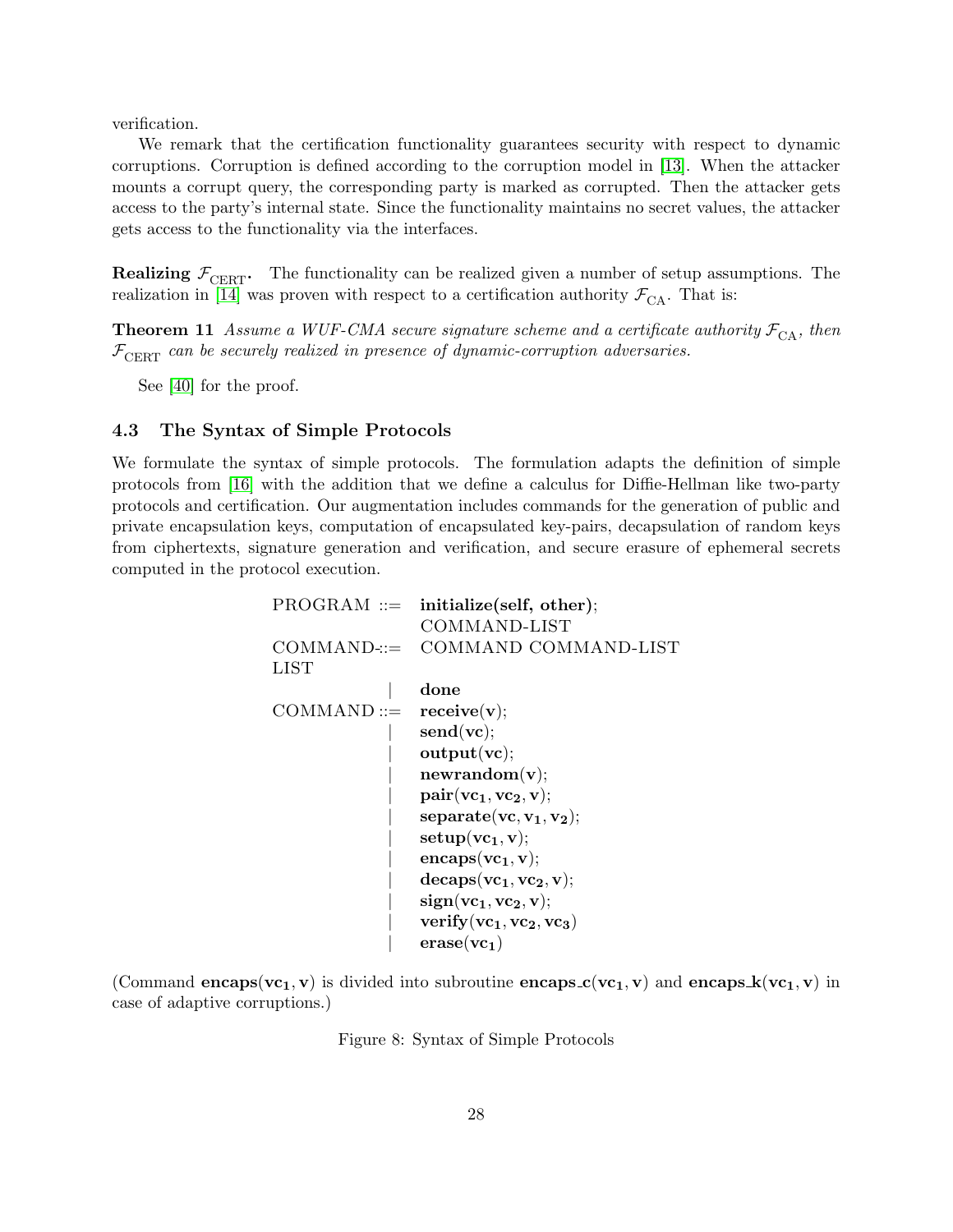verification.

We remark that the certification functionality guarantees security with respect to dynamic corruptions. Corruption is defined according to the corruption model in [13]. When the attacker mounts a corrupt query, the corresponding party is marked as corrupted. Then the attacker gets access to the party's internal state. Since the functionality maintains no secret values, the attacker gets access to the functionality via the interfaces.

**Realizing $\mathcal{F}_{\mathrm{CERT}}$.** The functionality can be realized given a number of setup assumptions. The realization in [14] was proven with respect to a certification authority $\mathcal{F}_{\mathrm{CA}}$. That is:

**Theorem 11** *Assume a WUF-CMA secure signature scheme and a certificate authority $\mathcal{F}_{\mathrm{CA}}$, then $\mathcal{F}_{\mathrm{CERT}}$ can be securely realized in presence of dynamic-corruption adversaries.*

See [40] for the proof.

### 4.3 The Syntax of Simple Protocols

We formulate the syntax of simple protocols. The formulation adapts the definition of simple protocols from [16] with the addition that we define a calculus for Diffie-Hellman like two-party protocols and certification. Our augmentation includes commands for the generation of public and private encapsulation keys, computation of encapsulated key-pairs, decapsulation of random keys from ciphertexts, signature generation and verification, and secure erasure of ephemeral secrets computed in the protocol execution.

```
PROGRAM      ::=  initialize(self, other);
                  COMMAND-LIST
COMMAND-LIST ::=  COMMAND COMMAND-LIST
              |   done
COMMAND      ::=  receive(v);
              |   send(vc);
              |   output(vc);
              |   newrandom(v);
              |   pair(vc1, vc2, v);
              |   separate(vc, v1, v2);
              |   setup(vc1, v);
              |   encaps(vc1, v);
              |   decaps(vc1, vc2, v);
              |   sign(vc1, vc2, v);
              |   verify(vc1, vc2, vc3)
              |   erase(vc1)
```

(Command $\mathbf{encaps}(\mathbf{vc_1}, \mathbf{v})$ is divided into subroutine $\mathbf{encaps\_c}(\mathbf{vc_1}, \mathbf{v})$ and $\mathbf{encaps\_k}(\mathbf{vc_1}, \mathbf{v})$ in case of adaptive corruptions.)

Figure 8: Syntax of Simple Protocols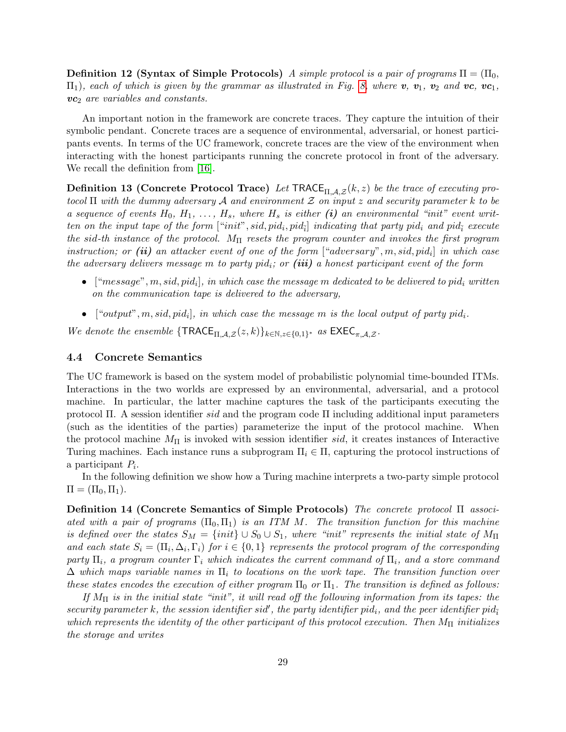**Definition 12 (Syntax of Simple Protocols)** *A simple protocol is a pair of programs $\Pi = (\Pi_0, \Pi_1)$, each of which is given by the grammar as illustrated in Fig. 8, where $\boldsymbol{v}$, $\boldsymbol{v}_1$, $\boldsymbol{v}_2$ and $\boldsymbol{vc}$, $\boldsymbol{vc}_1$, $\boldsymbol{vc}_2$ are variables and constants.*

An important notion in the framework are concrete traces. They capture the intuition of their symbolic pendant. Concrete traces are a sequence of environmental, adversarial, or honest participants events. In terms of the UC framework, concrete traces are the view of the environment when interacting with the honest participants running the concrete protocol in front of the adversary. We recall the definition from [16].

**Definition 13 (Concrete Protocol Trace)** *Let $\mathsf{TRACE}_{\Pi,\mathcal{A},\mathcal{Z}}(k, z)$ be the trace of executing protocol $\Pi$ with the dummy adversary $\mathcal{A}$ and environment $\mathcal{Z}$ on input $z$ and security parameter $k$ to be a sequence of events $H_0$, $H_1$, ..., $H_s$, where $H_s$ is either **(i)** an environmental "init" event written on the input tape of the form $[\text{"}init\text{"}, sid, pid_i, pid_{\bar{i}}]$ indicating that party $pid_i$ and $pid_{\bar{i}}$ execute the sid-th instance of the protocol. $M_\Pi$ resets the program counter and invokes the first program instruction; or **(ii)** an attacker event of one of the form $[\text{"}adversary\text{"}, m, sid, pid_i]$ in which case the adversary delivers message $m$ to party $pid_i$; or **(iii)** a honest participant event of the form*

- *$[\text{"}message\text{"}, m, sid, pid_i]$, in which case the message $m$ dedicated to be delivered to $pid_i$ written on the communication tape is delivered to the adversary,*
- *$[\text{"}output\text{"}, m, sid, pid_i]$, in which case the message $m$ is the local output of party $pid_i$.*

*We denote the ensemble $\{\mathsf{TRACE}_{\Pi,\mathcal{A},\mathcal{Z}}(z, k)\}_{k\in\mathbb{N},z\in\{0,1\}^*}$ as $\mathsf{EXEC}_{\pi,\mathcal{A},\mathcal{Z}}$.*

### 4.4 Concrete Semantics

The UC framework is based on the system model of probabilistic polynomial time-bounded ITMs. Interactions in the two worlds are expressed by an environmental, adversarial, and a protocol machine. In particular, the latter machine captures the task of the participants executing the protocol $\Pi$. A session identifier $sid$ and the program code $\Pi$ including additional input parameters (such as the identities of the parties) parameterize the input of the protocol machine. When the protocol machine $M_\Pi$ is invoked with session identifier $sid$, it creates instances of Interactive Turing machines. Each instance runs a subprogram $\Pi_i \in \Pi$, capturing the protocol instructions of a participant $P_i$.

In the following definition we show how a Turing machine interprets a two-party simple protocol $\Pi = (\Pi_0, \Pi_1)$.

**Definition 14 (Concrete Semantics of Simple Protocols)** *The concrete protocol $\Pi$ associated with a pair of programs $(\Pi_0, \Pi_1)$ is an ITM $M$. The transition function for this machine is defined over the states $S_M = \{init\} \cup S_0 \cup S_1$, where "init" represents the initial state of $M_\Pi$ and each state $S_i = (\Pi_i, \Delta_i, \Gamma_i)$ for $i \in \{0, 1\}$ represents the protocol program of the corresponding party $\Pi_i$, a program counter $\Gamma_i$ which indicates the current command of $\Pi_i$, and a store command $\Delta$ which maps variable names in $\Pi_i$ to locations on the work tape. The transition function over these states encodes the execution of either program $\Pi_0$ or $\Pi_1$. The transition is defined as follows:*

*If $M_\Pi$ is in the initial state "init", it will read off the following information from its tapes: the security parameter $k$, the session identifier $sid'$, the party identifier $pid_i$, and the peer identifier $pid_{\bar{i}}$ which represents the identity of the other participant of this protocol execution. Then $M_\Pi$ initializes the storage and writes*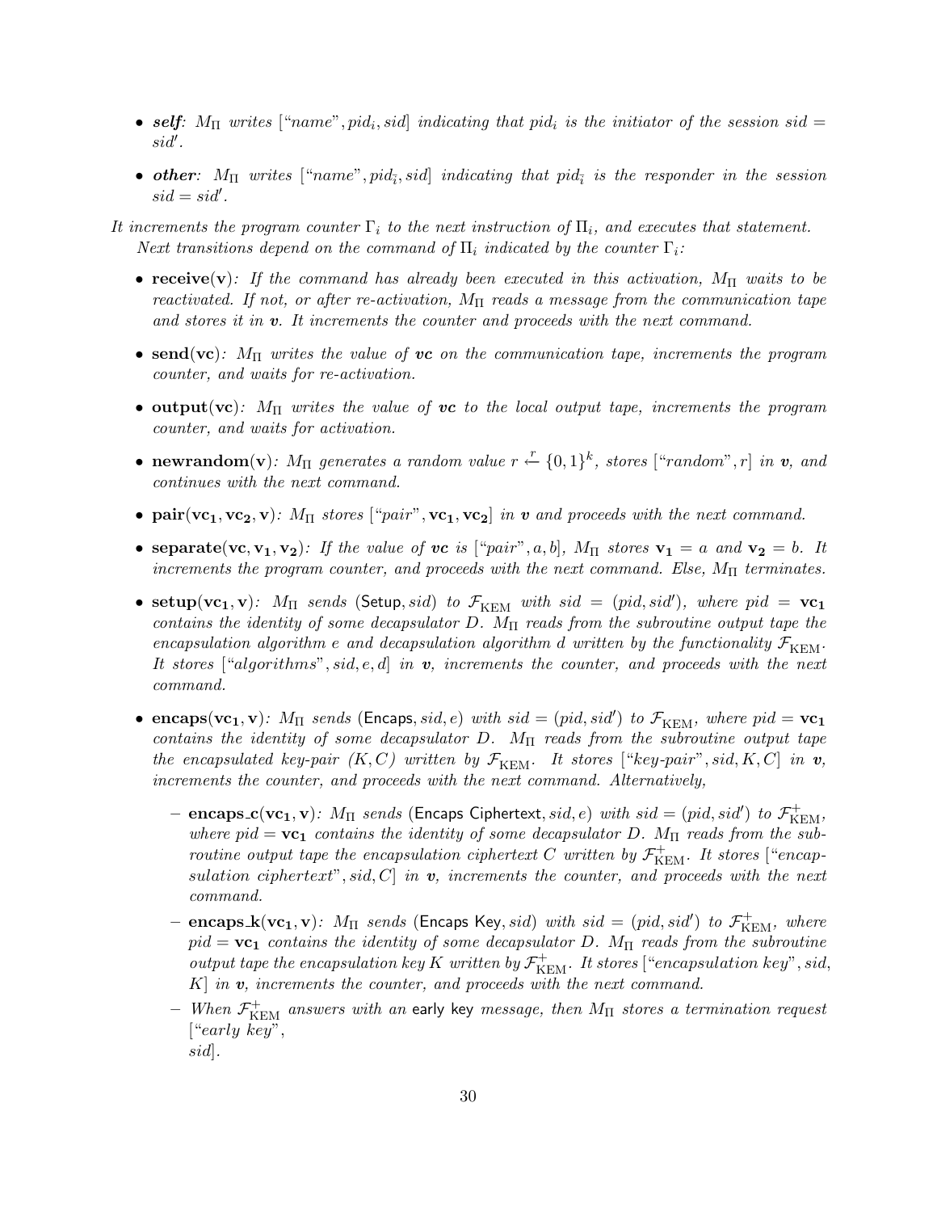- ***self***: $M_\Pi$ *writes* ["*name*", $pid_i$, $sid$] *indicating that* $pid_i$ *is the initiator of the session* $sid = sid'$.

- ***other***: $M_\Pi$ *writes* ["*name*", $pid_{\bar{i}}$, $sid$] *indicating that* $pid_{\bar{i}}$ *is the responder in the session* $sid = sid'$.

*It increments the program counter* $\Gamma_i$ *to the next instruction of* $\Pi_i$*, and executes that statement.*

*Next transitions depend on the command of* $\Pi_i$ *indicated by the counter* $\Gamma_i$*:*

- **receive(v)**: *If the command has already been executed in this activation,* $M_\Pi$ *waits to be reactivated. If not, or after re-activation,* $M_\Pi$ *reads a message from the communication tape and stores it in* ***v****. It increments the counter and proceeds with the next command.*

- **send(vc)**: $M_\Pi$ *writes the value of* ***vc*** *on the communication tape, increments the program counter, and waits for re-activation.*

- **output(vc)**: $M_\Pi$ *writes the value of* ***vc*** *to the local output tape, increments the program counter, and waits for activation.*

- **newrandom(v)**: $M_\Pi$ *generates a random value* $r \xleftarrow{r} \{0,1\}^k$*, stores* ["*random*", $r$] *in* ***v****, and continues with the next command.*

- **pair($\mathbf{vc_1}, \mathbf{vc_2}, \mathbf{v}$)**: $M_\Pi$ *stores* ["*pair*", $\mathbf{vc_1}$, $\mathbf{vc_2}$] *in* ***v*** *and proceeds with the next command.*

- **separate($\mathbf{vc}, \mathbf{v_1}, \mathbf{v_2}$)**: *If the value of* ***vc*** *is* ["*pair*", $a$, $b$]*,* $M_\Pi$ *stores* $\mathbf{v_1} = a$ *and* $\mathbf{v_2} = b$*. It increments the program counter, and proceeds with the next command. Else,* $M_\Pi$ *terminates.*

- **setup($\mathbf{vc_1}, \mathbf{v}$)**: $M_\Pi$ *sends* (Setup, $sid$) *to* $\mathcal{F}_{\mathrm{KEM}}$ *with* $sid = (pid, sid')$*, where* $pid = \mathbf{vc_1}$ *contains the identity of some decapsulator* $D$*.* $M_\Pi$ *reads from the subroutine output tape the encapsulation algorithm* $e$ *and decapsulation algorithm* $d$ *written by the functionality* $\mathcal{F}_{\mathrm{KEM}}$*. It stores* ["*algorithms*", $sid$, $e$, $d$] *in* ***v****, increments the counter, and proceeds with the next command.*

- **encaps($\mathbf{vc_1}, \mathbf{v}$)**: $M_\Pi$ *sends* (Encaps, $sid$, $e$) *with* $sid = (pid, sid')$ *to* $\mathcal{F}_{\mathrm{KEM}}$*, where* $pid = \mathbf{vc_1}$ *contains the identity of some decapsulator* $D$*.* $M_\Pi$ *reads from the subroutine output tape the encapsulated key-pair* $(K, C)$ *written by* $\mathcal{F}_{\mathrm{KEM}}$*. It stores* ["*key-pair*", $sid$, $K$, $C$] *in* ***v****, increments the counter, and proceeds with the next command. Alternatively,*

  - **encaps_c($\mathbf{vc_1}, \mathbf{v}$)**: $M_\Pi$ *sends* (Encaps Ciphertext, $sid$, $e$) *with* $sid = (pid, sid')$ *to* $\mathcal{F}^{+}_{\mathrm{KEM}}$*, where* $pid = \mathbf{vc_1}$ *contains the identity of some decapsulator* $D$*.* $M_\Pi$ *reads from the subroutine output tape the encapsulation ciphertext* $C$ *written by* $\mathcal{F}^{+}_{\mathrm{KEM}}$*. It stores* ["*encapsulation ciphertext*", $sid$, $C$] *in* ***v****, increments the counter, and proceeds with the next command.*

  - **encaps_k($\mathbf{vc_1}, \mathbf{v}$)**: $M_\Pi$ *sends* (Encaps Key, $sid$) *with* $sid = (pid, sid')$ *to* $\mathcal{F}^{+}_{\mathrm{KEM}}$*, where* $pid = \mathbf{vc_1}$ *contains the identity of some decapsulator* $D$*.* $M_\Pi$ *reads from the subroutine output tape the encapsulation key* $K$ *written by* $\mathcal{F}^{+}_{\mathrm{KEM}}$*. It stores* ["*encapsulation key*", $sid$, $K$] *in* ***v****, increments the counter, and proceeds with the next command.*

  - *When* $\mathcal{F}^{+}_{\mathrm{KEM}}$ *answers with an* early key *message, then* $M_\Pi$ *stores a termination request* ["*early key*", $sid$].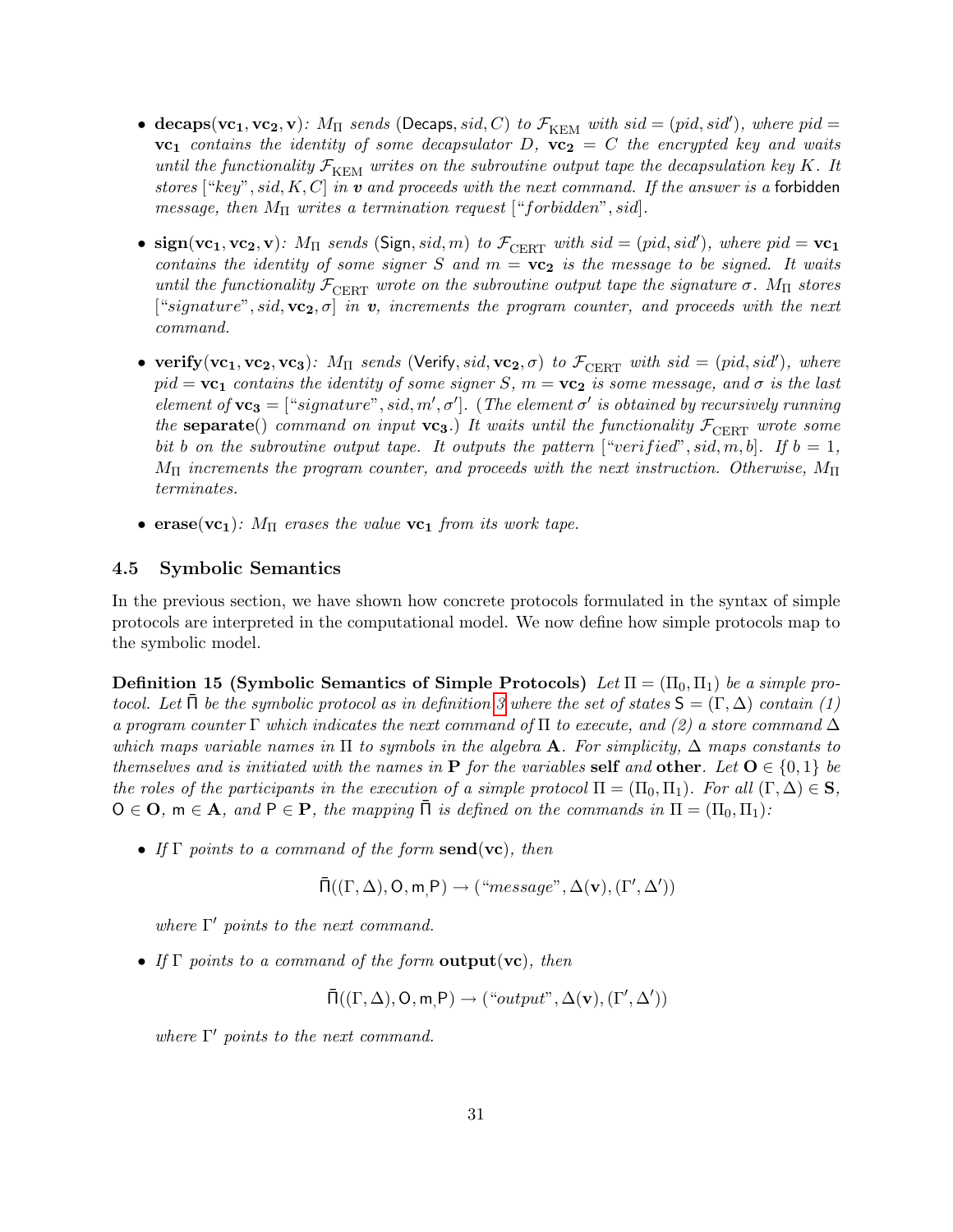- **decaps**($\mathbf{vc_1}, \mathbf{vc_2}, \mathbf{v}$)*: $M_\Pi$ sends* $(\mathsf{Decaps}, sid, C)$ *to* $\mathcal{F}_{\mathrm{KEM}}$ *with* $sid = (pid, sid')$*, where* $pid = \mathbf{vc_1}$ *contains the identity of some decapsulator* $D$*,* $\mathbf{vc_2} = C$ *the encrypted key and waits until the functionality* $\mathcal{F}_{\mathrm{KEM}}$ *writes on the subroutine output tape the decapsulation key* $K$*. It stores* $[\text{“}key\text{”}, sid, K, C]$ *in* $\boldsymbol{v}$ *and proceeds with the next command. If the answer is a* forbidden *message, then* $M_\Pi$ *writes a termination request* $[\text{“}forbidden\text{”}, sid]$*.*

- **sign**($\mathbf{vc_1}, \mathbf{vc_2}, \mathbf{v}$)*: $M_\Pi$ sends* $(\mathsf{Sign}, sid, m)$ *to* $\mathcal{F}_{\mathrm{CERT}}$ *with* $sid = (pid, sid')$*, where* $pid = \mathbf{vc_1}$ *contains the identity of some signer* $S$ *and* $m = \mathbf{vc_2}$ *is the message to be signed. It waits until the functionality* $\mathcal{F}_{\mathrm{CERT}}$ *wrote on the subroutine output tape the signature* $\sigma$*.* $M_\Pi$ *stores* $[\text{“}signature\text{”}, sid, \mathbf{vc_2}, \sigma]$ *in* $\boldsymbol{v}$*, increments the program counter, and proceeds with the next command.*

- **verify**($\mathbf{vc_1}, \mathbf{vc_2}, \mathbf{vc_3}$)*: $M_\Pi$ sends* $(\mathsf{Verify}, sid, \mathbf{vc_2}, \sigma)$ *to* $\mathcal{F}_{\mathrm{CERT}}$ *with* $sid = (pid, sid')$*, where* $pid = \mathbf{vc_1}$ *contains the identity of some signer* $S$*,* $m = \mathbf{vc_2}$ *is some message, and* $\sigma$ *is the last element of* $\mathbf{vc_3} = [\text{“}signature\text{”}, sid, m', \sigma']$*. (The element* $\sigma'$ *is obtained by recursively running the* **separate**() *command on input* $\mathbf{vc_3}$*.) It waits until the functionality* $\mathcal{F}_{\mathrm{CERT}}$ *wrote some bit* $b$ *on the subroutine output tape. It outputs the pattern* $[\text{“}verified\text{”}, sid, m, b]$*. If* $b = 1$*,* $M_\Pi$ *increments the program counter, and proceeds with the next instruction. Otherwise,* $M_\Pi$ *terminates.*

- **erase**($\mathbf{vc_1}$)*: $M_\Pi$ erases the value* $\mathbf{vc_1}$ *from its work tape.*

### 4.5 Symbolic Semantics

In the previous section, we have shown how concrete protocols formulated in the syntax of simple protocols are interpreted in the computational model. We now define how simple protocols map to the symbolic model.

**Definition 15 (Symbolic Semantics of Simple Protocols)** *Let* $\Pi = (\Pi_0, \Pi_1)$ *be a simple protocol. Let* $\bar{\mathsf{\Pi}}$ *be the symbolic protocol as in definition 3 where the set of states* $\mathsf{S} = (\Gamma, \Delta)$ *contain (1) a program counter* $\Gamma$ *which indicates the next command of* $\Pi$ *to execute, and (2) a store command* $\Delta$ *which maps variable names in* $\Pi$ *to symbols in the algebra* $\mathbf{A}$*. For simplicity,* $\Delta$ *maps constants to themselves and is initiated with the names in* $\mathbf{P}$ *for the variables* **self** *and* **other***. Let* $\mathbf{O} \in \{0, 1\}$ *be the roles of the participants in the execution of a simple protocol* $\Pi = (\Pi_0, \Pi_1)$*. For all* $(\Gamma, \Delta) \in \mathbf{S}$*,* $\mathsf{O} \in \mathbf{O}$*,* $\mathsf{m} \in \mathbf{A}$*, and* $\mathsf{P} \in \mathbf{P}$*, the mapping* $\bar{\mathsf{\Pi}}$ *is defined on the commands in* $\Pi = (\Pi_0, \Pi_1)$*:*

- *If* $\Gamma$ *points to a command of the form* **send**(**vc**)*, then*

$$\bar{\mathsf{\Pi}}((\Gamma, \Delta), \mathsf{O}, \mathsf{m}, \mathsf{P}) \rightarrow (\text{“}message\text{”}, \Delta(\mathbf{v}), (\Gamma', \Delta'))$$

  *where* $\Gamma'$ *points to the next command.*

- *If* $\Gamma$ *points to a command of the form* **output**(**vc**)*, then*

$$\bar{\mathsf{\Pi}}((\Gamma, \Delta), \mathsf{O}, \mathsf{m}, \mathsf{P}) \rightarrow (\text{“}output\text{”}, \Delta(\mathbf{v}), (\Gamma', \Delta'))$$

  *where* $\Gamma'$ *points to the next command.*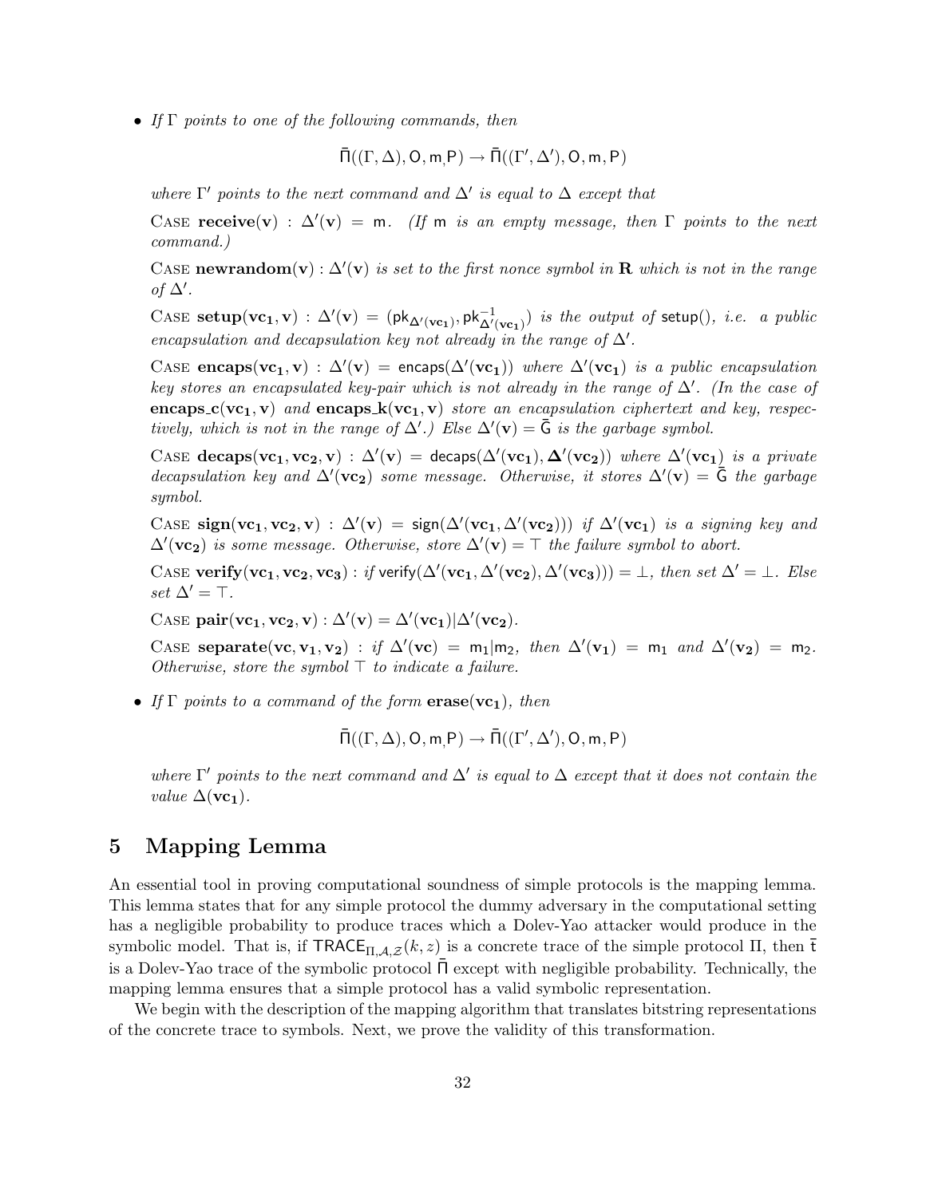- *If* $\Gamma$ *points to one of the following commands, then*

$$\bar{\Pi}((\Gamma, \Delta), \mathsf{O}, \mathsf{m}, \mathsf{P}) \rightarrow \bar{\Pi}((\Gamma', \Delta'), \mathsf{O}, \mathsf{m}, \mathsf{P})$$

*where* $\Gamma'$ *points to the next command and* $\Delta'$ *is equal to* $\Delta$ *except that*

Case $\mathbf{receive}(\mathbf{v})$ : $\Delta'(\mathbf{v}) = \mathsf{m}$. *(If* $\mathsf{m}$ *is an empty message, then* $\Gamma$ *points to the next command.)*

Case $\mathbf{newrandom}(\mathbf{v})$ : $\Delta'(\mathbf{v})$ *is set to the first nonce symbol in* $\mathbf{R}$ *which is not in the range of* $\Delta'$.

Case $\mathbf{setup}(\mathbf{vc_1}, \mathbf{v})$ : $\Delta'(\mathbf{v}) = (\mathsf{pk}_{\Delta'(\mathbf{vc_1})}, \mathsf{pk}^{-1}_{\Delta'(\mathbf{vc_1})})$ *is the output of* $\mathsf{setup}()$, *i.e. a public encapsulation and decapsulation key not already in the range of* $\Delta'$.

Case $\mathbf{encaps}(\mathbf{vc_1}, \mathbf{v})$ : $\Delta'(\mathbf{v}) = \mathsf{encaps}(\Delta'(\mathbf{vc_1}))$ *where* $\Delta'(\mathbf{vc_1})$ *is a public encapsulation key stores an encapsulated key-pair which is not already in the range of* $\Delta'$. *(In the case of* $\mathbf{encaps\_c}(\mathbf{vc_1}, \mathbf{v})$ *and* $\mathbf{encaps\_k}(\mathbf{vc_1}, \mathbf{v})$ *store an encapsulation ciphertext and key, respectively, which is not in the range of* $\Delta'$.*) Else* $\Delta'(\mathbf{v}) = \bar{\mathsf{G}}$ *is the garbage symbol.*

Case $\mathbf{decaps}(\mathbf{vc_1}, \mathbf{vc_2}, \mathbf{v})$ : $\Delta'(\mathbf{v}) = \mathsf{decaps}(\Delta'(\mathbf{vc_1}), \boldsymbol{\Delta}'(\mathbf{vc_2}))$ *where* $\Delta'(\mathbf{vc_1})$ *is a private decapsulation key and* $\Delta'(\mathbf{vc_2})$ *some message. Otherwise, it stores* $\Delta'(\mathbf{v}) = \bar{\mathsf{G}}$ *the garbage symbol.*

Case $\mathbf{sign}(\mathbf{vc_1}, \mathbf{vc_2}, \mathbf{v})$ : $\Delta'(\mathbf{v}) = \mathsf{sign}(\Delta'(\mathbf{vc_1}, \Delta'(\mathbf{vc_2})))$ *if* $\Delta'(\mathbf{vc_1})$ *is a signing key and* $\Delta'(\mathbf{vc_2})$ *is some message. Otherwise, store* $\Delta'(\mathbf{v}) = \top$ *the failure symbol to abort.*

Case $\mathbf{verify}(\mathbf{vc_1}, \mathbf{vc_2}, \mathbf{vc_3})$ : *if* $\mathsf{verify}(\Delta'(\mathbf{vc_1}, \Delta'(\mathbf{vc_2}), \Delta'(\mathbf{vc_3}))) = \perp$, *then set* $\Delta' = \perp$. *Else set* $\Delta' = \top$.

Case $\mathbf{pair}(\mathbf{vc_1}, \mathbf{vc_2}, \mathbf{v})$ : $\Delta'(\mathbf{v}) = \Delta'(\mathbf{vc_1}) | \Delta'(\mathbf{vc_2})$.

Case $\mathbf{separate}(\mathbf{vc}, \mathbf{v_1}, \mathbf{v_2})$ : *if* $\Delta'(\mathbf{vc}) = \mathsf{m}_1 | \mathsf{m}_2$, *then* $\Delta'(\mathbf{v_1}) = \mathsf{m}_1$ *and* $\Delta'(\mathbf{v_2}) = \mathsf{m}_2$. *Otherwise, store the symbol* $\top$ *to indicate a failure.*

- *If* $\Gamma$ *points to a command of the form* $\mathbf{erase}(\mathbf{vc_1})$, *then*

$$\bar{\Pi}((\Gamma, \Delta), \mathsf{O}, \mathsf{m}, \mathsf{P}) \rightarrow \bar{\Pi}((\Gamma', \Delta'), \mathsf{O}, \mathsf{m}, \mathsf{P})$$

*where* $\Gamma'$ *points to the next command and* $\Delta'$ *is equal to* $\Delta$ *except that it does not contain the value* $\Delta(\mathbf{vc_1})$.

# 5 Mapping Lemma

An essential tool in proving computational soundness of simple protocols is the mapping lemma. This lemma states that for any simple protocol the dummy adversary in the computational setting has a negligible probability to produce traces which a Dolev-Yao attacker would produce in the symbolic model. That is, if $\mathsf{TRACE}_{\Pi,\mathcal{A},\mathcal{Z}}(k, z)$ is a concrete trace of the simple protocol $\Pi$, then $\bar{\mathsf{t}}$ is a Dolev-Yao trace of the symbolic protocol $\bar{\Pi}$ except with negligible probability. Technically, the mapping lemma ensures that a simple protocol has a valid symbolic representation.

We begin with the description of the mapping algorithm that translates bitstring representations of the concrete trace to symbols. Next, we prove the validity of this transformation.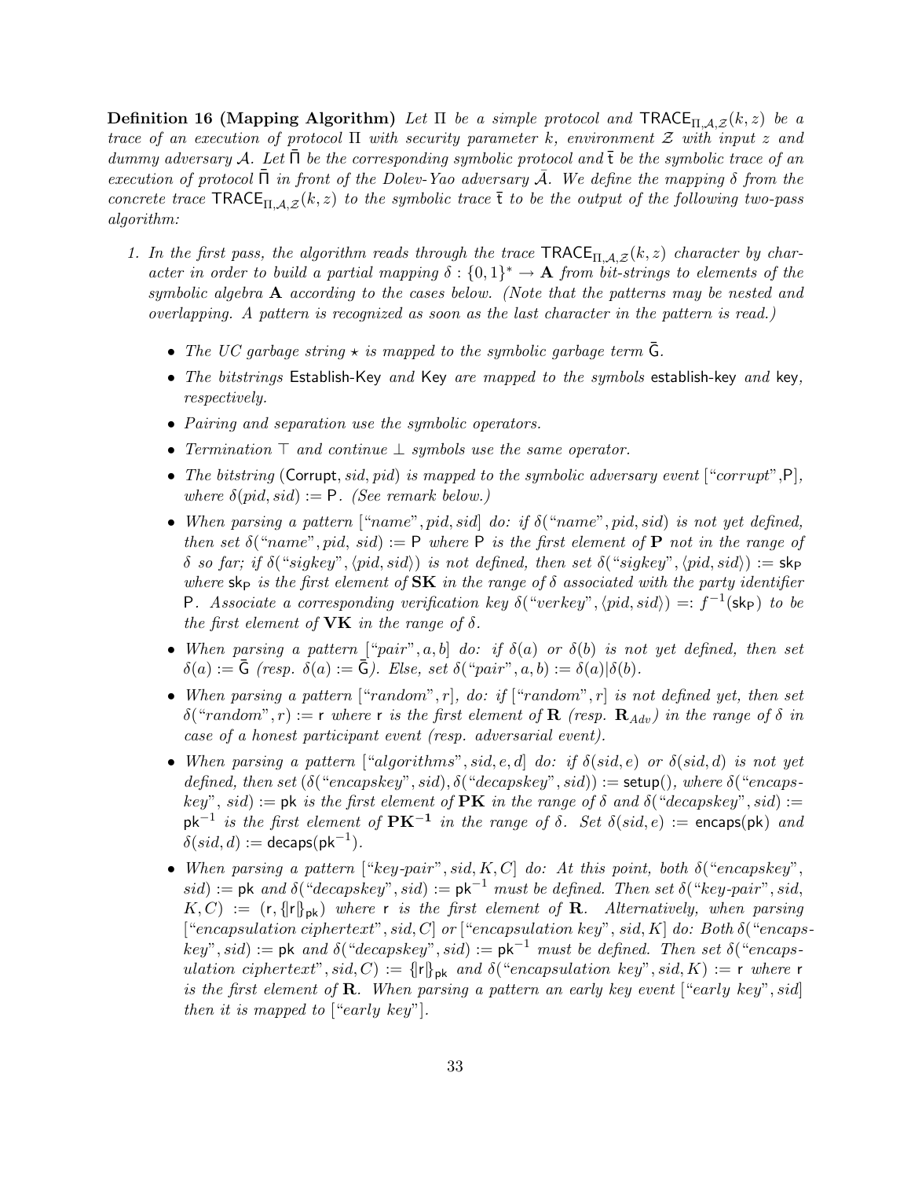**Definition 16 (Mapping Algorithm)** *Let $\Pi$ be a simple protocol and $\mathsf{TRACE}_{\Pi,\mathcal{A},\mathcal{Z}}(k,z)$ be a trace of an execution of protocol $\Pi$ with security parameter $k$, environment $\mathcal{Z}$ with input $z$ and dummy adversary $\mathcal{A}$. Let $\bar{\Pi}$ be the corresponding symbolic protocol and $\bar{\mathsf{t}}$ be the symbolic trace of an execution of protocol $\bar{\Pi}$ in front of the Dolev-Yao adversary $\bar{\mathcal{A}}$. We define the mapping $\delta$ from the concrete trace $\mathsf{TRACE}_{\Pi,\mathcal{A},\mathcal{Z}}(k,z)$ to the symbolic trace $\bar{\mathsf{t}}$ to be the output of the following two-pass algorithm:*

1. *In the first pass, the algorithm reads through the trace $\mathsf{TRACE}_{\Pi,\mathcal{A},\mathcal{Z}}(k,z)$ character by character in order to build a partial mapping $\delta : \{0,1\}^* \to \mathbf{A}$ from bit-strings to elements of the symbolic algebra $\mathbf{A}$ according to the cases below. (Note that the patterns may be nested and overlapping. A pattern is recognized as soon as the last character in the pattern is read.)*
   - *The UC garbage string $\star$ is mapped to the symbolic garbage term $\bar{\mathsf{G}}$.*
   - *The bitstrings* Establish-Key *and* Key *are mapped to the symbols* establish-key *and* key*, respectively.*
   - *Pairing and separation use the symbolic operators.*
   - *Termination $\top$ and continue $\bot$ symbols use the same operator.*
   - *The bitstring* (Corrupt, $sid, pid$) *is mapped to the symbolic adversary event* ["*corrupt*",P]*, where $\delta(pid, sid) := \mathsf{P}$. (See remark below.)*
   - *When parsing a pattern* ["*name*"$, pid, sid$] *do: if $\delta($"name"$, pid, sid)$ is not yet defined, then set $\delta($"name"$, pid,\ sid) := \mathsf{P}$ where $\mathsf{P}$ is the first element of $\mathbf{P}$ not in the range of $\delta$ so far; if $\delta($"sigkey"$, \langle pid, sid\rangle)$ is not defined, then set $\delta($"sigkey"$, \langle pid, sid\rangle) := \mathsf{sk}_\mathsf{P}$ where $\mathsf{sk}_\mathsf{P}$ is the first element of $\mathbf{SK}$ in the range of $\delta$ associated with the party identifier $\mathsf{P}$. Associate a corresponding verification key $\delta($"verkey"$, \langle pid, sid\rangle) =: f^{-1}(\mathsf{sk}_\mathsf{P})$ to be the first element of $\mathbf{VK}$ in the range of $\delta$.*
   - *When parsing a pattern* ["*pair*"$, a, b$] *do: if $\delta(a)$ or $\delta(b)$ is not yet defined, then set $\delta(a) := \bar{\mathsf{G}}$ (resp. $\delta(a) := \bar{\mathsf{G}}$). Else, set $\delta($"pair"$, a, b) := \delta(a)|\delta(b)$.*
   - *When parsing a pattern* ["*random*"$, r$]*, do: if* ["*random*"$, r$] *is not defined yet, then set $\delta($"random"$, r) := \mathsf{r}$ where $\mathsf{r}$ is the first element of $\mathbf{R}$ (resp. $\mathbf{R}_{Adv}$) in the range of $\delta$ in case of a honest participant event (resp. adversarial event).*
   - *When parsing a pattern* ["*algorithms*"$, sid, e, d$] *do: if $\delta(sid, e)$ or $\delta(sid, d)$ is not yet defined, then set $(\delta($"encapskey"$, sid), \delta($"decapskey"$, sid)) := \mathsf{setup}()$, where $\delta($"encapskey"$,\ sid) := \mathsf{pk}$ is the first element of $\mathbf{PK}$ in the range of $\delta$ and $\delta($"decapskey"$, sid) := \mathsf{pk}^{-1}$ is the first element of $\mathbf{PK^{-1}}$ in the range of $\delta$. Set $\delta(sid, e) := \mathsf{encaps}(\mathsf{pk})$ and $\delta(sid, d) := \mathsf{decaps}(\mathsf{pk}^{-1})$.*
   - *When parsing a pattern* ["*key-pair*"$, sid, K, C$] *do: At this point, both $\delta($"encapskey"$,\ sid) := \mathsf{pk}$ and $\delta($"decapskey"$, sid) := \mathsf{pk}^{-1}$ must be defined. Then set $\delta($"key-pair"$, sid,\ K, C) := (\mathsf{r}, \{\!|\mathsf{r}|\!\}_{\mathsf{pk}})$ where $\mathsf{r}$ is the first element of $\mathbf{R}$. Alternatively, when parsing* ["*encapsulation ciphertext*"$, sid, C$] *or* ["*encapsulation key*"$, sid, K$] *do: Both $\delta($"encapskey"$, sid) := \mathsf{pk}$ and $\delta($"decapskey"$, sid) := \mathsf{pk}^{-1}$ must be defined. Then set $\delta($"encapsulation ciphertext"$, sid, C) := \{\!|\mathsf{r}|\!\}_{\mathsf{pk}}$ and $\delta($"encapsulation key"$, sid, K) := \mathsf{r}$ where $\mathsf{r}$ is the first element of $\mathbf{R}$. When parsing a pattern an early key event* ["*early key*"$, sid$] *then it is mapped to* ["*early key*"].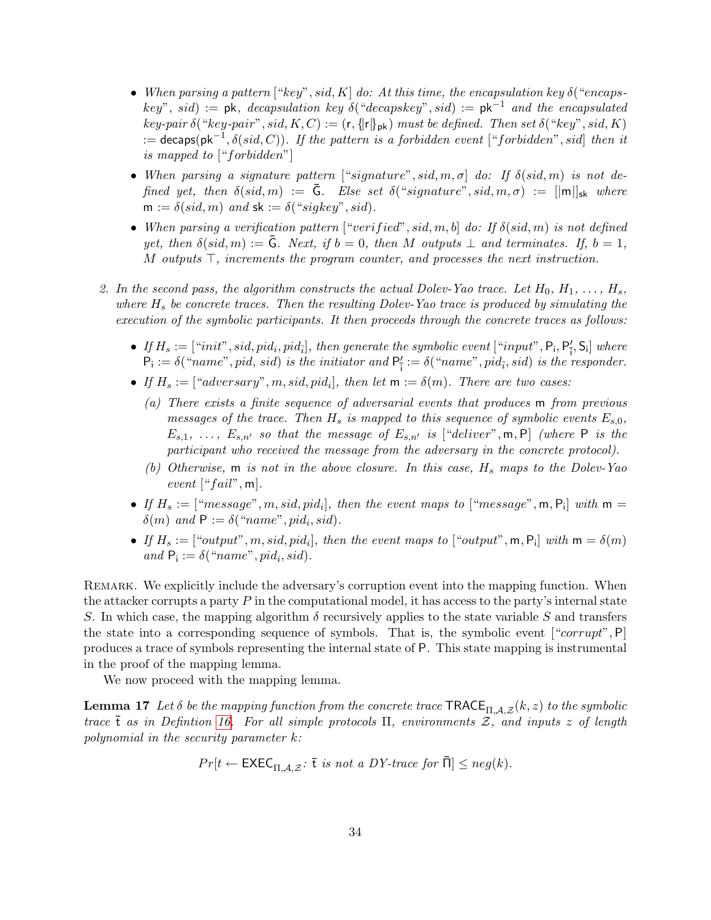- *When parsing a pattern* ["*key*", *sid*, *K*] *do: At this time, the encapsulation key* $\delta$("*encapskey*", *sid*) := $\mathsf{pk}$*, decapsulation key* $\delta$("*decapskey*", *sid*) := $\mathsf{pk}^{-1}$ *and the encapsulated key-pair* $\delta$("*key-pair*", *sid*, *K*, *C*) := ($\mathsf{r}$, $\{\!|\mathsf{r}|\!\}_{\mathsf{pk}}$) *must be defined. Then set* $\delta$("*key*", *sid*, *K*) := $\mathsf{decaps}(\mathsf{pk}^{-1}, \delta(sid, C))$*. If the pattern is a forbidden event* ["*forbidden*", *sid*] *then it is mapped to* ["*forbidden*"]
- *When parsing a signature pattern* ["*signature*", *sid*, *m*, $\sigma$] *do: If* $\delta(sid, m)$ *is not defined yet, then* $\delta(sid, m) := \bar{\mathsf{G}}$*. Else set* $\delta$("*signature*", *sid*, *m*, $\sigma$) := $[|\mathsf{m}|]_{\mathsf{sk}}$ *where* $\mathsf{m} := \delta(sid, m)$ *and* $\mathsf{sk} := \delta$("*sigkey*", *sid*).
- *When parsing a verification pattern* ["*verified*", *sid*, *m*, *b*] *do: If* $\delta(sid, m)$ *is not defined yet, then* $\delta(sid, m) := \bar{\mathsf{G}}$*. Next, if* $b = 0$*, then* $M$ *outputs* $\perp$ *and terminates. If,* $b = 1$*,* $M$ *outputs* $\top$*, increments the program counter, and processes the next instruction.*

2. *In the second pass, the algorithm constructs the actual Dolev-Yao trace. Let* $H_0, H_1, \ldots, H_s$*, where* $H_s$ *be concrete traces. Then the resulting Dolev-Yao trace is produced by simulating the execution of the symbolic participants. It then proceeds through the concrete traces as follows:*
   - *If* $H_s :=$ ["*init*", *sid*, $pid_i$, $pid_{\bar{i}}$]*, then generate the symbolic event* ["*input*", $\mathsf{P_i}$, $\mathsf{P'_{\bar{i}}}$, $\mathsf{S_i}$] *where* $\mathsf{P_i} := \delta$("*name*", *pid*, *sid*) *is the initiator and* $\mathsf{P'_{\bar{i}}} := \delta$("*name*", $pid_{\bar{i}}$, *sid*) *is the responder.*
   - *If* $H_s :=$ ["*adversary*", *m*, *sid*, $pid_i$]*, then let* $\mathsf{m} := \delta(m)$*. There are two cases:*
     - (a) *There exists a finite sequence of adversarial events that produces* $\mathsf{m}$ *from previous messages of the trace. Then* $H_s$ *is mapped to this sequence of symbolic events* $E_{s,0}$*,* $E_{s,1}$*, ...,* $E_{s,n'}$ *so that the message of* $E_{s,n'}$ *is* ["*deliver*", $\mathsf{m}$, $\mathsf{P}$] *(where* $\mathsf{P}$ *is the participant who received the message from the adversary in the concrete protocol).*
     - (b) *Otherwise,* $\mathsf{m}$ *is not in the above closure. In this case,* $H_s$ *maps to the Dolev-Yao event* ["*fail*", $\mathsf{m}$].
   - *If* $H_s :=$ ["*message*", *m*, *sid*, $pid_i$]*, then the event maps to* ["*message*", $\mathsf{m}$, $\mathsf{P_i}$] *with* $\mathsf{m} = \delta(m)$ *and* $\mathsf{P} := \delta$("*name*", $pid_i$, *sid*).
   - *If* $H_s :=$ ["*output*", *m*, *sid*, $pid_i$]*, then the event maps to* ["*output*", $\mathsf{m}$, $\mathsf{P_i}$] *with* $\mathsf{m} = \delta(m)$ *and* $\mathsf{P_i} := \delta$("*name*", $pid_i$, *sid*).

Remark. We explicitly include the adversary's corruption event into the mapping function. When the attacker corrupts a party $P$ in the computational model, it has access to the party's internal state $S$. In which case, the mapping algorithm $\delta$ recursively applies to the state variable $S$ and transfers the state into a corresponding sequence of symbols. That is, the symbolic event ["*corrupt*", $\mathsf{P}$] produces a trace of symbols representing the internal state of $\mathsf{P}$. This state mapping is instrumental in the proof of the mapping lemma.

We now proceed with the mapping lemma.

**Lemma 17** *Let* $\delta$ *be the mapping function from the concrete trace* $\mathsf{TRACE}_{\Pi,\mathcal{A},\mathcal{Z}}(k, z)$ *to the symbolic trace* $\bar{\mathsf{t}}$ *as in Defintion 16. For all simple protocols* $\Pi$*, environments* $\mathcal{Z}$*, and inputs* $z$ *of length polynomial in the security parameter* $k$*:*

$$Pr[t \leftarrow \mathsf{EXEC}_{\Pi,\mathcal{A},\mathcal{Z}}\text{: } \bar{\mathsf{t}} \text{ is not a DY-trace for } \bar{\Pi}] \leq neg(k).$$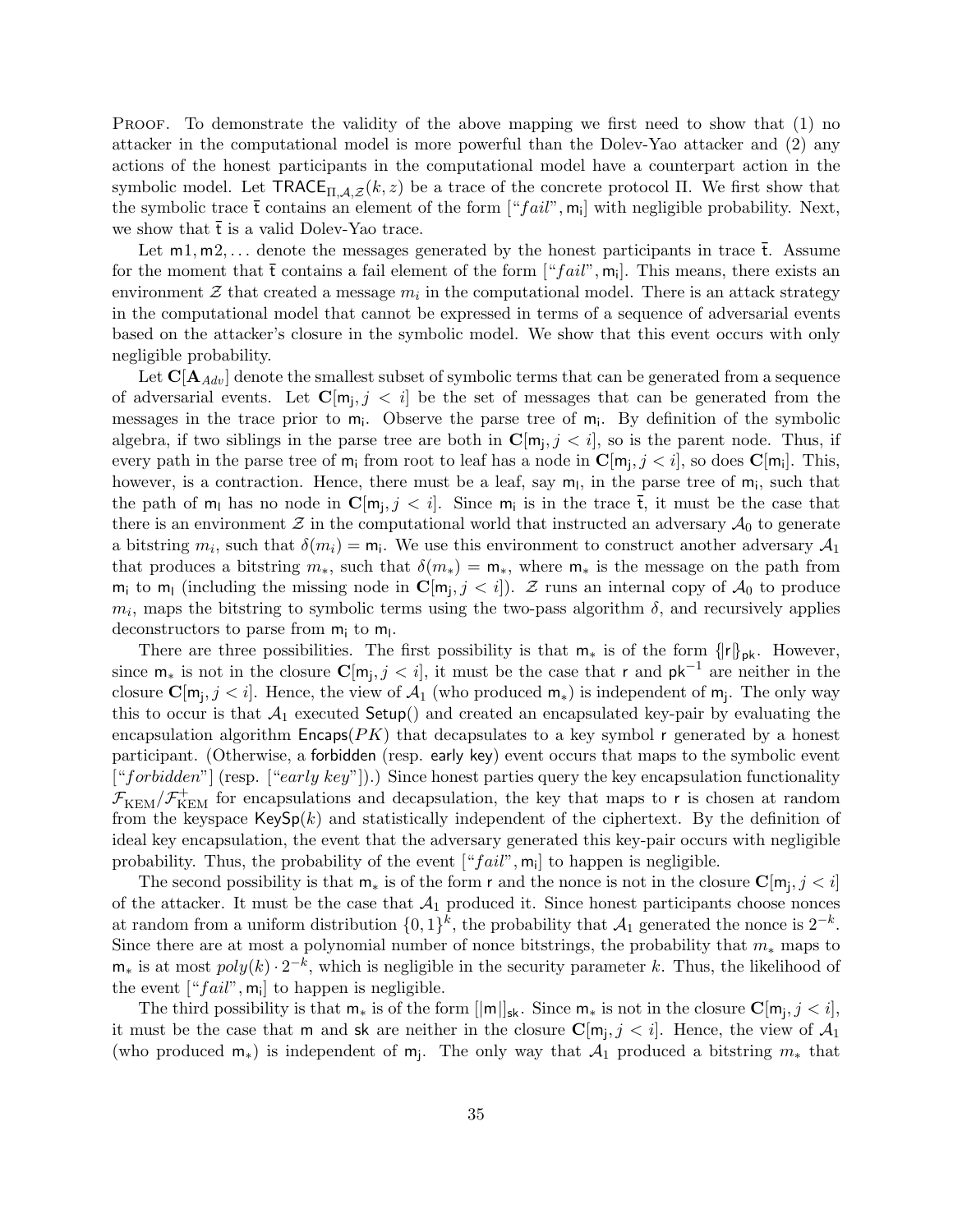Proof. To demonstrate the validity of the above mapping we first need to show that (1) no attacker in the computational model is more powerful than the Dolev-Yao attacker and (2) any actions of the honest participants in the computational model have a counterpart action in the symbolic model. Let $\mathsf{TRACE}_{\Pi,\mathcal{A},\mathcal{Z}}(k,z)$ be a trace of the concrete protocol $\Pi$. We first show that the symbolic trace $\bar{\mathsf{t}}$ contains an element of the form $[\text{“}fail\text{”}, \mathsf{m_i}]$ with negligible probability. Next, we show that $\bar{\mathsf{t}}$ is a valid Dolev-Yao trace.

Let $\mathsf{m1}, \mathsf{m2}, \ldots$ denote the messages generated by the honest participants in trace $\bar{\mathsf{t}}$. Assume for the moment that $\bar{\mathsf{t}}$ contains a fail element of the form $[\text{“}fail\text{”}, \mathsf{m_i}]$. This means, there exists an environment $\mathcal{Z}$ that created a message $m_i$ in the computational model. There is an attack strategy in the computational model that cannot be expressed in terms of a sequence of adversarial events based on the attacker's closure in the symbolic model. We show that this event occurs with only negligible probability.

Let $\mathbf{C}[\mathbf{A}_{Adv}]$ denote the smallest subset of symbolic terms that can be generated from a sequence of adversarial events. Let $\mathbf{C}[\mathsf{m_j}, j < i]$ be the set of messages that can be generated from the messages in the trace prior to $\mathsf{m_i}$. Observe the parse tree of $\mathsf{m_i}$. By definition of the symbolic algebra, if two siblings in the parse tree are both in $\mathbf{C}[\mathsf{m_j}, j < i]$, so is the parent node. Thus, if every path in the parse tree of $\mathsf{m_i}$ from root to leaf has a node in $\mathbf{C}[\mathsf{m_j}, j < i]$, so does $\mathbf{C}[\mathsf{m_i}]$. This, however, is a contraction. Hence, there must be a leaf, say $\mathsf{m_l}$, in the parse tree of $\mathsf{m_i}$, such that the path of $\mathsf{m_l}$ has no node in $\mathbf{C}[\mathsf{m_j}, j < i]$. Since $\mathsf{m_i}$ is in the trace $\bar{\mathsf{t}}$, it must be the case that there is an environment $\mathcal{Z}$ in the computational world that instructed an adversary $\mathcal{A}_0$ to generate a bitstring $m_i$, such that $\delta(m_i) = \mathsf{m_i}$. We use this environment to construct another adversary $\mathcal{A}_1$ that produces a bitstring $m_*$, such that $\delta(m_*) = \mathsf{m}_*$, where $\mathsf{m}_*$ is the message on the path from $\mathsf{m_i}$ to $\mathsf{m_l}$ (including the missing node in $\mathbf{C}[\mathsf{m_j}, j < i]$). $\mathcal{Z}$ runs an internal copy of $\mathcal{A}_0$ to produce $m_i$, maps the bitstring to symbolic terms using the two-pass algorithm $\delta$, and recursively applies deconstructors to parse from $\mathsf{m_i}$ to $\mathsf{m_l}$.

There are three possibilities. The first possibility is that $\mathsf{m}_*$ is of the form $\{\!|\mathsf{r}|\!\}_{\mathsf{pk}}$. However, since $\mathsf{m}_*$ is not in the closure $\mathbf{C}[\mathsf{m_j}, j < i]$, it must be the case that $\mathsf{r}$ and $\mathsf{pk}^{-1}$ are neither in the closure $\mathbf{C}[\mathsf{m_j}, j < i]$. Hence, the view of $\mathcal{A}_1$ (who produced $\mathsf{m}_*$) is independent of $\mathsf{m_j}$. The only way this to occur is that $\mathcal{A}_1$ executed $\mathsf{Setup}()$ and created an encapsulated key-pair by evaluating the encapsulation algorithm $\mathsf{Encaps}(PK)$ that decapsulates to a key symbol $\mathsf{r}$ generated by a honest participant. (Otherwise, a $\mathsf{forbidden}$ (resp. $\mathsf{early\ key}$) event occurs that maps to the symbolic event $[\text{“}forbidden\text{”}]$ (resp. $[\text{“}early\ key\text{”}]$).) Since honest parties query the key encapsulation functionality $\mathcal{F}_{\mathrm{KEM}}/\mathcal{F}^{+}_{\mathrm{KEM}}$ for encapsulations and decapsulation, the key that maps to $\mathsf{r}$ is chosen at random from the keyspace $\mathsf{KeySp}(k)$ and statistically independent of the ciphertext. By the definition of ideal key encapsulation, the event that the adversary generated this key-pair occurs with negligible probability. Thus, the probability of the event $[\text{“}fail\text{”}, \mathsf{m_i}]$ to happen is negligible.

The second possibility is that $\mathsf{m}_*$ is of the form $\mathsf{r}$ and the nonce is not in the closure $\mathbf{C}[\mathsf{m_j}, j < i]$ of the attacker. It must be the case that $\mathcal{A}_1$ produced it. Since honest participants choose nonces at random from a uniform distribution $\{0,1\}^k$, the probability that $\mathcal{A}_1$ generated the nonce is $2^{-k}$. Since there are at most a polynomial number of nonce bitstrings, the probability that $m_*$ maps to $\mathsf{m}_*$ is at most $poly(k) \cdot 2^{-k}$, which is negligible in the security parameter $k$. Thus, the likelihood of the event $[\text{“}fail\text{”}, \mathsf{m_i}]$ to happen is negligible.

The third possibility is that $\mathsf{m}_*$ is of the form $[|\mathsf{m}|]_{\mathsf{sk}}$. Since $\mathsf{m}_*$ is not in the closure $\mathbf{C}[\mathsf{m_j}, j < i]$, it must be the case that $\mathsf{m}$ and $\mathsf{sk}$ are neither in the closure $\mathbf{C}[\mathsf{m_j}, j < i]$. Hence, the view of $\mathcal{A}_1$ (who produced $\mathsf{m}_*$) is independent of $\mathsf{m_j}$. The only way that $\mathcal{A}_1$ produced a bitstring $m_*$ that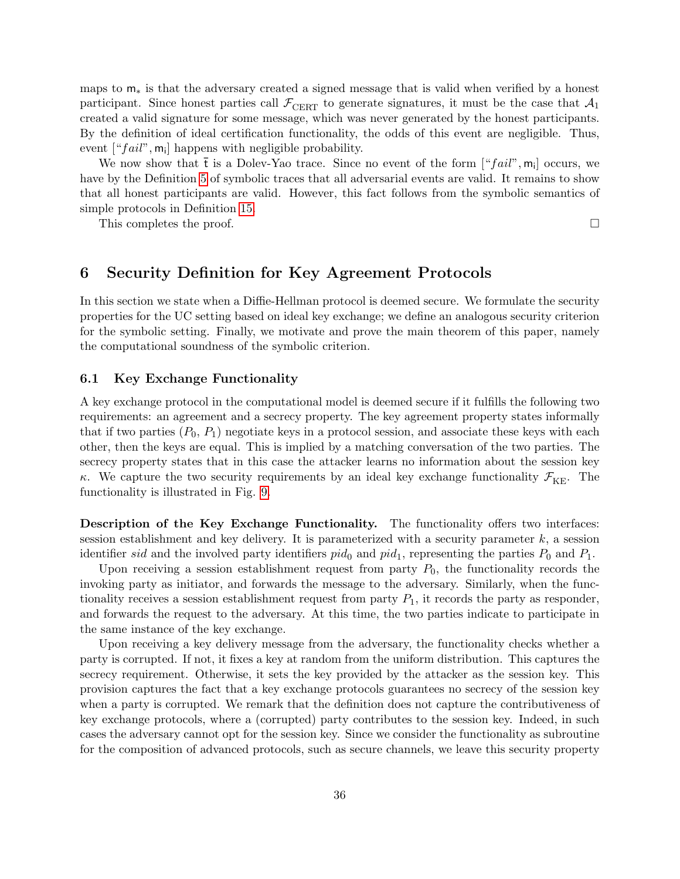maps to $\mathsf{m}_*$ is that the adversary created a signed message that is valid when verified by a honest participant. Since honest parties call $\mathcal{F}_{\text{CERT}}$ to generate signatures, it must be the case that $\mathcal{A}_1$ created a valid signature for some message, which was never generated by the honest participants. By the definition of ideal certification functionality, the odds of this event are negligible. Thus, event [“$fail$”, $\mathsf{m}_\mathsf{i}$] happens with negligible probability.

We now show that $\bar{\mathsf{t}}$ is a Dolev-Yao trace. Since no event of the form [“$fail$”, $\mathsf{m}_\mathsf{i}$] occurs, we have by the Definition 5 of symbolic traces that all adversarial events are valid. It remains to show that all honest participants are valid. However, this fact follows from the symbolic semantics of simple protocols in Definition 15.

This completes the proof. □

## 6 Security Definition for Key Agreement Protocols

In this section we state when a Diffie-Hellman protocol is deemed secure. We formulate the security properties for the UC setting based on ideal key exchange; we define an analogous security criterion for the symbolic setting. Finally, we motivate and prove the main theorem of this paper, namely the computational soundness of the symbolic criterion.

### 6.1 Key Exchange Functionality

A key exchange protocol in the computational model is deemed secure if it fulfills the following two requirements: an agreement and a secrecy property. The key agreement property states informally that if two parties ($P_0$, $P_1$) negotiate keys in a protocol session, and associate these keys with each other, then the keys are equal. This is implied by a matching conversation of the two parties. The secrecy property states that in this case the attacker learns no information about the session key $\kappa$. We capture the two security requirements by an ideal key exchange functionality $\mathcal{F}_{\text{KE}}$. The functionality is illustrated in Fig. 9.

**Description of the Key Exchange Functionality.** The functionality offers two interfaces: session establishment and key delivery. It is parameterized with a security parameter $k$, a session identifier $sid$ and the involved party identifiers $pid_0$ and $pid_1$, representing the parties $P_0$ and $P_1$.

Upon receiving a session establishment request from party $P_0$, the functionality records the invoking party as initiator, and forwards the message to the adversary. Similarly, when the functionality receives a session establishment request from party $P_1$, it records the party as responder, and forwards the request to the adversary. At this time, the two parties indicate to participate in the same instance of the key exchange.

Upon receiving a key delivery message from the adversary, the functionality checks whether a party is corrupted. If not, it fixes a key at random from the uniform distribution. This captures the secrecy requirement. Otherwise, it sets the key provided by the attacker as the session key. This provision captures the fact that a key exchange protocols guarantees no secrecy of the session key when a party is corrupted. We remark that the definition does not capture the contributiveness of key exchange protocols, where a (corrupted) party contributes to the session key. Indeed, in such cases the adversary cannot opt for the session key. Since we consider the functionality as subroutine for the composition of advanced protocols, such as secure channels, we leave this security property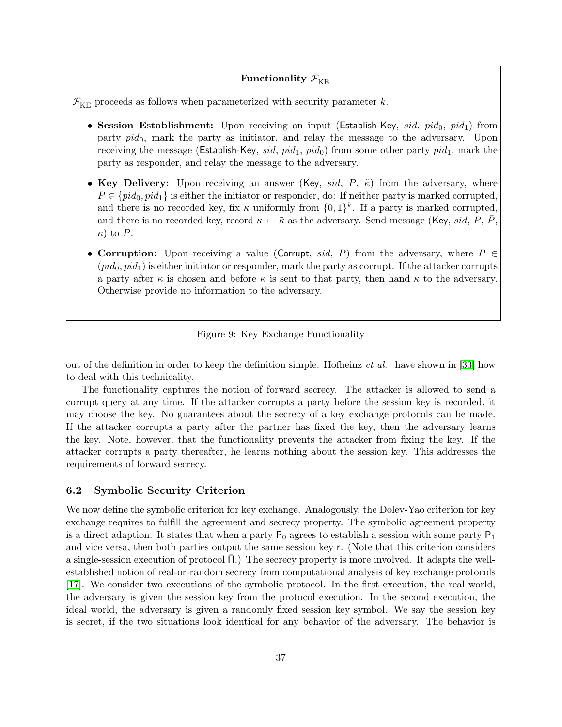**Functionality $\mathcal{F}_{\mathrm{KE}}$**

$\mathcal{F}_{\mathrm{KE}}$ proceeds as follows when parameterized with security parameter $k$.

- **Session Establishment:** Upon receiving an input (Establish-Key, $sid$, $pid_0$, $pid_1$) from party $pid_0$, mark the party as initiator, and relay the message to the adversary. Upon receiving the message (Establish-Key, $sid$, $pid_1$, $pid_0$) from some other party $pid_1$, mark the party as responder, and relay the message to the adversary.
- **Key Delivery:** Upon receiving an answer (Key, $sid$, $P$, $\tilde{\kappa}$) from the adversary, where $P \in \{pid_0, pid_1\}$ is either the initiator or responder, do: If neither party is marked corrupted, and there is no recorded key, fix $\kappa$ uniformly from $\{0,1\}^k$. If a party is marked corrupted, and there is no recorded key, record $\kappa \leftarrow \tilde{\kappa}$ as the adversary. Send message (Key, $sid$, $P$, $\bar{P}$, $\kappa$) to $P$.
- **Corruption:** Upon receiving a value (Corrupt, $sid$, $P$) from the adversary, where $P \in (pid_0, pid_1)$ is either initiator or responder, mark the party as corrupt. If the attacker corrupts a party after $\kappa$ is chosen and before $\kappa$ is sent to that party, then hand $\kappa$ to the adversary. Otherwise provide no information to the adversary.

Figure 9: Key Exchange Functionality

out of the definition in order to keep the definition simple. Hofheinz *et al.* have shown in [33] how to deal with this technicality.

The functionality captures the notion of forward secrecy. The attacker is allowed to send a corrupt query at any time. If the attacker corrupts a party before the session key is recorded, it may choose the key. No guarantees about the secrecy of a key exchange protocols can be made. If the attacker corrupts a party after the partner has fixed the key, then the adversary learns the key. Note, however, that the functionality prevents the attacker from fixing the key. If the attacker corrupts a party thereafter, he learns nothing about the session key. This addresses the requirements of forward secrecy.

### 6.2 Symbolic Security Criterion

We now define the symbolic criterion for key exchange. Analogously, the Dolev-Yao criterion for key exchange requires to fulfill the agreement and secrecy property. The symbolic agreement property is a direct adaption. It states that when a party $\mathsf{P_0}$ agrees to establish a session with some party $\mathsf{P_1}$ and vice versa, then both parties output the same session key $\mathsf{r}$. (Note that this criterion considers a single-session execution of protocol $\bar{\Pi}$.) The secrecy property is more involved. It adapts the well-established notion of real-or-random secrecy from computational analysis of key exchange protocols [17]. We consider two executions of the symbolic protocol. In the first execution, the real world, the adversary is given the session key from the protocol execution. In the second execution, the ideal world, the adversary is given a randomly fixed session key symbol. We say the session key is secret, if the two situations look identical for any behavior of the adversary. The behavior is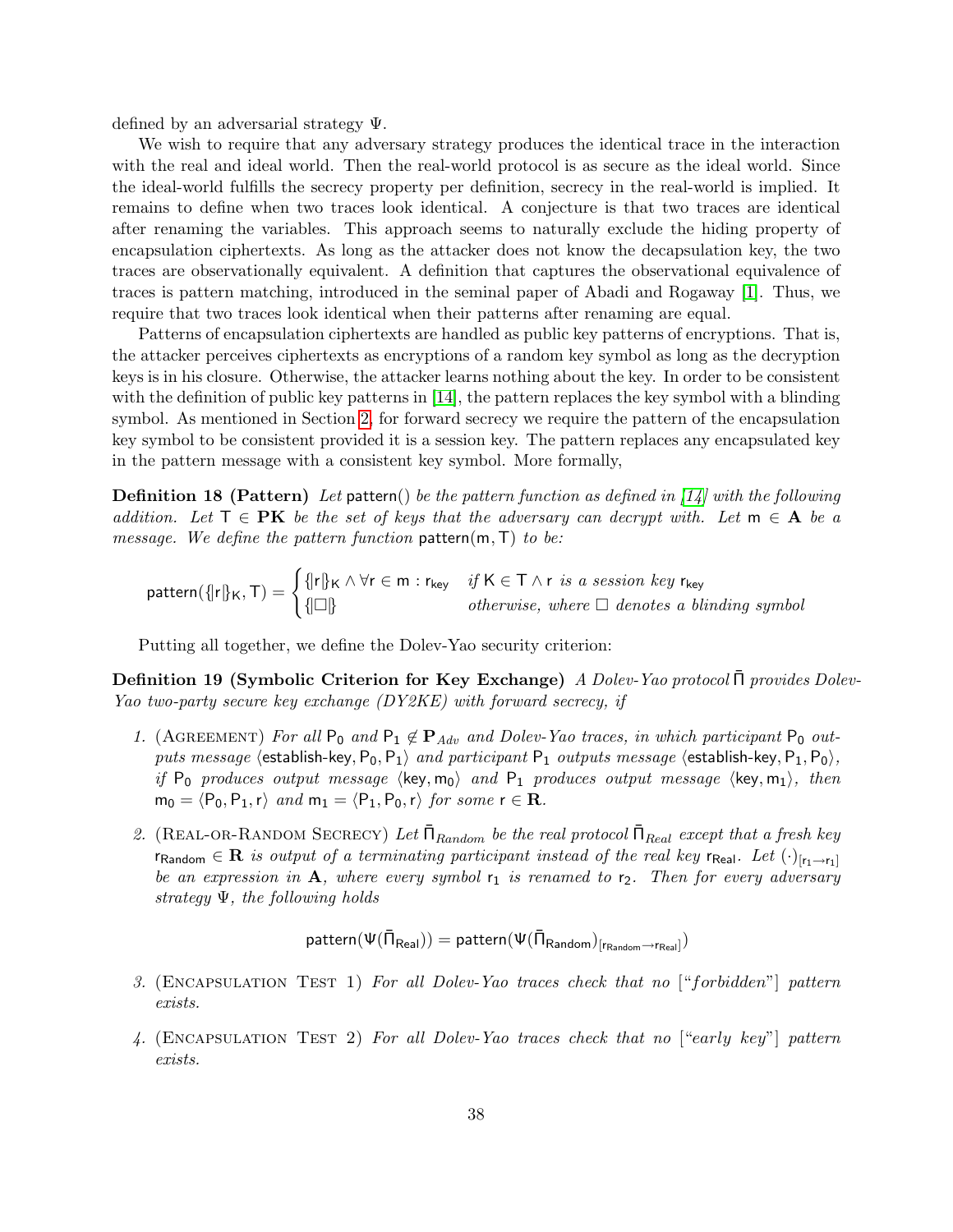defined by an adversarial strategy $\Psi$.

We wish to require that any adversary strategy produces the identical trace in the interaction with the real and ideal world. Then the real-world protocol is as secure as the ideal world. Since the ideal-world fulfills the secrecy property per definition, secrecy in the real-world is implied. It remains to define when two traces look identical. A conjecture is that two traces are identical after renaming the variables. This approach seems to naturally exclude the hiding property of encapsulation ciphertexts. As long as the attacker does not know the decapsulation key, the two traces are observationally equivalent. A definition that captures the observational equivalence of traces is pattern matching, introduced in the seminal paper of Abadi and Rogaway [1]. Thus, we require that two traces look identical when their patterns after renaming are equal.

Patterns of encapsulation ciphertexts are handled as public key patterns of encryptions. That is, the attacker perceives ciphertexts as encryptions of a random key symbol as long as the decryption keys is in his closure. Otherwise, the attacker learns nothing about the key. In order to be consistent with the definition of public key patterns in [14], the pattern replaces the key symbol with a blinding symbol. As mentioned in Section 2, for forward secrecy we require the pattern of the encapsulation key symbol to be consistent provided it is a session key. The pattern replaces any encapsulated key in the pattern message with a consistent key symbol. More formally,

**Definition 18 (Pattern)** *Let* $\mathsf{pattern}()$ *be the pattern function as defined in [14] with the following addition. Let* $\mathsf{T} \in \mathbf{PK}$ *be the set of keys that the adversary can decrypt with. Let* $\mathsf{m} \in \mathbf{A}$ *be a message. We define the pattern function* $\mathsf{pattern}(\mathsf{m}, \mathsf{T})$ *to be:*

$$\mathsf{pattern}(\{\!|\mathsf{r}|\!\}_{\mathsf{K}}, \mathsf{T}) = \begin{cases} \{\!|\mathsf{r}|\!\}_{\mathsf{K}} \wedge \forall \mathsf{r} \in \mathsf{m} : \mathsf{r}_{\mathsf{key}} & \textit{if } \mathsf{K} \in \mathsf{T} \wedge \mathsf{r} \textit{ is a session key } \mathsf{r}_{\mathsf{key}} \\ \{\!|\Box|\!\} & \textit{otherwise, where } \Box \textit{ denotes a blinding symbol} \end{cases}$$

Putting all together, we define the Dolev-Yao security criterion:

**Definition 19 (Symbolic Criterion for Key Exchange)** *A Dolev-Yao protocol* $\bar{\Pi}$ *provides Dolev-Yao two-party secure key exchange (DY2KE) with forward secrecy, if*

1. (Agreement) *For all* $\mathsf{P}_0$ *and* $\mathsf{P}_1 \notin \mathbf{P}_{Adv}$ *and Dolev-Yao traces, in which participant* $\mathsf{P}_0$ *outputs message* $\langle \mathsf{establish\text{-}key}, \mathsf{P}_0, \mathsf{P}_1 \rangle$ *and participant* $\mathsf{P}_1$ *outputs message* $\langle \mathsf{establish\text{-}key}, \mathsf{P}_1, \mathsf{P}_0 \rangle$, *if* $\mathsf{P}_0$ *produces output message* $\langle \mathsf{key}, \mathsf{m}_0 \rangle$ *and* $\mathsf{P}_1$ *produces output message* $\langle \mathsf{key}, \mathsf{m}_1 \rangle$, *then* $\mathsf{m}_0 = \langle \mathsf{P}_0, \mathsf{P}_1, \mathsf{r} \rangle$ *and* $\mathsf{m}_1 = \langle \mathsf{P}_1, \mathsf{P}_0, \mathsf{r} \rangle$ *for some* $\mathsf{r} \in \mathbf{R}$.

2. (Real-or-Random Secrecy) *Let* $\bar{\Pi}_{Random}$ *be the real protocol* $\bar{\Pi}_{Real}$ *except that a fresh key* $\mathsf{r}_{\mathsf{Random}} \in \mathbf{R}$ *is output of a terminating participant instead of the real key* $\mathsf{r}_{\mathsf{Real}}$. *Let* $(\cdot)_{[\mathsf{r}_1 \to \mathsf{r}_1]}$ *be an expression in* $\mathbf{A}$, *where every symbol* $\mathsf{r}_1$ *is renamed to* $\mathsf{r}_2$. *Then for every adversary strategy* $\Psi$, *the following holds*

$$\mathsf{pattern}(\Psi(\bar{\Pi}_{\mathsf{Real}})) = \mathsf{pattern}(\Psi(\bar{\Pi}_{\mathsf{Random}})_{[\mathsf{r}_{\mathsf{Random}} \to \mathsf{r}_{\mathsf{Real}}]})$$

3. (Encapsulation Test 1) *For all Dolev-Yao traces check that no ["forbidden"] pattern exists.*

4. (Encapsulation Test 2) *For all Dolev-Yao traces check that no ["early key"] pattern exists.*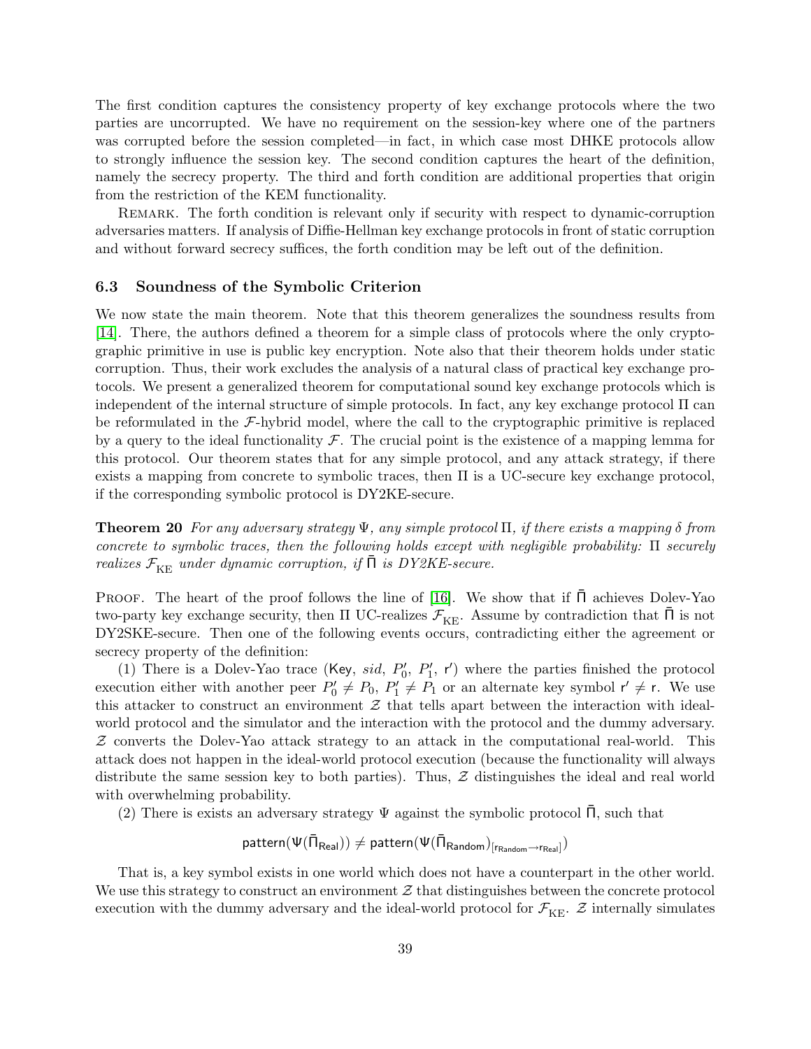The first condition captures the consistency property of key exchange protocols where the two parties are uncorrupted. We have no requirement on the session-key where one of the partners was corrupted before the session completed—in fact, in which case most DHKE protocols allow to strongly influence the session key. The second condition captures the heart of the definition, namely the secrecy property. The third and forth condition are additional properties that origin from the restriction of the KEM functionality.

Remark. The forth condition is relevant only if security with respect to dynamic-corruption adversaries matters. If analysis of Diffie-Hellman key exchange protocols in front of static corruption and without forward secrecy suffices, the forth condition may be left out of the definition.

### 6.3 Soundness of the Symbolic Criterion

We now state the main theorem. Note that this theorem generalizes the soundness results from [14]. There, the authors defined a theorem for a simple class of protocols where the only cryptographic primitive in use is public key encryption. Note also that their theorem holds under static corruption. Thus, their work excludes the analysis of a natural class of practical key exchange protocols. We present a generalized theorem for computational sound key exchange protocols which is independent of the internal structure of simple protocols. In fact, any key exchange protocol $\Pi$ can be reformulated in the $\mathcal{F}$-hybrid model, where the call to the cryptographic primitive is replaced by a query to the ideal functionality $\mathcal{F}$. The crucial point is the existence of a mapping lemma for this protocol. Our theorem states that for any simple protocol, and any attack strategy, if there exists a mapping from concrete to symbolic traces, then $\Pi$ is a UC-secure key exchange protocol, if the corresponding symbolic protocol is DY2KE-secure.

**Theorem 20** *For any adversary strategy $\Psi$, any simple protocol $\Pi$, if there exists a mapping $\delta$ from concrete to symbolic traces, then the following holds except with negligible probability: $\Pi$ securely realizes $\mathcal{F}_{\mathrm{KE}}$ under dynamic corruption, if $\bar{\Pi}$ is DY2KE-secure.*

Proof. The heart of the proof follows the line of [16]. We show that if $\bar{\Pi}$ achieves Dolev-Yao two-party key exchange security, then $\Pi$ UC-realizes $\mathcal{F}_{\mathrm{KE}}$. Assume by contradiction that $\bar{\Pi}$ is not DY2SKE-secure. Then one of the following events occurs, contradicting either the agreement or secrecy property of the definition:

(1) There is a Dolev-Yao trace ($\mathsf{Key}$, $sid$, $P_0'$, $P_1'$, $\mathsf{r}'$) where the parties finished the protocol execution either with another peer $P_0' \neq P_0$, $P_1' \neq P_1$ or an alternate key symbol $\mathsf{r}' \neq \mathsf{r}$. We use this attacker to construct an environment $\mathcal{Z}$ that tells apart between the interaction with ideal-world protocol and the simulator and the interaction with the protocol and the dummy adversary. $\mathcal{Z}$ converts the Dolev-Yao attack strategy to an attack in the computational real-world. This attack does not happen in the ideal-world protocol execution (because the functionality will always distribute the same session key to both parties). Thus, $\mathcal{Z}$ distinguishes the ideal and real world with overwhelming probability.

(2) There is exists an adversary strategy $\Psi$ against the symbolic protocol $\bar{\Pi}$, such that

$$\mathsf{pattern}(\Psi(\bar{\Pi}_{\mathsf{Real}})) \neq \mathsf{pattern}(\Psi(\bar{\Pi}_{\mathsf{Random}})_{[\mathsf{r}_{\mathsf{Random}} \to \mathsf{r}_{\mathsf{Real}}]})$$

That is, a key symbol exists in one world which does not have a counterpart in the other world. We use this strategy to construct an environment $\mathcal{Z}$ that distinguishes between the concrete protocol execution with the dummy adversary and the ideal-world protocol for $\mathcal{F}_{\mathrm{KE}}$. $\mathcal{Z}$ internally simulates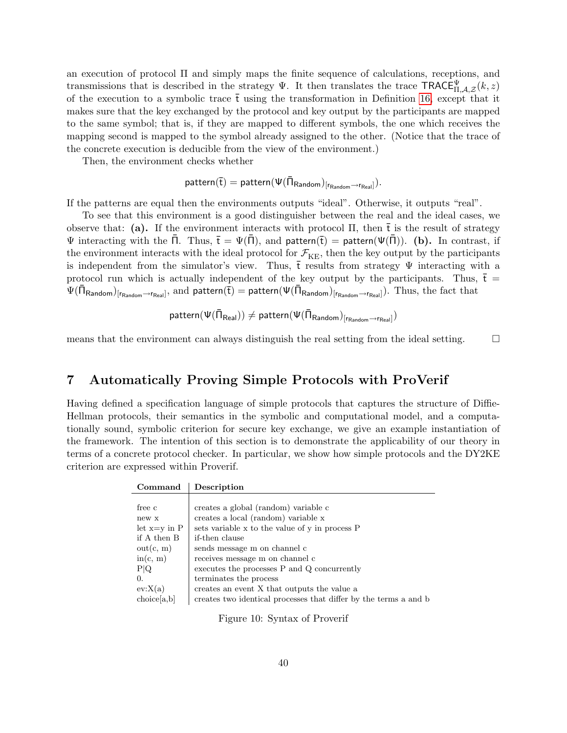an execution of protocol $\Pi$ and simply maps the finite sequence of calculations, receptions, and transmissions that is described in the strategy $\Psi$. It then translates the trace $\mathsf{TRACE}^{\Psi}_{\Pi,\mathcal{A},\mathcal{Z}}(k,z)$ of the execution to a symbolic trace $\bar{\mathsf{t}}$ using the transformation in Definition 16, except that it makes sure that the key exchanged by the protocol and key output by the participants are mapped to the same symbol; that is, if they are mapped to different symbols, the one which receives the mapping second is mapped to the symbol already assigned to the other. (Notice that the trace of the concrete execution is deducible from the view of the environment.)

Then, the environment checks whether

$$\mathsf{pattern}(\bar{\mathsf{t}}) = \mathsf{pattern}(\Psi(\bar{\Pi}_{\mathsf{Random}})_{[\mathsf{r}_{\mathsf{Random}} \to \mathsf{r}_{\mathsf{Real}}]}).$$

If the patterns are equal then the environments outputs "ideal". Otherwise, it outputs "real".

To see that this environment is a good distinguisher between the real and the ideal cases, we observe that: **(a).** If the environment interacts with protocol $\Pi$, then $\bar{\mathsf{t}}$ is the result of strategy $\Psi$ interacting with the $\bar{\Pi}$. Thus, $\bar{\mathsf{t}} = \Psi(\bar{\Pi})$, and $\mathsf{pattern}(\bar{\mathsf{t}}) = \mathsf{pattern}(\Psi(\bar{\Pi}))$. **(b).** In contrast, if the environment interacts with the ideal protocol for $\mathcal{F}_{\mathrm{KE}}$, then the key output by the participants is independent from the simulator's view. Thus, $\bar{\mathsf{t}}$ results from strategy $\Psi$ interacting with a protocol run which is actually independent of the key output by the participants. Thus, $\bar{\mathsf{t}} = \Psi(\bar{\Pi}_{\mathsf{Random}})_{[\mathsf{r}_{\mathsf{Random}} \to \mathsf{r}_{\mathsf{Real}}]}$, and $\mathsf{pattern}(\bar{\mathsf{t}}) = \mathsf{pattern}(\Psi(\bar{\Pi}_{\mathsf{Random}})_{[\mathsf{r}_{\mathsf{Random}} \to \mathsf{r}_{\mathsf{Real}}]})$. Thus, the fact that

$$\mathsf{pattern}(\Psi(\bar{\Pi}_{\mathsf{Real}})) \neq \mathsf{pattern}(\Psi(\bar{\Pi}_{\mathsf{Random}})_{[\mathsf{r}_{\mathsf{Random}} \to \mathsf{r}_{\mathsf{Real}}]})$$

means that the environment can always distinguish the real setting from the ideal setting. □

# 7 Automatically Proving Simple Protocols with ProVerif

Having defined a specification language of simple protocols that captures the structure of Diffie-Hellman protocols, their semantics in the symbolic and computational model, and a computationally sound, symbolic criterion for secure key exchange, we give an example instantiation of the framework. The intention of this section is to demonstrate the applicability of our theory in terms of a concrete protocol checker. In particular, we show how simple protocols and the DY2KE criterion are expressed within Proverif.

| Command | Description |
|---|---|
| free c | creates a global (random) variable c |
| new x | creates a local (random) variable x |
| let x=y in P | sets variable x to the value of y in process P |
| if A then B | if-then clause |
| out(c, m) | sends message m on channel c |
| in(c, m) | receives message m on channel c |
| P\|Q | executes the processes P and Q concurrently |
| 0. | terminates the process |
| ev:X(a) | creates an event X that outputs the value a |
| choice[a,b] | creates two identical processes that differ by the terms a and b |

Figure 10: Syntax of Proverif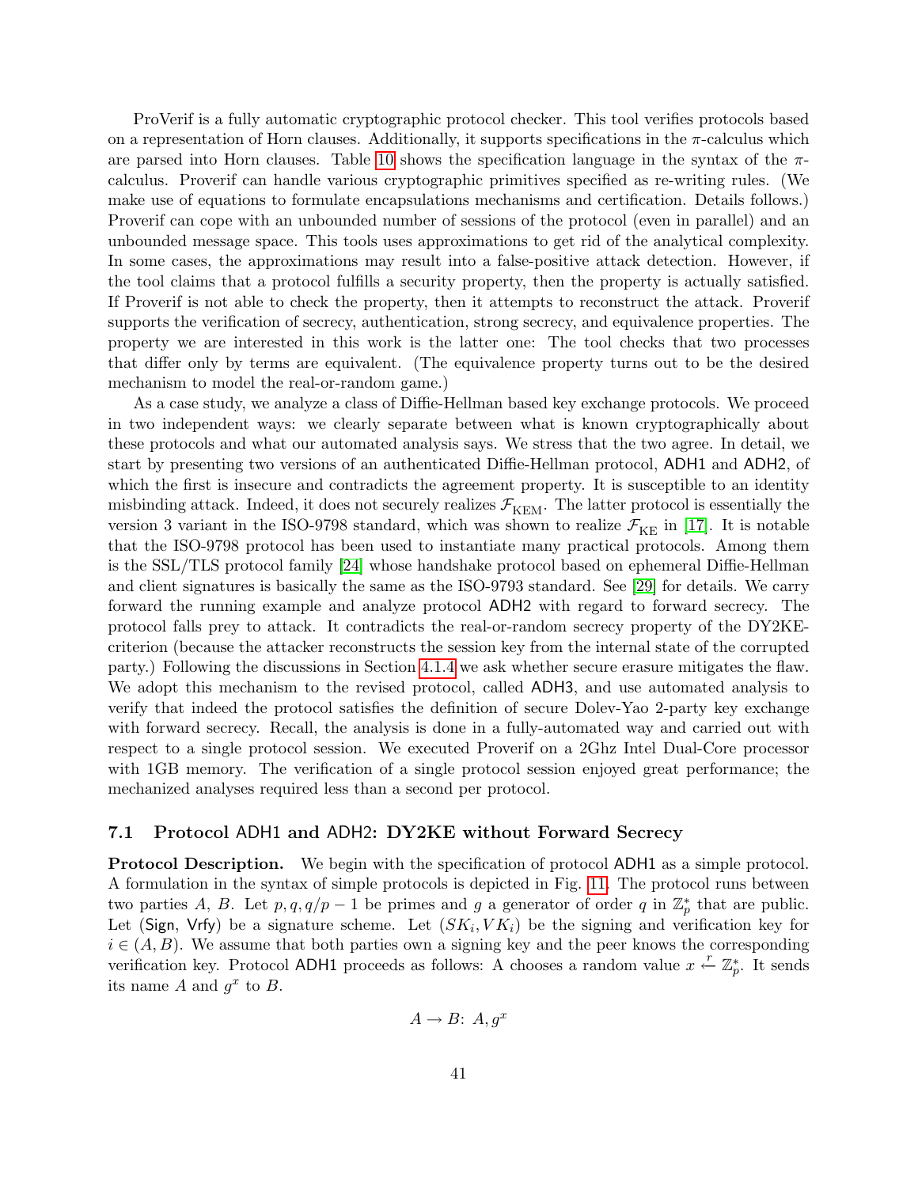ProVerif is a fully automatic cryptographic protocol checker. This tool verifies protocols based on a representation of Horn clauses. Additionally, it supports specifications in the $\pi$-calculus which are parsed into Horn clauses. Table 10 shows the specification language in the syntax of the $\pi$-calculus. Proverif can handle various cryptographic primitives specified as re-writing rules. (We make use of equations to formulate encapsulations mechanisms and certification. Details follows.) Proverif can cope with an unbounded number of sessions of the protocol (even in parallel) and an unbounded message space. This tools uses approximations to get rid of the analytical complexity. In some cases, the approximations may result into a false-positive attack detection. However, if the tool claims that a protocol fulfills a security property, then the property is actually satisfied. If Proverif is not able to check the property, then it attempts to reconstruct the attack. Proverif supports the verification of secrecy, authentication, strong secrecy, and equivalence properties. The property we are interested in this work is the latter one: The tool checks that two processes that differ only by terms are equivalent. (The equivalence property turns out to be the desired mechanism to model the real-or-random game.)

As a case study, we analyze a class of Diffie-Hellman based key exchange protocols. We proceed in two independent ways: we clearly separate between what is known cryptographically about these protocols and what our automated analysis says. We stress that the two agree. In detail, we start by presenting two versions of an authenticated Diffie-Hellman protocol, ADH1 and ADH2, of which the first is insecure and contradicts the agreement property. It is susceptible to an identity misbinding attack. Indeed, it does not securely realizes $\mathcal{F}_{\text{KEM}}$. The latter protocol is essentially the version 3 variant in the ISO-9798 standard, which was shown to realize $\mathcal{F}_{\text{KE}}$ in [17]. It is notable that the ISO-9798 protocol has been used to instantiate many practical protocols. Among them is the SSL/TLS protocol family [24] whose handshake protocol based on ephemeral Diffie-Hellman and client signatures is basically the same as the ISO-9793 standard. See [29] for details. We carry forward the running example and analyze protocol ADH2 with regard to forward secrecy. The protocol falls prey to attack. It contradicts the real-or-random secrecy property of the DY2KE-criterion (because the attacker reconstructs the session key from the internal state of the corrupted party.) Following the discussions in Section 4.1.4 we ask whether secure erasure mitigates the flaw. We adopt this mechanism to the revised protocol, called ADH3, and use automated analysis to verify that indeed the protocol satisfies the definition of secure Dolev-Yao 2-party key exchange with forward secrecy. Recall, the analysis is done in a fully-automated way and carried out with respect to a single protocol session. We executed Proverif on a 2Ghz Intel Dual-Core processor with 1GB memory. The verification of a single protocol session enjoyed great performance; the mechanized analyses required less than a second per protocol.

## 7.1 Protocol ADH1 and ADH2: DY2KE without Forward Secrecy

**Protocol Description.** We begin with the specification of protocol ADH1 as a simple protocol. A formulation in the syntax of simple protocols is depicted in Fig. 11. The protocol runs between two parties $A$, $B$. Let $p, q, q/p-1$ be primes and $g$ a generator of order $q$ in $\mathbb{Z}_p^*$ that are public. Let (Sign, Vrfy) be a signature scheme. Let $(SK_i, VK_i)$ be the signing and verification key for $i \in (A, B)$. We assume that both parties own a signing key and the peer knows the corresponding verification key. Protocol ADH1 proceeds as follows: A chooses a random value $x \xleftarrow{r} \mathbb{Z}_p^*$. It sends its name $A$ and $g^x$ to $B$.

$$A \to B\colon\ A, g^x$$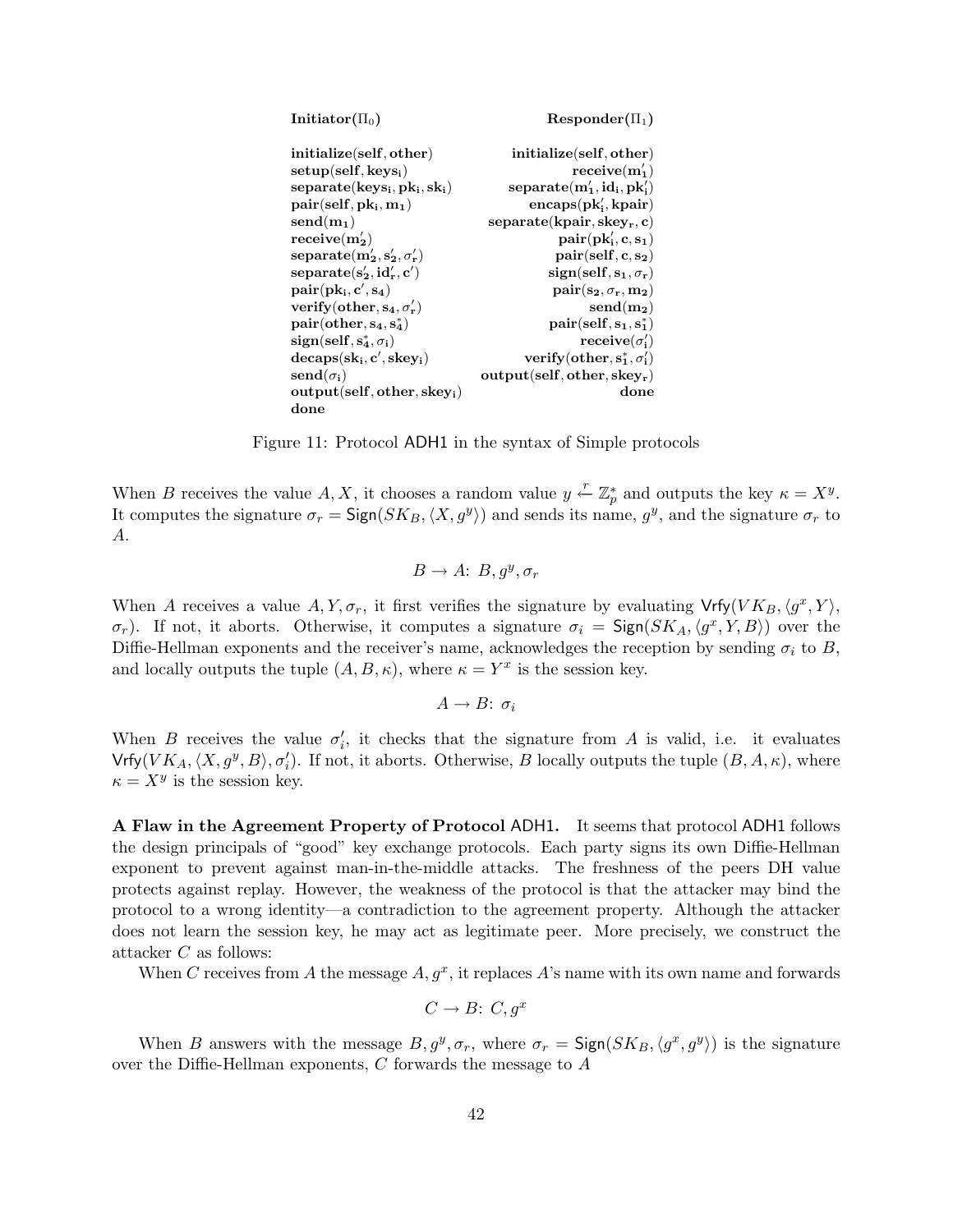| **Initiator($\Pi_0$)** | **Responder($\Pi_1$)** |
|---|---|
| | |
| $\mathbf{initialize(self, other)}$ | $\mathbf{initialize(self, other)}$ |
| $\mathbf{setup(self, keys_i)}$ | $\mathbf{receive(m_1')}$ |
| $\mathbf{separate(keys_i, pk_i, sk_i)}$ | $\mathbf{separate(m_1', id_i, pk_i')}$ |
| $\mathbf{pair(self, pk_i, m_1)}$ | $\mathbf{encaps(pk_i', kpair)}$ |
| $\mathbf{send(m_1)}$ | $\mathbf{separate(kpair, skey_r, c)}$ |
| $\mathbf{receive(m_2')}$ | $\mathbf{pair(pk_i', c, s_1)}$ |
| $\mathbf{separate(m_2', s_2', \sigma_r')}$ | $\mathbf{pair(self, c, s_2)}$ |
| $\mathbf{separate(s_2', id_r', c')}$ | $\mathbf{sign(self, s_1, \sigma_r)}$ |
| $\mathbf{pair(pk_i, c', s_4)}$ | $\mathbf{pair(s_2, \sigma_r, m_2)}$ |
| $\mathbf{verify(other, s_4, \sigma_r')}$ | $\mathbf{send(m_2)}$ |
| $\mathbf{pair(other, s_4, s_4^*)}$ | $\mathbf{pair(self, s_1, s_1^*)}$ |
| $\mathbf{sign(self, s_4^*, \sigma_i)}$ | $\mathbf{receive(\sigma_i')}$ |
| $\mathbf{decaps(sk_i, c', skey_i)}$ | $\mathbf{verify(other, s_1^*, \sigma_i')}$ |
| $\mathbf{send(\sigma_i)}$ | $\mathbf{output(self, other, skey_r)}$ |
| $\mathbf{output(self, other, skey_i)}$ | $\mathbf{done}$ |
| $\mathbf{done}$ | |

Figure 11: Protocol ADH1 in the syntax of Simple protocols

When $B$ receives the value $A, X$, it chooses a random value $y \xleftarrow{r} \mathbb{Z}_p^*$ and outputs the key $\kappa = X^y$. It computes the signature $\sigma_r = \mathsf{Sign}(SK_B, \langle X, g^y \rangle)$ and sends its name, $g^y$, and the signature $\sigma_r$ to $A$.

$$B \to A\colon\ B, g^y, \sigma_r$$

When $A$ receives a value $A, Y, \sigma_r$, it first verifies the signature by evaluating $\mathsf{Vrfy}(VK_B, \langle g^x, Y \rangle, \sigma_r)$. If not, it aborts. Otherwise, it computes a signature $\sigma_i = \mathsf{Sign}(SK_A, \langle g^x, Y, B \rangle)$ over the Diffie-Hellman exponents and the receiver's name, acknowledges the reception by sending $\sigma_i$ to $B$, and locally outputs the tuple $(A, B, \kappa)$, where $\kappa = Y^x$ is the session key.

$$A \to B\colon\ \sigma_i$$

When $B$ receives the value $\sigma_i'$, it checks that the signature from $A$ is valid, i.e. it evaluates $\mathsf{Vrfy}(VK_A, \langle X, g^y, B \rangle, \sigma_i')$. If not, it aborts. Otherwise, $B$ locally outputs the tuple $(B, A, \kappa)$, where $\kappa = X^y$ is the session key.

**A Flaw in the Agreement Property of Protocol** ADH1**.** It seems that protocol ADH1 follows the design principals of "good" key exchange protocols. Each party signs its own Diffie-Hellman exponent to prevent against man-in-the-middle attacks. The freshness of the peers DH value protects against replay. However, the weakness of the protocol is that the attacker may bind the protocol to a wrong identity—a contradiction to the agreement property. Although the attacker does not learn the session key, he may act as legitimate peer. More precisely, we construct the attacker $C$ as follows:

When $C$ receives from $A$ the message $A, g^x$, it replaces $A$'s name with its own name and forwards

$$C \to B\colon\ C, g^x$$

When $B$ answers with the message $B, g^y, \sigma_r$, where $\sigma_r = \mathsf{Sign}(SK_B, \langle g^x, g^y \rangle)$ is the signature over the Diffie-Hellman exponents, $C$ forwards the message to $A$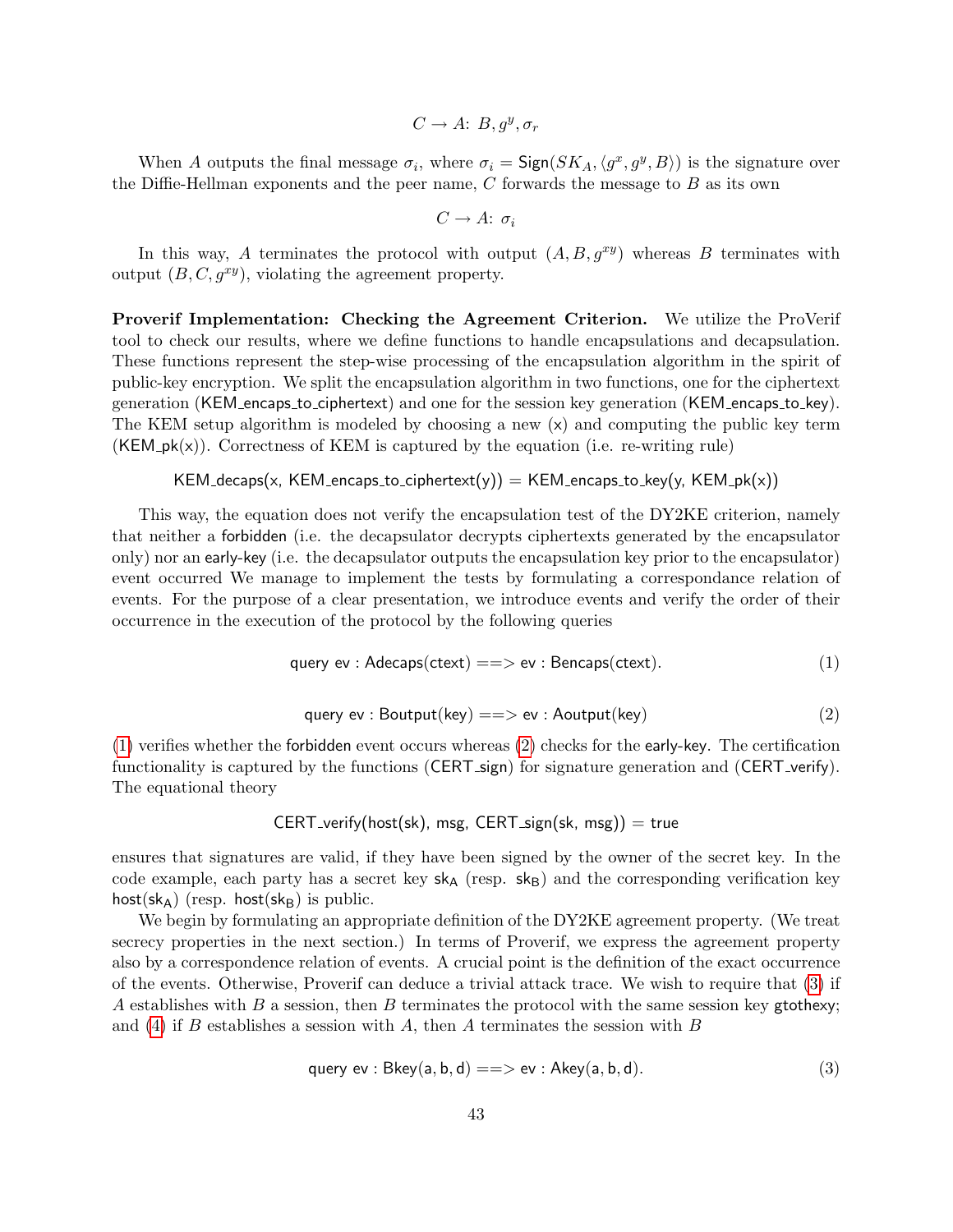$$C \to A\colon\ B, g^y, \sigma_r$$

When $A$ outputs the final message $\sigma_i$, where $\sigma_i = \mathsf{Sign}(SK_A, \langle g^x, g^y, B\rangle)$ is the signature over the Diffie-Hellman exponents and the peer name, $C$ forwards the message to $B$ as its own

$$C \to A\colon\ \sigma_i$$

In this way, $A$ terminates the protocol with output $(A, B, g^{xy})$ whereas $B$ terminates with output $(B, C, g^{xy})$, violating the agreement property.

**Proverif Implementation: Checking the Agreement Criterion.** We utilize the ProVerif tool to check our results, where we define functions to handle encapsulations and decapsulation. These functions represent the step-wise processing of the encapsulation algorithm in the spirit of public-key encryption. We split the encapsulation algorithm in two functions, one for the ciphertext generation (KEM_encaps_to_ciphertext) and one for the session key generation (KEM_encaps_to_key). The KEM setup algorithm is modeled by choosing a new (x) and computing the public key term (KEM_pk(x)). Correctness of KEM is captured by the equation (i.e. re-writing rule)

$$\mathsf{KEM\_decaps}(\mathsf{x},\ \mathsf{KEM\_encaps\_to\_ciphertext}(\mathsf{y})) = \mathsf{KEM\_encaps\_to\_key}(\mathsf{y},\ \mathsf{KEM\_pk}(\mathsf{x}))$$

This way, the equation does not verify the encapsulation test of the DY2KE criterion, namely that neither a forbidden (i.e. the decapsulator decrypts ciphertexts generated by the encapsulator only) nor an early-key (i.e. the decapsulator outputs the encapsulation key prior to the encapsulator) event occurred We manage to implement the tests by formulating a correspondance relation of events. For the purpose of a clear presentation, we introduce events and verify the order of their occurrence in the execution of the protocol by the following queries

$$\mathsf{query\ ev : Adecaps(ctext) ==> ev : Bencaps(ctext).} \tag{1}$$

$$\mathsf{query\ ev : Boutput(key) ==> ev : Aoutput(key)} \tag{2}$$

(1) verifies whether the forbidden event occurs whereas (2) checks for the early-key. The certification functionality is captured by the functions (CERT_sign) for signature generation and (CERT_verify). The equational theory

$$\mathsf{CERT\_verify(host(sk),\ msg,\ CERT\_sign(sk,\ msg)) = true}$$

ensures that signatures are valid, if they have been signed by the owner of the secret key. In the code example, each party has a secret key $\mathsf{sk_A}$ (resp. $\mathsf{sk_B}$) and the corresponding verification key $\mathsf{host(sk_A)}$ (resp. $\mathsf{host(sk_B)}$ is public.

We begin by formulating an appropriate definition of the DY2KE agreement property. (We treat secrecy properties in the next section.) In terms of Proverif, we express the agreement property also by a correspondence relation of events. A crucial point is the definition of the exact occurrence of the events. Otherwise, Proverif can deduce a trivial attack trace. We wish to require that (3) if $A$ establishes with $B$ a session, then $B$ terminates the protocol with the same session key gtothexy; and (4) if $B$ establishes a session with $A$, then $A$ terminates the session with $B$

$$\mathsf{query\ ev : Bkey(a, b, d) ==> ev : Akey(a, b, d).} \tag{3}$$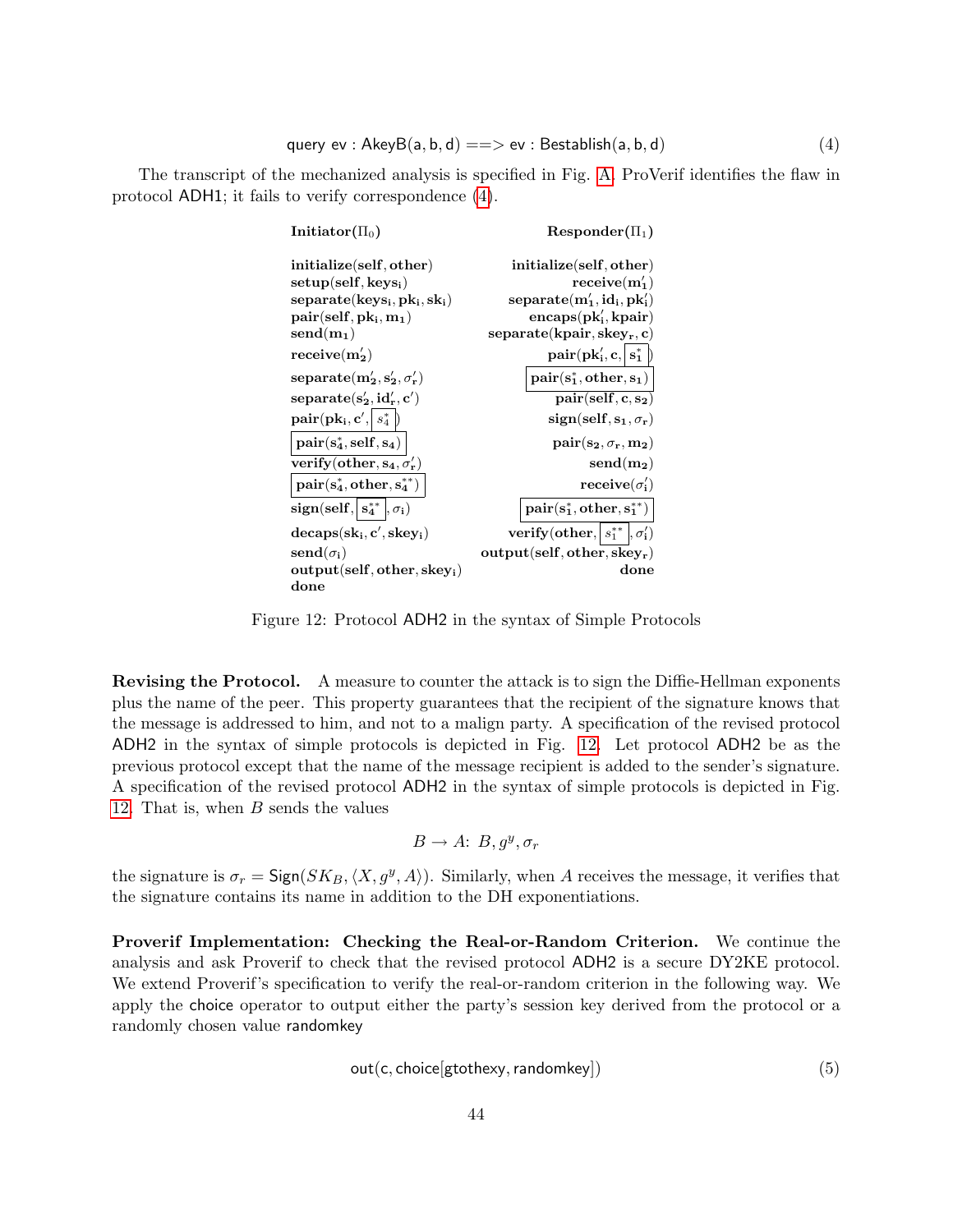$$\mathsf{query\ ev : AkeyB(a, b, d) ==> ev : Bestablish(a, b, d)} \tag{4}$$

The transcript of the mechanized analysis is specified in Fig. A. ProVerif identifies the flaw in protocol ADH1; it fails to verify correspondence (4).

| **Initiator($\Pi_0$)** | **Responder($\Pi_1$)** |
|---|---|
| | |
| **initialize(self, other)** | **initialize(self, other)** |
| **setup(self, keys$_i$)** | **receive($m_1'$)** |
| **separate(keys$_i$, pk$_i$, sk$_i$)** | **separate($m_1'$, id$_i$, pk$_i'$)** |
| **pair(self, pk$_i$, m$_1$)** | **encaps(pk$_i'$, kpair)** |
| **send(m$_1$)** | **separate(kpair, skey$_r$, c)** |
| **receive($m_2'$)** | **pair(pk$_i'$, c, $\boxed{s_1^*}$)** |
| **separate($m_2'$, $s_2'$, $\sigma_r'$)** | $\boxed{\textbf{pair}(s_1^*, \textbf{other}, s_1)}$ |
| **separate($s_2'$, id$_r'$, c$'$)** | **pair(self, c, s$_2$)** |
| **pair(pk$_i$, c$'$, $\boxed{s_4^*}$)** | **sign(self, s$_1$, $\sigma_r$)** |
| $\boxed{\textbf{pair}(s_4^*, \textbf{self}, s_4)}$ | **pair(s$_2$, $\sigma_r$, m$_2$)** |
| **verify(other, s$_4$, $\sigma_r'$)** | **send(m$_2$)** |
| $\boxed{\textbf{pair}(s_4^*, \textbf{other}, s_4^{**})}$ | **receive($\sigma_i'$)** |
| **sign(self, $\boxed{s_4^{**}}$, $\sigma_i$)** | $\boxed{\textbf{pair}(s_1^*, \textbf{other}, s_1^{**})}$ |
| **decaps(sk$_i$, c$'$, skey$_i$)** | **verify(other, $\boxed{s_1^{**}}$, $\sigma_i'$)** |
| **send($\sigma_i$)** | **output(self, other, skey$_r$)** |
| **output(self, other, skey$_i$)** | **done** |
| **done** | |

Figure 12: Protocol ADH2 in the syntax of Simple Protocols

**Revising the Protocol.** A measure to counter the attack is to sign the Diffie-Hellman exponents plus the name of the peer. This property guarantees that the recipient of the signature knows that the message is addressed to him, and not to a malign party. A specification of the revised protocol ADH2 in the syntax of simple protocols is depicted in Fig. 12. Let protocol ADH2 be as the previous protocol except that the name of the message recipient is added to the sender's signature. A specification of the revised protocol ADH2 in the syntax of simple protocols is depicted in Fig. 12. That is, when $B$ sends the values

$$B \to A\colon\ B, g^y, \sigma_r$$

the signature is $\sigma_r = \mathsf{Sign}(SK_B, \langle X, g^y, A\rangle)$. Similarly, when $A$ receives the message, it verifies that the signature contains its name in addition to the DH exponentiations.

**Proverif Implementation: Checking the Real-or-Random Criterion.** We continue the analysis and ask Proverif to check that the revised protocol ADH2 is a secure DY2KE protocol. We extend Proverif's specification to verify the real-or-random criterion in the following way. We apply the choice operator to output either the party's session key derived from the protocol or a randomly chosen value randomkey

$$\mathsf{out(c, choice[gtothexy, randomkey])} \tag{5}$$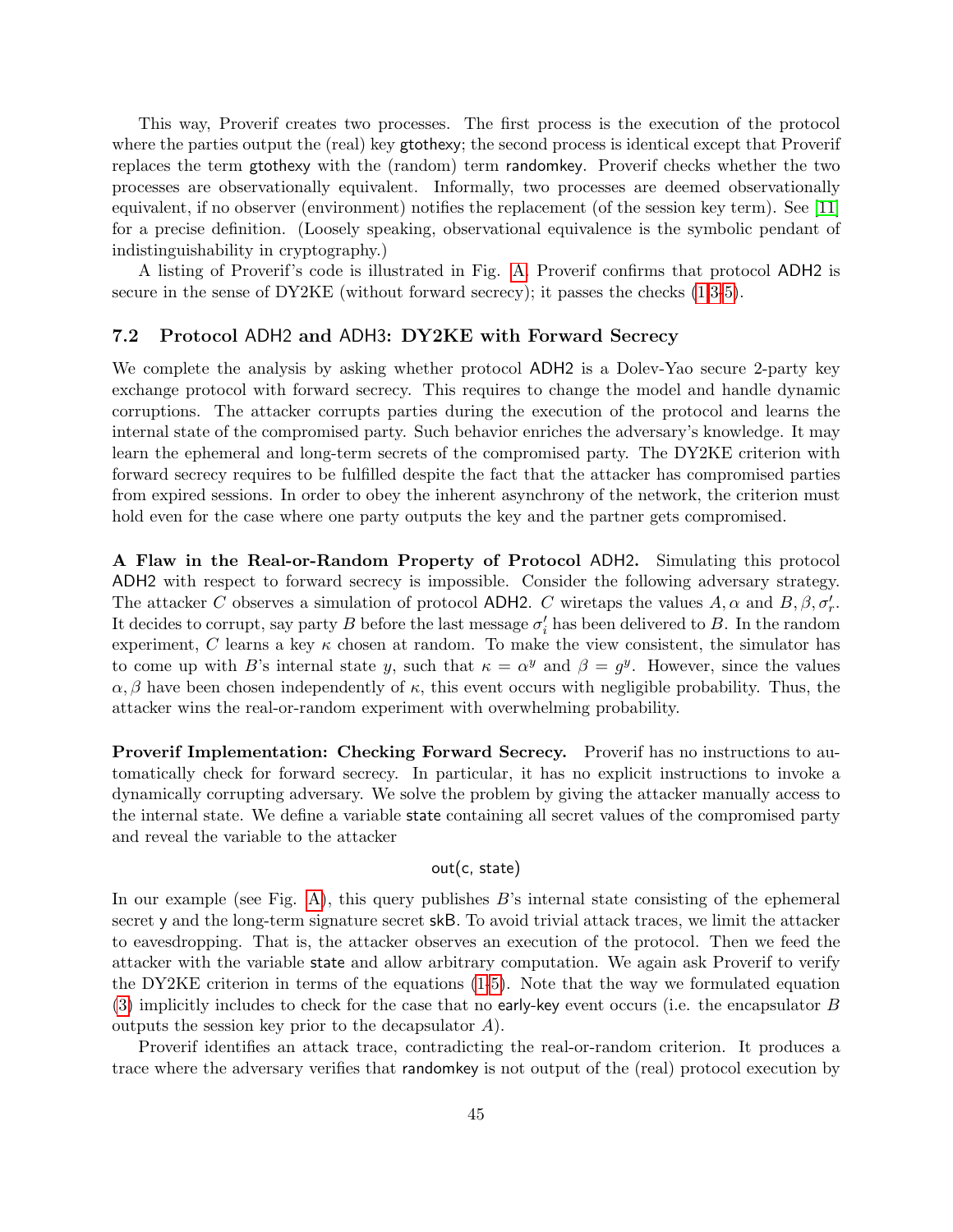This way, Proverif creates two processes. The first process is the execution of the protocol where the parties output the (real) key gtothexy; the second process is identical except that Proverif replaces the term gtothexy with the (random) term randomkey. Proverif checks whether the two processes are observationally equivalent. Informally, two processes are deemed observationally equivalent, if no observer (environment) notifies the replacement (of the session key term). See [11] for a precise definition. (Loosely speaking, observational equivalence is the symbolic pendant of indistinguishability in cryptography.)

A listing of Proverif's code is illustrated in Fig. A. Proverif confirms that protocol ADH2 is secure in the sense of DY2KE (without forward secrecy); it passes the checks (1,3-5).

### 7.2 Protocol ADH2 and ADH3: DY2KE with Forward Secrecy

We complete the analysis by asking whether protocol ADH2 is a Dolev-Yao secure 2-party key exchange protocol with forward secrecy. This requires to change the model and handle dynamic corruptions. The attacker corrupts parties during the execution of the protocol and learns the internal state of the compromised party. Such behavior enriches the adversary's knowledge. It may learn the ephemeral and long-term secrets of the compromised party. The DY2KE criterion with forward secrecy requires to be fulfilled despite the fact that the attacker has compromised parties from expired sessions. In order to obey the inherent asynchrony of the network, the criterion must hold even for the case where one party outputs the key and the partner gets compromised.

**A Flaw in the Real-or-Random Property of Protocol ADH2.** Simulating this protocol ADH2 with respect to forward secrecy is impossible. Consider the following adversary strategy. The attacker $C$ observes a simulation of protocol ADH2. $C$ wiretaps the values $A, \alpha$ and $B, \beta, \sigma'_r$. It decides to corrupt, say party $B$ before the last message $\sigma'_i$ has been delivered to $B$. In the random experiment, $C$ learns a key $\kappa$ chosen at random. To make the view consistent, the simulator has to come up with $B$'s internal state $y$, such that $\kappa = \alpha^y$ and $\beta = g^y$. However, since the values $\alpha, \beta$ have been chosen independently of $\kappa$, this event occurs with negligible probability. Thus, the attacker wins the real-or-random experiment with overwhelming probability.

**Proverif Implementation: Checking Forward Secrecy.** Proverif has no instructions to automatically check for forward secrecy. In particular, it has no explicit instructions to invoke a dynamically corrupting adversary. We solve the problem by giving the attacker manually access to the internal state. We define a variable state containing all secret values of the compromised party and reveal the variable to the attacker

```
out(c, state)
```

In our example (see Fig. A), this query publishes $B$'s internal state consisting of the ephemeral secret y and the long-term signature secret skB. To avoid trivial attack traces, we limit the attacker to eavesdropping. That is, the attacker observes an execution of the protocol. Then we feed the attacker with the variable state and allow arbitrary computation. We again ask Proverif to verify the DY2KE criterion in terms of the equations (1-5). Note that the way we formulated equation (3) implicitly includes to check for the case that no early-key event occurs (i.e. the encapsulator $B$ outputs the session key prior to the decapsulator $A$).

Proverif identifies an attack trace, contradicting the real-or-random criterion. It produces a trace where the adversary verifies that randomkey is not output of the (real) protocol execution by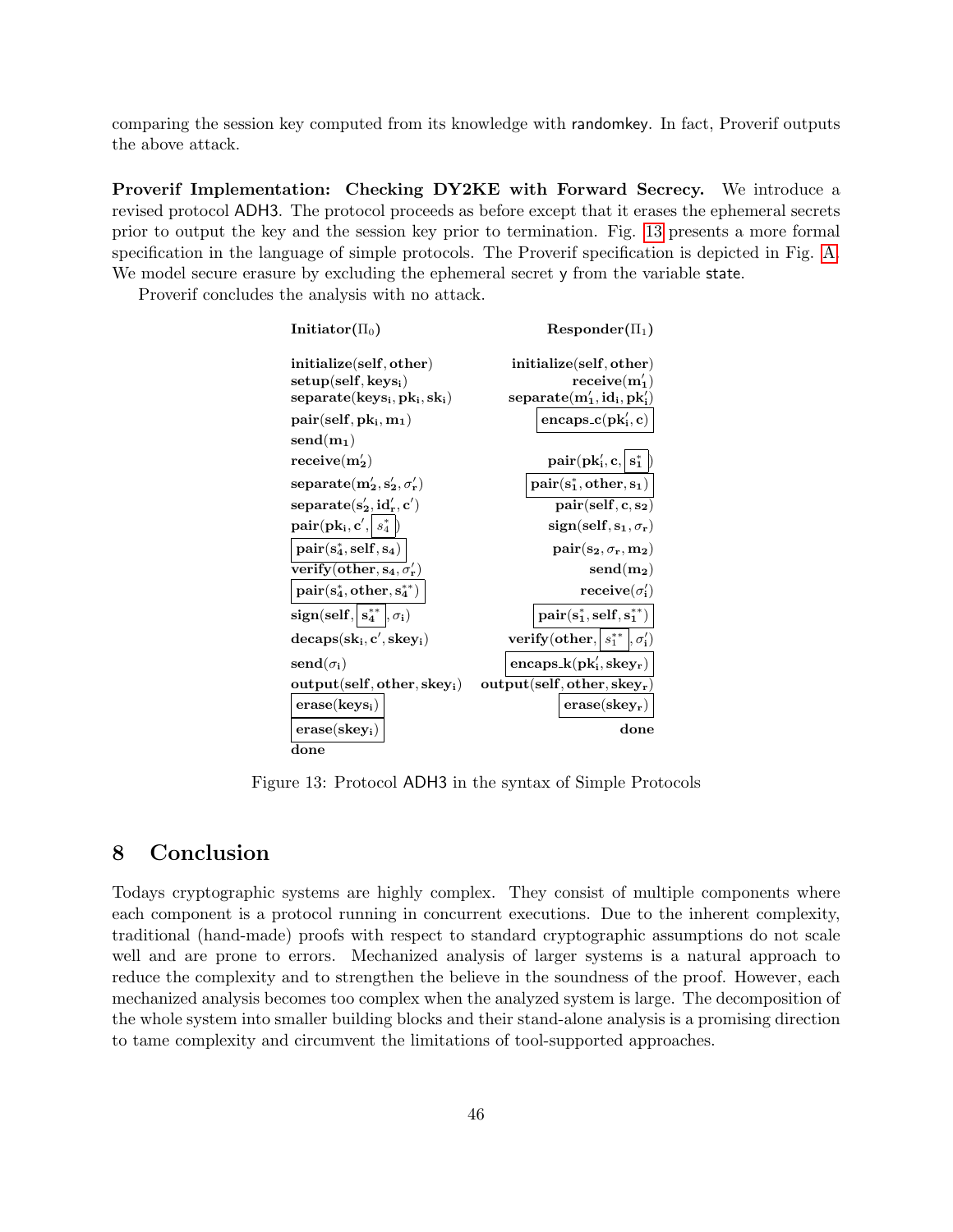comparing the session key computed from its knowledge with randomkey. In fact, Proverif outputs the above attack.

**Proverif Implementation: Checking DY2KE with Forward Secrecy.** We introduce a revised protocol ADH3. The protocol proceeds as before except that it erases the ephemeral secrets prior to output the key and the session key prior to termination. Fig. 13 presents a more formal specification in the language of simple protocols. The Proverif specification is depicted in Fig. A. We model secure erasure by excluding the ephemeral secret y from the variable state.

Proverif concludes the analysis with no attack.

| **Initiator($\Pi_0$)** | **Responder($\Pi_1$)** |
|---|---|
| $\mathbf{initialize(self, other)}$ | $\mathbf{initialize(self, other)}$ |
| $\mathbf{setup(self, keys_i)}$ | $\mathbf{receive(m_1')}$ |
| $\mathbf{separate(keys_i, pk_i, sk_i)}$ | $\mathbf{separate(m_1', id_i, pk_i')}$ |
| $\mathbf{pair(self, pk_i, m_1)}$ | $\boxed{\mathbf{encaps\_c(pk_i', c)}}$ |
| $\mathbf{send(m_1)}$ | |
| $\mathbf{receive(m_2')}$ | $\mathbf{pair(pk_i', c,} \boxed{\mathbf{s_1^*}}\mathbf{)}$ |
| $\mathbf{separate(m_2', s_2', \sigma_r')}$ | $\boxed{\mathbf{pair(s_1^*, other, s_1)}}$ |
| $\mathbf{separate(s_2', id_r', c')}$ | $\mathbf{pair(self, c, s_2)}$ |
| $\mathbf{pair(pk_i, c',} \boxed{s_4^*}\mathbf{)}$ | $\mathbf{sign(self, s_1, \sigma_r)}$ |
| $\boxed{\mathbf{pair(s_4^*, self, s_4)}}$ | $\mathbf{pair(s_2, \sigma_r, m_2)}$ |
| $\mathbf{verify(other, s_4, \sigma_r')}$ | $\mathbf{send(m_2)}$ |
| $\boxed{\mathbf{pair(s_4^*, other, s_4^{**})}}$ | $\mathbf{receive(\sigma_i')}$ |
| $\mathbf{sign(self,} \boxed{\mathbf{s_4^{**}}}\mathbf{, \sigma_i)}$ | $\boxed{\mathbf{pair(s_1^*, self, s_1^{**})}}$ |
| $\mathbf{decaps(sk_i, c', skey_i)}$ | $\mathbf{verify(other,} \boxed{s_1^{**}}\mathbf{, \sigma_i')}$ |
| $\mathbf{send(\sigma_i)}$ | $\boxed{\mathbf{encaps\_k(pk_i', skey_r)}}$ |
| $\mathbf{output(self, other, skey_i)}$ | $\mathbf{output(self, other, skey_r)}$ |
| $\boxed{\mathbf{erase(keys_i)}}$ | $\boxed{\mathbf{erase(skey_r)}}$ |
| $\boxed{\mathbf{erase(skey_i)}}$ | **done** |
| **done** | |

Figure 13: Protocol ADH3 in the syntax of Simple Protocols

## 8 Conclusion

Todays cryptographic systems are highly complex. They consist of multiple components where each component is a protocol running in concurrent executions. Due to the inherent complexity, traditional (hand-made) proofs with respect to standard cryptographic assumptions do not scale well and are prone to errors. Mechanized analysis of larger systems is a natural approach to reduce the complexity and to strengthen the believe in the soundness of the proof. However, each mechanized analysis becomes too complex when the analyzed system is large. The decomposition of the whole system into smaller building blocks and their stand-alone analysis is a promising direction to tame complexity and circumvent the limitations of tool-supported approaches.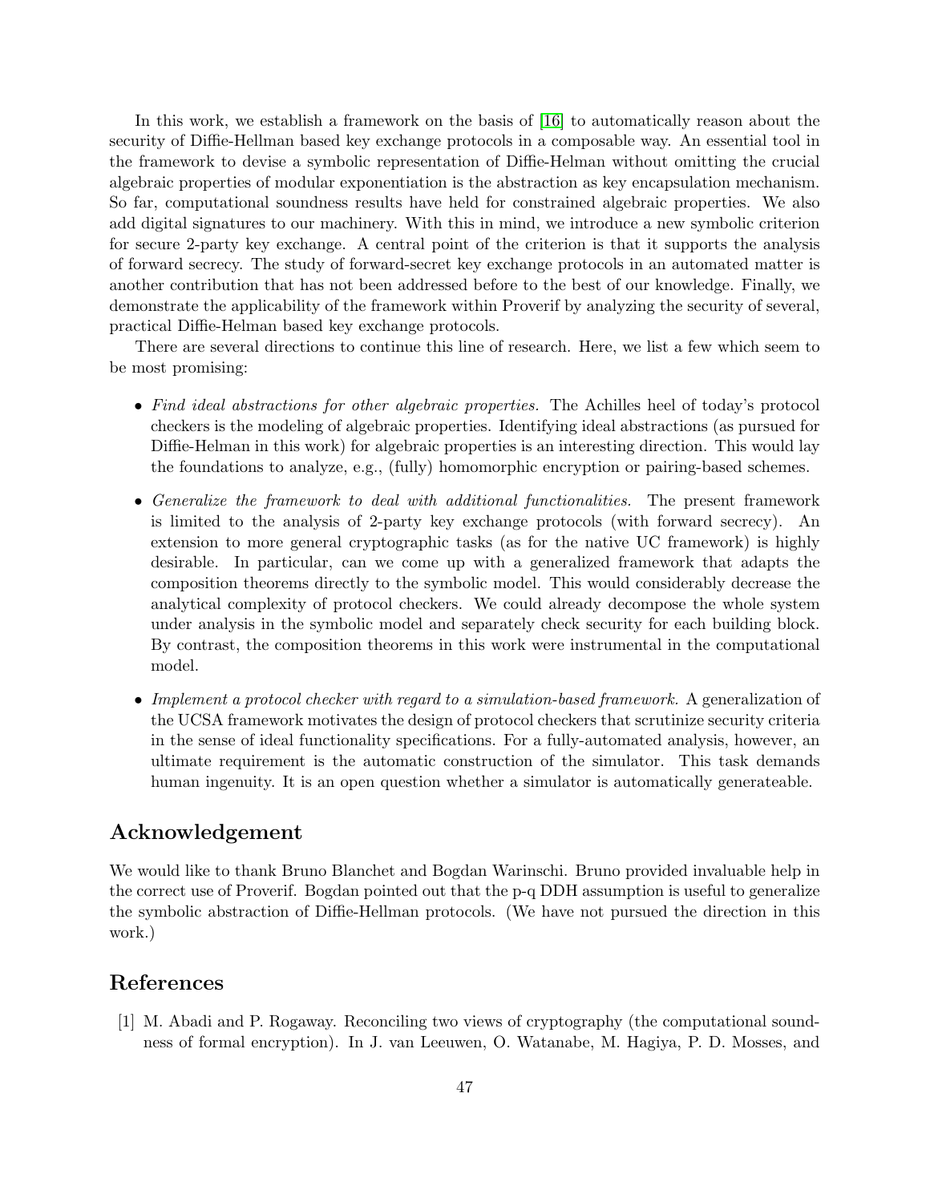In this work, we establish a framework on the basis of [16] to automatically reason about the security of Diffie-Hellman based key exchange protocols in a composable way. An essential tool in the framework to devise a symbolic representation of Diffie-Helman without omitting the crucial algebraic properties of modular exponentiation is the abstraction as key encapsulation mechanism. So far, computational soundness results have held for constrained algebraic properties. We also add digital signatures to our machinery. With this in mind, we introduce a new symbolic criterion for secure 2-party key exchange. A central point of the criterion is that it supports the analysis of forward secrecy. The study of forward-secret key exchange protocols in an automated matter is another contribution that has not been addressed before to the best of our knowledge. Finally, we demonstrate the applicability of the framework within Proverif by analyzing the security of several, practical Diffie-Helman based key exchange protocols.

There are several directions to continue this line of research. Here, we list a few which seem to be most promising:

- *Find ideal abstractions for other algebraic properties.* The Achilles heel of today's protocol checkers is the modeling of algebraic properties. Identifying ideal abstractions (as pursued for Diffie-Helman in this work) for algebraic properties is an interesting direction. This would lay the foundations to analyze, e.g., (fully) homomorphic encryption or pairing-based schemes.
- *Generalize the framework to deal with additional functionalities.* The present framework is limited to the analysis of 2-party key exchange protocols (with forward secrecy). An extension to more general cryptographic tasks (as for the native UC framework) is highly desirable. In particular, can we come up with a generalized framework that adapts the composition theorems directly to the symbolic model. This would considerably decrease the analytical complexity of protocol checkers. We could already decompose the whole system under analysis in the symbolic model and separately check security for each building block. By contrast, the composition theorems in this work were instrumental in the computational model.
- *Implement a protocol checker with regard to a simulation-based framework.* A generalization of the UCSA framework motivates the design of protocol checkers that scrutinize security criteria in the sense of ideal functionality specifications. For a fully-automated analysis, however, an ultimate requirement is the automatic construction of the simulator. This task demands human ingenuity. It is an open question whether a simulator is automatically generateable.

## Acknowledgement

We would like to thank Bruno Blanchet and Bogdan Warinschi. Bruno provided invaluable help in the correct use of Proverif. Bogdan pointed out that the p-q DDH assumption is useful to generalize the symbolic abstraction of Diffie-Hellman protocols. (We have not pursued the direction in this work.)

## References

[1] M. Abadi and P. Rogaway. Reconciling two views of cryptography (the computational soundness of formal encryption). In J. van Leeuwen, O. Watanabe, M. Hagiya, P. D. Mosses, and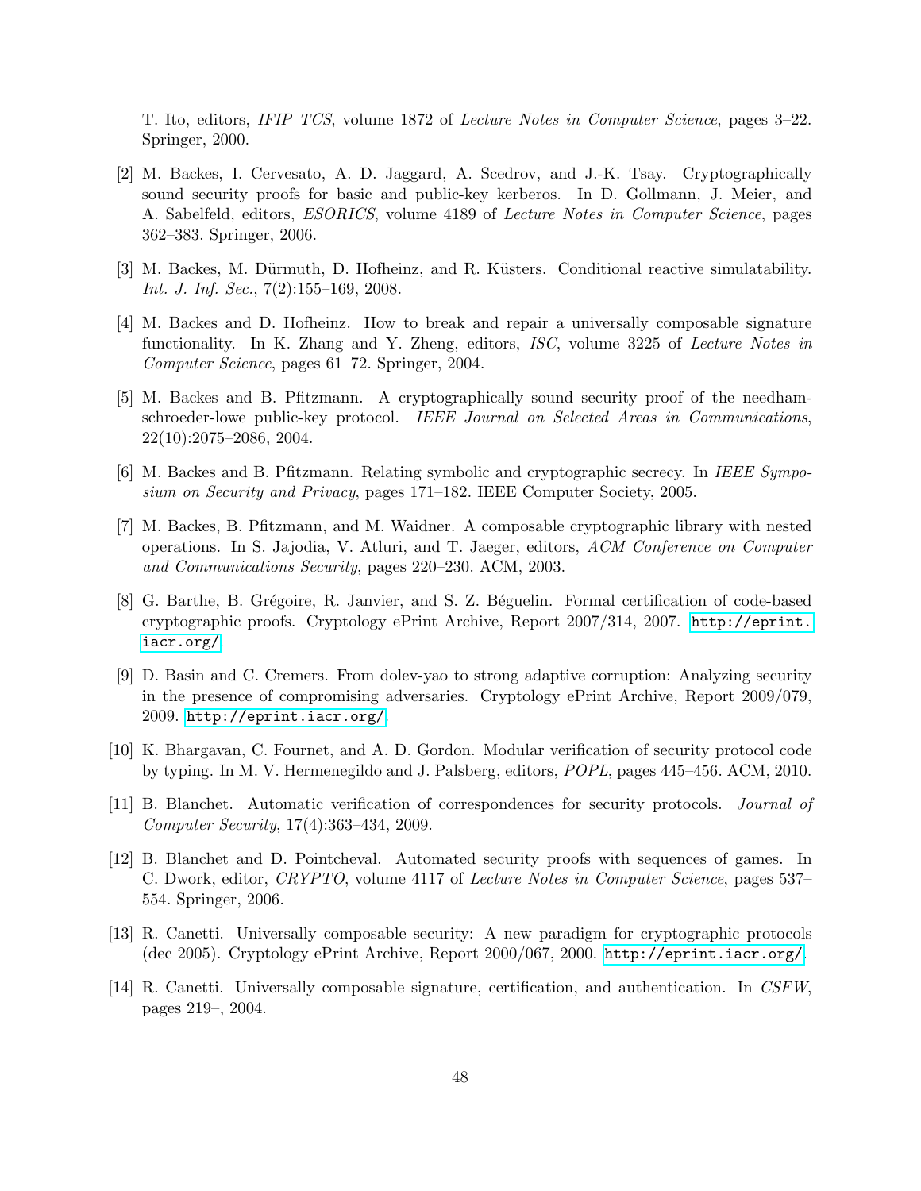T. Ito, editors, *IFIP TCS*, volume 1872 of *Lecture Notes in Computer Science*, pages 3–22. Springer, 2000.

[2] M. Backes, I. Cervesato, A. D. Jaggard, A. Scedrov, and J.-K. Tsay. Cryptographically sound security proofs for basic and public-key kerberos. In D. Gollmann, J. Meier, and A. Sabelfeld, editors, *ESORICS*, volume 4189 of *Lecture Notes in Computer Science*, pages 362–383. Springer, 2006.

[3] M. Backes, M. Dürmuth, D. Hofheinz, and R. Küsters. Conditional reactive simulatability. *Int. J. Inf. Sec.*, 7(2):155–169, 2008.

[4] M. Backes and D. Hofheinz. How to break and repair a universally composable signature functionality. In K. Zhang and Y. Zheng, editors, *ISC*, volume 3225 of *Lecture Notes in Computer Science*, pages 61–72. Springer, 2004.

[5] M. Backes and B. Pfitzmann. A cryptographically sound security proof of the needham-schroeder-lowe public-key protocol. *IEEE Journal on Selected Areas in Communications*, 22(10):2075–2086, 2004.

[6] M. Backes and B. Pfitzmann. Relating symbolic and cryptographic secrecy. In *IEEE Symposium on Security and Privacy*, pages 171–182. IEEE Computer Society, 2005.

[7] M. Backes, B. Pfitzmann, and M. Waidner. A composable cryptographic library with nested operations. In S. Jajodia, V. Atluri, and T. Jaeger, editors, *ACM Conference on Computer and Communications Security*, pages 220–230. ACM, 2003.

[8] G. Barthe, B. Grégoire, R. Janvier, and S. Z. Béguelin. Formal certification of code-based cryptographic proofs. Cryptology ePrint Archive, Report 2007/314, 2007. http://eprint.iacr.org/.

[9] D. Basin and C. Cremers. From dolev-yao to strong adaptive corruption: Analyzing security in the presence of compromising adversaries. Cryptology ePrint Archive, Report 2009/079, 2009. http://eprint.iacr.org/.

[10] K. Bhargavan, C. Fournet, and A. D. Gordon. Modular verification of security protocol code by typing. In M. V. Hermenegildo and J. Palsberg, editors, *POPL*, pages 445–456. ACM, 2010.

[11] B. Blanchet. Automatic verification of correspondences for security protocols. *Journal of Computer Security*, 17(4):363–434, 2009.

[12] B. Blanchet and D. Pointcheval. Automated security proofs with sequences of games. In C. Dwork, editor, *CRYPTO*, volume 4117 of *Lecture Notes in Computer Science*, pages 537–554. Springer, 2006.

[13] R. Canetti. Universally composable security: A new paradigm for cryptographic protocols (dec 2005). Cryptology ePrint Archive, Report 2000/067, 2000. http://eprint.iacr.org/.

[14] R. Canetti. Universally composable signature, certification, and authentication. In *CSFW*, pages 219–, 2004.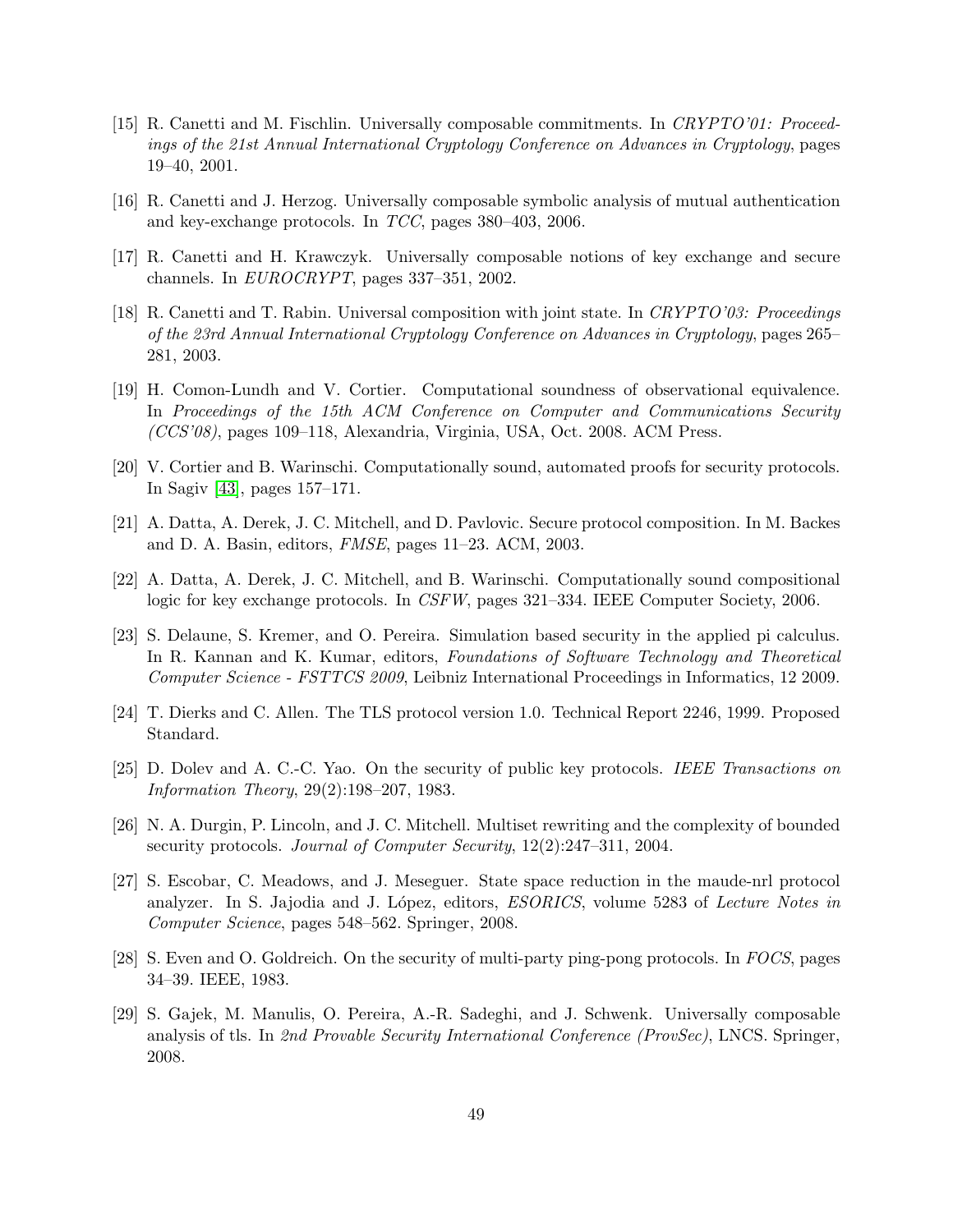[15] R. Canetti and M. Fischlin. Universally composable commitments. In *CRYPTO'01: Proceedings of the 21st Annual International Cryptology Conference on Advances in Cryptology*, pages 19–40, 2001.

[16] R. Canetti and J. Herzog. Universally composable symbolic analysis of mutual authentication and key-exchange protocols. In *TCC*, pages 380–403, 2006.

[17] R. Canetti and H. Krawczyk. Universally composable notions of key exchange and secure channels. In *EUROCRYPT*, pages 337–351, 2002.

[18] R. Canetti and T. Rabin. Universal composition with joint state. In *CRYPTO'03: Proceedings of the 23rd Annual International Cryptology Conference on Advances in Cryptology*, pages 265–281, 2003.

[19] H. Comon-Lundh and V. Cortier. Computational soundness of observational equivalence. In *Proceedings of the 15th ACM Conference on Computer and Communications Security (CCS'08)*, pages 109–118, Alexandria, Virginia, USA, Oct. 2008. ACM Press.

[20] V. Cortier and B. Warinschi. Computationally sound, automated proofs for security protocols. In Sagiv [43], pages 157–171.

[21] A. Datta, A. Derek, J. C. Mitchell, and D. Pavlovic. Secure protocol composition. In M. Backes and D. A. Basin, editors, *FMSE*, pages 11–23. ACM, 2003.

[22] A. Datta, A. Derek, J. C. Mitchell, and B. Warinschi. Computationally sound compositional logic for key exchange protocols. In *CSFW*, pages 321–334. IEEE Computer Society, 2006.

[23] S. Delaune, S. Kremer, and O. Pereira. Simulation based security in the applied pi calculus. In R. Kannan and K. Kumar, editors, *Foundations of Software Technology and Theoretical Computer Science - FSTTCS 2009*, Leibniz International Proceedings in Informatics, 12 2009.

[24] T. Dierks and C. Allen. The TLS protocol version 1.0. Technical Report 2246, 1999. Proposed Standard.

[25] D. Dolev and A. C.-C. Yao. On the security of public key protocols. *IEEE Transactions on Information Theory*, 29(2):198–207, 1983.

[26] N. A. Durgin, P. Lincoln, and J. C. Mitchell. Multiset rewriting and the complexity of bounded security protocols. *Journal of Computer Security*, 12(2):247–311, 2004.

[27] S. Escobar, C. Meadows, and J. Meseguer. State space reduction in the maude-nrl protocol analyzer. In S. Jajodia and J. López, editors, *ESORICS*, volume 5283 of *Lecture Notes in Computer Science*, pages 548–562. Springer, 2008.

[28] S. Even and O. Goldreich. On the security of multi-party ping-pong protocols. In *FOCS*, pages 34–39. IEEE, 1983.

[29] S. Gajek, M. Manulis, O. Pereira, A.-R. Sadeghi, and J. Schwenk. Universally composable analysis of tls. In *2nd Provable Security International Conference (ProvSec)*, LNCS. Springer, 2008.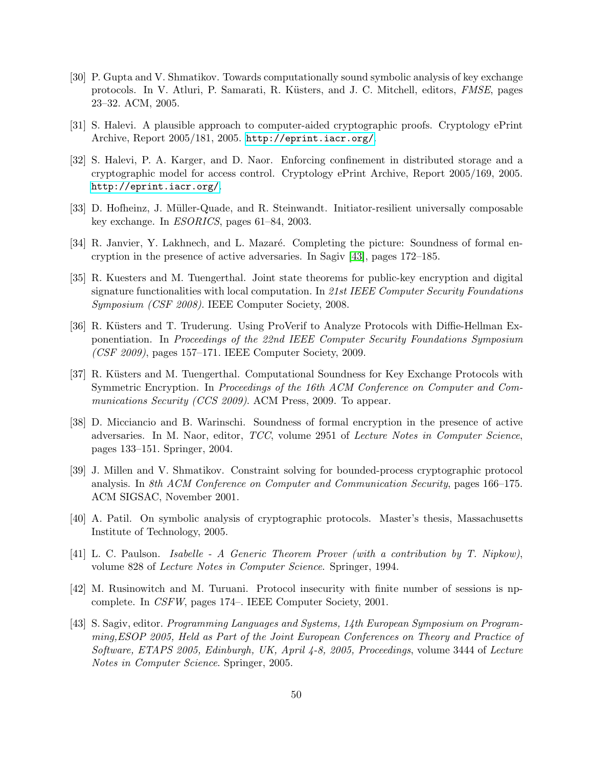[30] P. Gupta and V. Shmatikov. Towards computationally sound symbolic analysis of key exchange protocols. In V. Atluri, P. Samarati, R. Küsters, and J. C. Mitchell, editors, *FMSE*, pages 23–32. ACM, 2005.

[31] S. Halevi. A plausible approach to computer-aided cryptographic proofs. Cryptology ePrint Archive, Report 2005/181, 2005. `http://eprint.iacr.org/`.

[32] S. Halevi, P. A. Karger, and D. Naor. Enforcing confinement in distributed storage and a cryptographic model for access control. Cryptology ePrint Archive, Report 2005/169, 2005. `http://eprint.iacr.org/`.

[33] D. Hofheinz, J. Müller-Quade, and R. Steinwandt. Initiator-resilient universally composable key exchange. In *ESORICS*, pages 61–84, 2003.

[34] R. Janvier, Y. Lakhnech, and L. Mazaré. Completing the picture: Soundness of formal encryption in the presence of active adversaries. In Sagiv [43], pages 172–185.

[35] R. Kuesters and M. Tuengerthal. Joint state theorems for public-key encryption and digital signature functionalities with local computation. In *21st IEEE Computer Security Foundations Symposium (CSF 2008)*. IEEE Computer Society, 2008.

[36] R. Küsters and T. Truderung. Using ProVerif to Analyze Protocols with Diffie-Hellman Exponentiation. In *Proceedings of the 22nd IEEE Computer Security Foundations Symposium (CSF 2009)*, pages 157–171. IEEE Computer Society, 2009.

[37] R. Küsters and M. Tuengerthal. Computational Soundness for Key Exchange Protocols with Symmetric Encryption. In *Proceedings of the 16th ACM Conference on Computer and Communications Security (CCS 2009)*. ACM Press, 2009. To appear.

[38] D. Micciancio and B. Warinschi. Soundness of formal encryption in the presence of active adversaries. In M. Naor, editor, *TCC*, volume 2951 of *Lecture Notes in Computer Science*, pages 133–151. Springer, 2004.

[39] J. Millen and V. Shmatikov. Constraint solving for bounded-process cryptographic protocol analysis. In *8th ACM Conference on Computer and Communication Security*, pages 166–175. ACM SIGSAC, November 2001.

[40] A. Patil. On symbolic analysis of cryptographic protocols. Master's thesis, Massachusetts Institute of Technology, 2005.

[41] L. C. Paulson. *Isabelle - A Generic Theorem Prover (with a contribution by T. Nipkow)*, volume 828 of *Lecture Notes in Computer Science*. Springer, 1994.

[42] M. Rusinowitch and M. Turuani. Protocol insecurity with finite number of sessions is np-complete. In *CSFW*, pages 174–. IEEE Computer Society, 2001.

[43] S. Sagiv, editor. *Programming Languages and Systems, 14th European Symposium on Programming,ESOP 2005, Held as Part of the Joint European Conferences on Theory and Practice of Software, ETAPS 2005, Edinburgh, UK, April 4-8, 2005, Proceedings*, volume 3444 of *Lecture Notes in Computer Science*. Springer, 2005.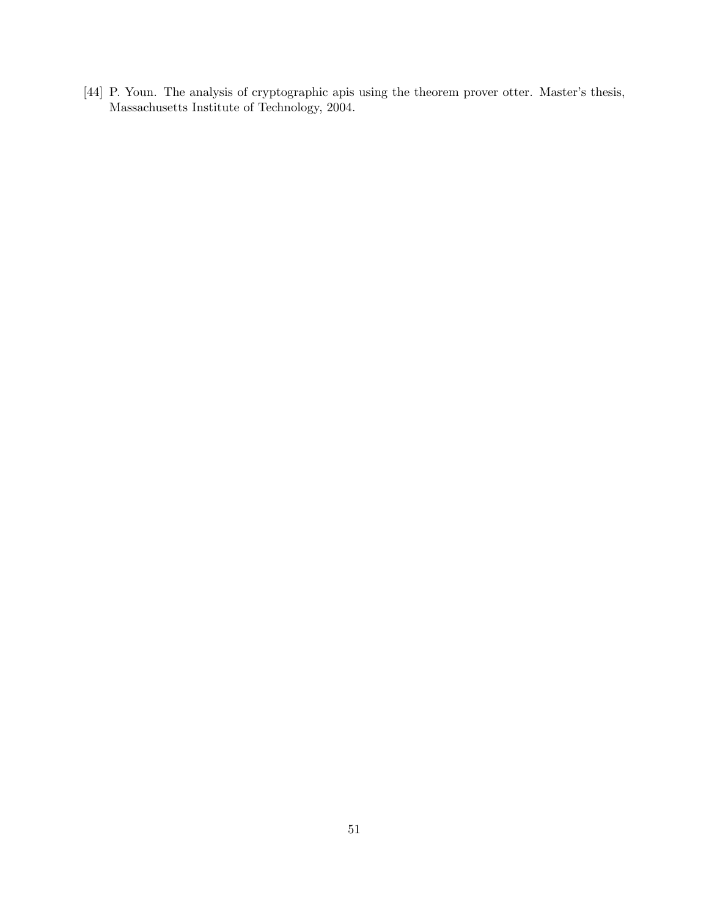[44] P. Youn. The analysis of cryptographic apis using the theorem prover otter. Master's thesis, Massachusetts Institute of Technology, 2004.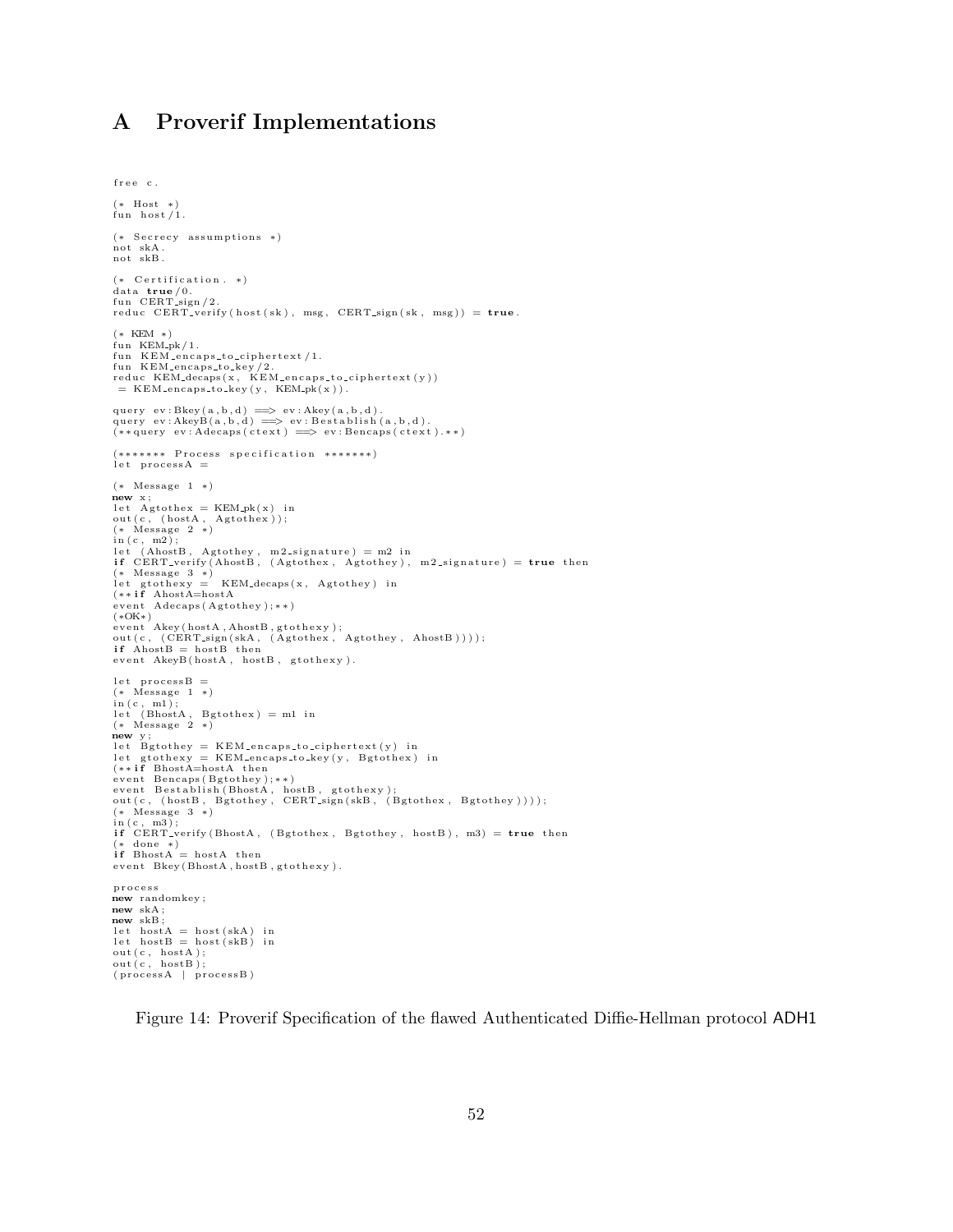# A Proverif Implementations

```
free c.

(* Host *)
fun host/1.

(* Secrecy assumptions *)
not skA.
not skB.

(* Certification. *)
data true/0.
fun CERT_sign/2.
reduc CERT_verify(host(sk), msg, CERT_sign(sk, msg)) = true.

(* KEM *)
fun KEM_pk/1.
fun KEM_encaps_to_ciphertext/1.
fun KEM_encaps_to_key/2.
reduc KEM_decaps(x, KEM_encaps_to_ciphertext(y))
 = KEM_encaps_to_key(y, KEM_pk(x)).

query ev:Bkey(a,b,d) ==> ev:Akey(a,b,d).
query ev:AkeyB(a,b,d) ==> ev:Bestablish(a,b,d).
(**query ev:Adecaps(ctext) ==> ev:Bencaps(ctext).**)

(******* Process specification *******)
let processA =

(* Message 1 *)
new x;
let Agtothex = KEM_pk(x) in
out(c, (hostA, Agtothex));
(* Message 2 *)
in(c, m2);
let (AhostB, Agtothey, m2_signature) = m2 in
if CERT_verify(AhostB, (Agtothex, Agtothey), m2_signature) = true then
(* Message 3 *)
let gtothexy =  KEM_decaps(x, Agtothey) in
(**if AhostA=hostA
event Adecaps(Agtothey);**)
(*OK*)
event Akey(hostA,AhostB,gtothexy);
out(c, (CERT_sign(skA, (Agtothex, Agtothey, AhostB))));
if AhostB = hostB then
event AkeyB(hostA, hostB, gtothexy).

let processB =
(* Message 1 *)
in(c, m1);
let (BhostA, Bgtothex) = m1 in
(* Message 2 *)
new y;
let Bgtothey = KEM_encaps_to_ciphertext(y) in
let gtothexy = KEM_encaps_to_key(y, Bgtothex) in
(**if BhostA=hostA then
event Bencaps(Bgtothey);**)
event Bestablish(BhostA, hostB, gtothexy);
out(c, (hostB, Bgtothey, CERT_sign(skB, (Bgtothex, Bgtothey))));
(* Message 3 *)
in(c, m3);
if CERT_verify(BhostA, (Bgtothex, Bgtothey, hostB), m3) = true then
(* done *)
if BhostA = hostA then
event Bkey(BhostA,hostB,gtothexy).

process
new randomkey;
new skA;
new skB;
let hostA = host(skA) in
let hostB = host(skB) in
out(c, hostA);
out(c, hostB);
(processA | processB)
```

Figure 14: Proverif Specification of the flawed Authenticated Diffie-Hellman protocol ADH1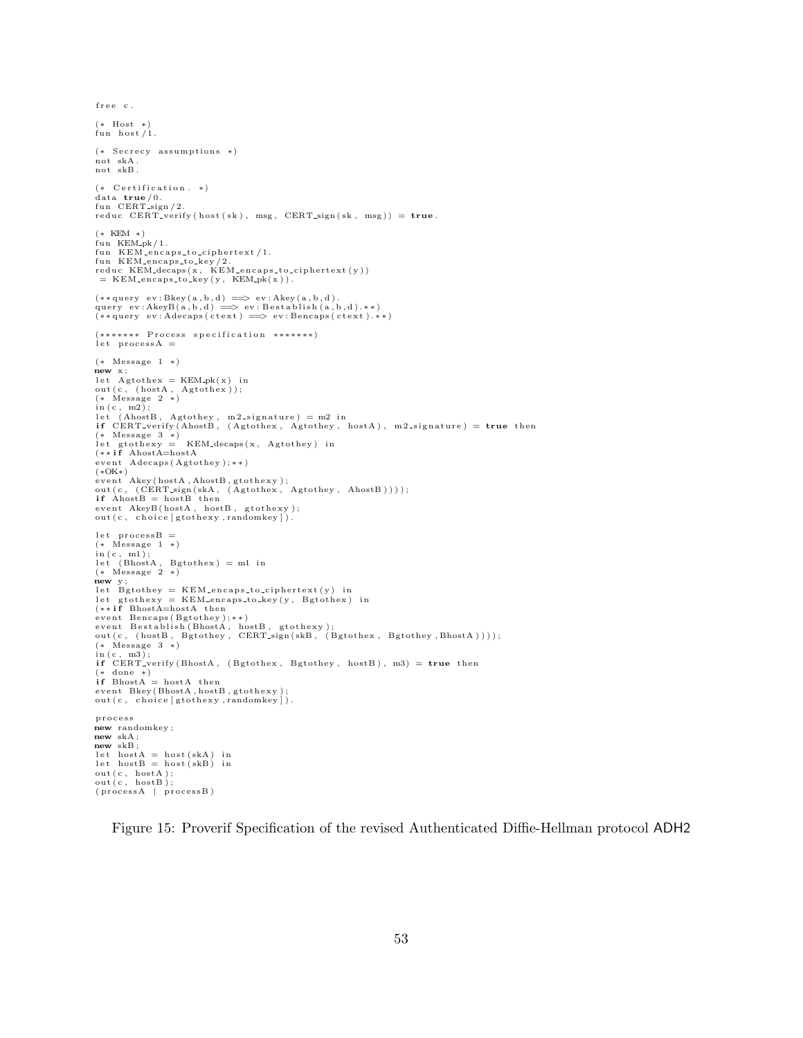```
free c.

(* Host *)
fun host/1.

(* Secrecy assumptions *)
not skA.
not skB.

(* Certification. *)
data true/0.
fun CERT_sign/2.
reduc CERT_verify(host(sk), msg, CERT_sign(sk, msg)) = true.

(* KEM *)
fun KEM_pk/1.
fun KEM_encaps_to_ciphertext/1.
fun KEM_encaps_to_key/2.
reduc KEM_decaps(x, KEM_encaps_to_ciphertext(y))
 = KEM_encaps_to_key(y, KEM_pk(x)).

(**query ev:Bkey(a,b,d) ==> ev:Akey(a,b,d).
query ev:AkeyB(a,b,d) ==> ev:Bestablish(a,b,d).**)
(**query ev:Adecaps(ctext) ==> ev:Bencaps(ctext).**)

(******* Process specification *******)
let processA =

(* Message 1 *)
new x;
let Agtothex = KEM_pk(x) in
out(c, (hostA, Agtothex));
(* Message 2 *)
in(c, m2);
let (AhostB, Agtothey, m2_signature) = m2 in
if CERT_verify(AhostB, (Agtothex, Agtothey, hostA), m2_signature) = true then
(* Message 3 *)
let gtothexy =  KEM_decaps(x, Agtothey) in
(**if AhostA=hostA
event Adecaps(Agtothey);**)
(*OK*)
event Akey(hostA,AhostB,gtothexy);
out(c, (CERT_sign(skA, (Agtothex, Agtothey, AhostB))));
if AhostB = hostB then
event AkeyB(hostA, hostB, gtothexy);
out(c, choice[gtothexy,randomkey]).

let processB =
(* Message 1 *)
in(c, m1);
let (BhostA, Bgtothex) = m1 in
(* Message 2 *)
new y;
let Bgtothey = KEM_encaps_to_ciphertext(y) in
let gtothexy = KEM_encaps_to_key(y, Bgtothex) in
(**if BhostA=hostA then
event Bencaps(Bgtothey);**)
event Bestablish(BhostA, hostB, gtothexy);
out(c, (hostB, Bgtothey, CERT_sign(skB, (Bgtothex, Bgtothey,BhostA))));
(* Message 3 *)
in(c, m3);
if CERT_verify(BhostA, (Bgtothex, Bgtothey, hostB), m3) = true then
(* done *)
if BhostA = hostA then
event Bkey(BhostA,hostB,gtothexy);
out(c, choice[gtothexy,randomkey]).

process
new randomkey;
new skA;
new skB;
let hostA = host(skA) in
let hostB = host(skB) in
out(c, hostA);
out(c, hostB);
(processA | processB)
```

Figure 15: Proverif Specification of the revised Authenticated Diffie-Hellman protocol ADH2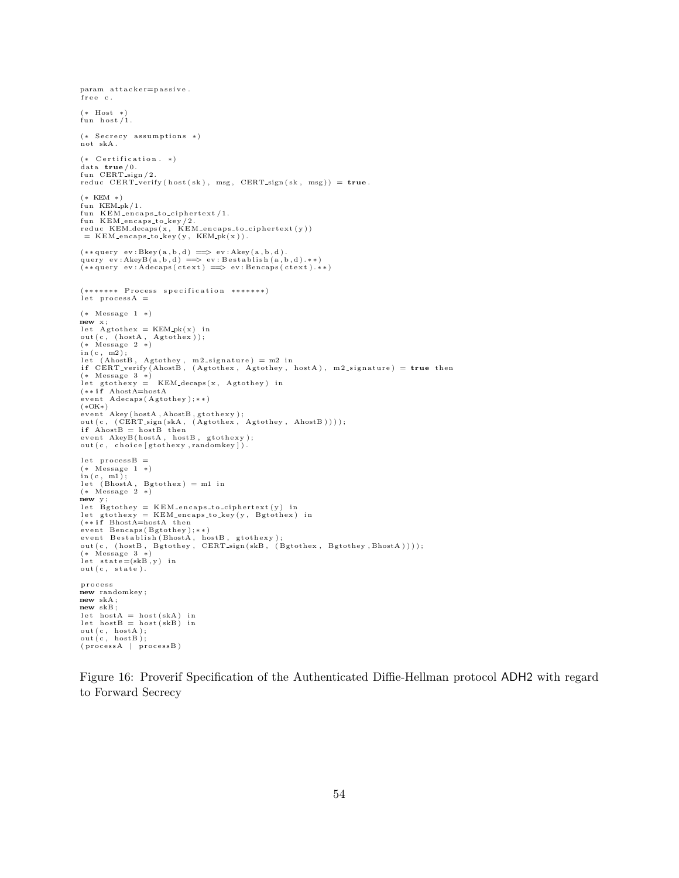```
param attacker=passive.
free c.

(* Host *)
fun host/1.

(* Secrecy assumptions *)
not skA.

(* Certification. *)
data true/0.
fun CERT_sign/2.
reduc CERT_verify(host(sk), msg, CERT_sign(sk, msg)) = true.

(* KEM *)
fun KEM_pk/1.
fun KEM_encaps_to_ciphertext/1.
fun KEM_encaps_to_key/2.
reduc KEM_decaps(x, KEM_encaps_to_ciphertext(y))
 = KEM_encaps_to_key(y, KEM_pk(x)).

(**query ev:Bkey(a,b,d) ==> ev:Akey(a,b,d).
query ev:AkeyB(a,b,d) ==> ev:Bestablish(a,b,d).**)
(**query ev:Adecaps(ctext) ==> ev:Bencaps(ctext).**)


(******* Process specification *******)
let processA =

(* Message 1 *)
new x;
let Agtothex = KEM_pk(x) in
out(c, (hostA, Agtothex));
(* Message 2 *)
in(c, m2);
let (AhostB, Agtothey, m2_signature) = m2 in
if CERT_verify(AhostB, (Agtothex, Agtothey, hostA), m2_signature) = true then
(* Message 3 *)
let gtothexy =  KEM_decaps(x, Agtothey) in
(**if AhostA=hostA
event Adecaps(Agtothey);**)
(*OK*)
event Akey(hostA,AhostB,gtothexy);
out(c, (CERT_sign(skA, (Agtothex, Agtothey, AhostB))));
if AhostB = hostB then
event AkeyB(hostA, hostB, gtothexy);
out(c, choice[gtothexy,randomkey]).

let processB =
(* Message 1 *)
in(c, m1);
let (BhostA, Bgtothex) = m1 in
(* Message 2 *)
new y;
let Bgtothey = KEM_encaps_to_ciphertext(y) in
let gtothexy = KEM_encaps_to_key(y, Bgtothex) in
(**if BhostA=hostA then
event Bencaps(Bgtothey);**)
event Bestablish(BhostA, hostB, gtothexy);
out(c, (hostB, Bgtothey, CERT_sign(skB, (Bgtothex, Bgtothey,BhostA))));
(* Message 3 *)
let state=(skB,y) in
out(c, state).

process
new randomkey;
new skA;
new skB;
let hostA = host(skA) in
let hostB = host(skB) in
out(c, hostA);
out(c, hostB);
(processA | processB)
```

Figure 16: Proverif Specification of the Authenticated Diffie-Hellman protocol ADH2 with regard to Forward Secrecy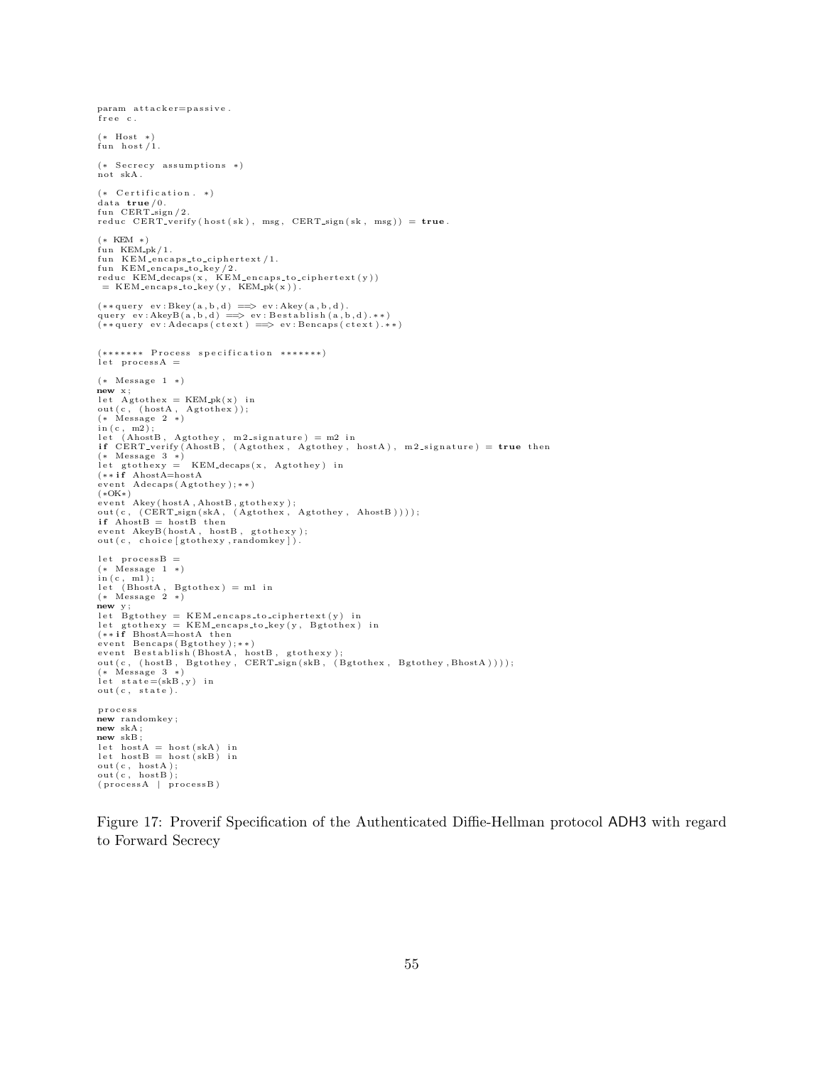```
param attacker=passive.
free c.

(* Host *)
fun host/1.

(* Secrecy assumptions *)
not skA.

(* Certification. *)
data true/0.
fun CERT_sign/2.
reduc CERT_verify(host(sk), msg, CERT_sign(sk, msg)) = true.

(* KEM *)
fun KEM_pk/1.
fun KEM_encaps_to_ciphertext/1.
fun KEM_encaps_to_key/2.
reduc KEM_decaps(x, KEM_encaps_to_ciphertext(y))
 = KEM_encaps_to_key(y, KEM_pk(x)).

(**query ev:Bkey(a,b,d) ==> ev:Akey(a,b,d).
query ev:AkeyB(a,b,d) ==> ev:Bestablish(a,b,d).**)
(**query ev:Adecaps(ctext) ==> ev:Bencaps(ctext).**)


(******* Process specification *******)
let processA =

(* Message 1 *)
new x;
let Agtothex = KEM_pk(x) in
out(c, (hostA, Agtothex));
(* Message 2 *)
in(c, m2);
let (AhostB, Agtothey, m2_signature) = m2 in
if CERT_verify(AhostB, (Agtothex, Agtothey, hostA), m2_signature) = true then
(* Message 3 *)
let gtothexy =  KEM_decaps(x, Agtothey) in
(**if AhostA=hostA
event Adecaps(Agtothey);**)
(*OK*)
event Akey(hostA,AhostB,gtothexy);
out(c, (CERT_sign(skA, (Agtothex, Agtothey, AhostB))));
if AhostB = hostB then
event AkeyB(hostA, hostB, gtothexy);
out(c, choice[gtothexy,randomkey]).

let processB =
(* Message 1 *)
in(c, m1);
let (BhostA, Bgtothex) = m1 in
(* Message 2 *)
new y;
let Bgtothey = KEM_encaps_to_ciphertext(y) in
let gtothexy = KEM_encaps_to_key(y, Bgtothex) in
(**if BhostA=hostA then
event Bencaps(Bgtothey);**)
event Bestablish(BhostA, hostB, gtothexy);
out(c, (hostB, Bgtothey, CERT_sign(skB, (Bgtothex, Bgtothey,BhostA))));
(* Message 3 *)
let state=(skB,y) in
out(c, state).

process
new randomkey;
new skA;
new skB;
let hostA = host(skA) in
let hostB = host(skB) in
out(c, hostA);
out(c, hostB);
(processA | processB)
```

Figure 17: Proverif Specification of the Authenticated Diffie-Hellman protocol ADH3 with regard to Forward Secrecy